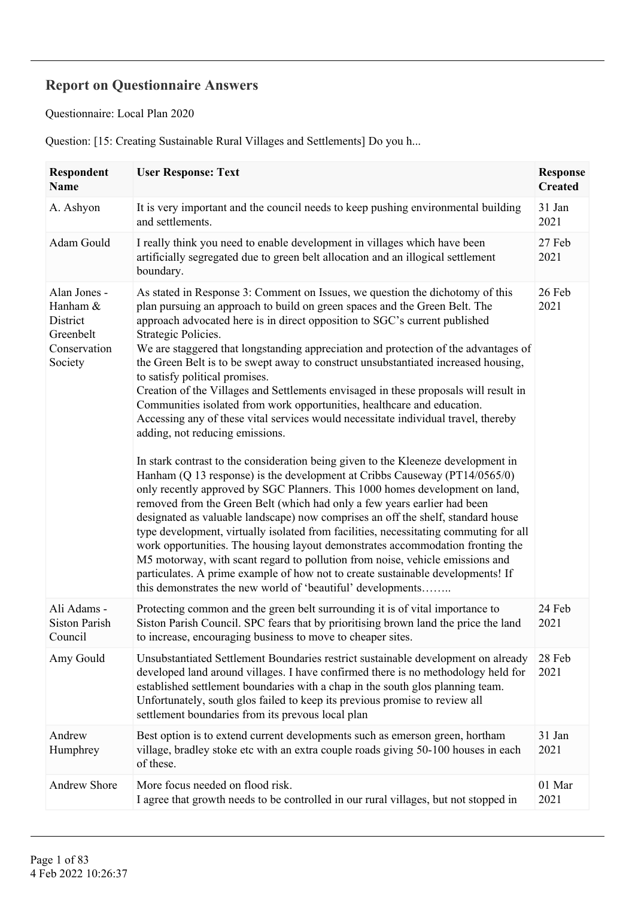## Report on Questionnaire Answers

Questionnaire: Local Plan 2020

Question: [15: Creating Sustainable Rural Villages and Settlements] Do you h...

| Respondent Name | User Response: Text | Response Created |
|---|---|---|
| A. Ashyon | It is very important and the council needs to keep pushing environmental building and settlements. | 31 Jan 2021 |
| Adam Gould | I really think you need to enable development in villages which have been artificially segregated due to green belt allocation and an illogical settlement boundary. | 27 Feb 2021 |
| Alan Jones - Hanham & District Greenbelt Conservation Society | As stated in Response 3: Comment on Issues, we question the dichotomy of this plan pursuing an approach to build on green spaces and the Green Belt. The approach advocated here is in direct opposition to SGC's current published Strategic Policies.<br>We are staggered that longstanding appreciation and protection of the advantages of the Green Belt is to be swept away to construct unsubstantiated increased housing, to satisfy political promises.<br>Creation of the Villages and Settlements envisaged in these proposals will result in Communities isolated from work opportunities, healthcare and education. Accessing any of these vital services would necessitate individual travel, thereby adding, not reducing emissions.<br><br>In stark contrast to the consideration being given to the Kleeneze development in Hanham (Q 13 response) is the development at Cribbs Causeway (PT14/0565/0) only recently approved by SGC Planners. This 1000 homes development on land, removed from the Green Belt (which had only a few years earlier had been designated as valuable landscape) now comprises an off the shelf, standard house type development, virtually isolated from facilities, necessitating commuting for all work opportunities. The housing layout demonstrates accommodation fronting the M5 motorway, with scant regard to pollution from noise, vehicle emissions and particulates. A prime example of how not to create sustainable developments! If this demonstrates the new world of 'beautiful' developments…….. | 26 Feb 2021 |
| Ali Adams - Siston Parish Council | Protecting common and the green belt surrounding it is of vital importance to Siston Parish Council. SPC fears that by prioritising brown land the price the land to increase, encouraging business to move to cheaper sites. | 24 Feb 2021 |
| Amy Gould | Unsubstantiated Settlement Boundaries restrict sustainable development on already developed land around villages. I have confirmed there is no methodology held for established settlement boundaries with a chap in the south glos planning team. Unfortunately, south glos failed to keep its previous promise to review all settlement boundaries from its prevous local plan | 28 Feb 2021 |
| Andrew Humphrey | Best option is to extend current developments such as emerson green, hortham village, bradley stoke etc with an extra couple roads giving 50-100 houses in each of these. | 31 Jan 2021 |
| Andrew Shore | More focus needed on flood risk.<br>I agree that growth needs to be controlled in our rural villages, but not stopped in | 01 Mar 2021 |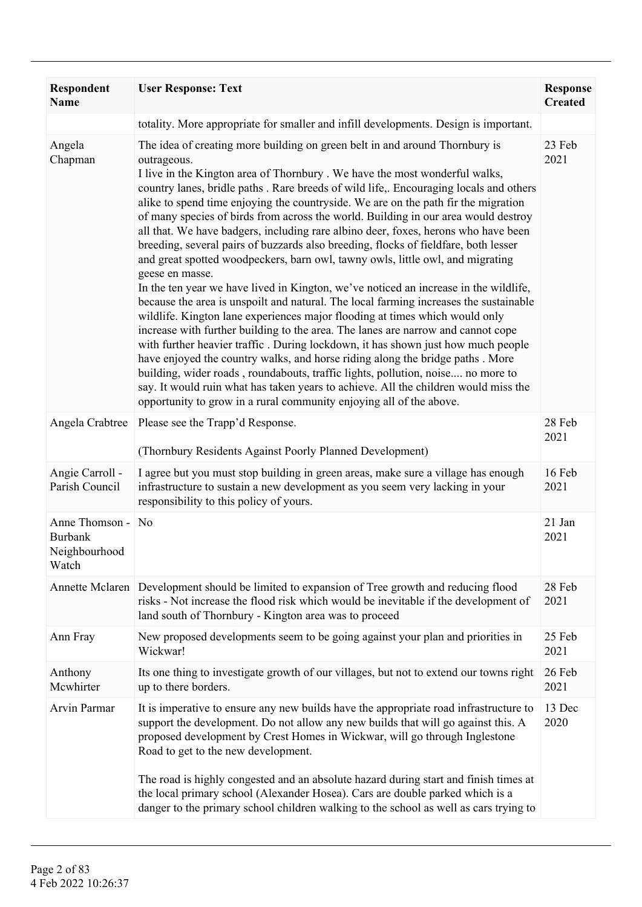| Respondent Name | User Response: Text | Response Created |
|---|---|---|
| | totality. More appropriate for smaller and infill developments. Design is important. | |
| Angela Chapman | The idea of creating more building on green belt in and around Thornbury is outrageous.<br>I live in the Kington area of Thornbury . We have the most wonderful walks, country lanes, bridle paths . Rare breeds of wild life,. Encouraging locals and others alike to spend time enjoying the countryside. We are on the path fir the migration of many species of birds from across the world. Building in our area would destroy all that. We have badgers, including rare albino deer, foxes, herons who have been breeding, several pairs of buzzards also breeding, flocks of fieldfare, both lesser and great spotted woodpeckers, barn owl, tawny owls, little owl, and migrating geese en masse.<br>In the ten year we have lived in Kington, we've noticed an increase in the wildlife, because the area is unspoilt and natural. The local farming increases the sustainable wildlife. Kington lane experiences major flooding at times which would only increase with further building to the area. The lanes are narrow and cannot cope with further heavier traffic . During lockdown, it has shown just how much people have enjoyed the country walks, and horse riding along the bridge paths . More building, wider roads , roundabouts, traffic lights, pollution, noise.... no more to say. It would ruin what has taken years to achieve. All the children would miss the opportunity to grow in a rural community enjoying all of the above. | 23 Feb 2021 |
| Angela Crabtree | Please see the Trapp'd Response.<br><br>(Thornbury Residents Against Poorly Planned Development) | 28 Feb 2021 |
| Angie Carroll - Parish Council | I agree but you must stop building in green areas, make sure a village has enough infrastructure to sustain a new development as you seem very lacking in your responsibility to this policy of yours. | 16 Feb 2021 |
| Anne Thomson - Burbank Neighbourhood Watch | No | 21 Jan 2021 |
| Annette Mclaren | Development should be limited to expansion of Tree growth and reducing flood risks - Not increase the flood risk which would be inevitable if the development of land south of Thornbury - Kington area was to proceed | 28 Feb 2021 |
| Ann Fray | New proposed developments seem to be going against your plan and priorities in Wickwar! | 25 Feb 2021 |
| Anthony Mcwhirter | Its one thing to investigate growth of our villages, but not to extend our towns right up to there borders. | 26 Feb 2021 |
| Arvin Parmar | It is imperative to ensure any new builds have the appropriate road infrastructure to support the development. Do not allow any new builds that will go against this. A proposed development by Crest Homes in Wickwar, will go through Inglestone Road to get to the new development.<br><br>The road is highly congested and an absolute hazard during start and finish times at the local primary school (Alexander Hosea). Cars are double parked which is a danger to the primary school children walking to the school as well as cars trying to | 13 Dec 2020 |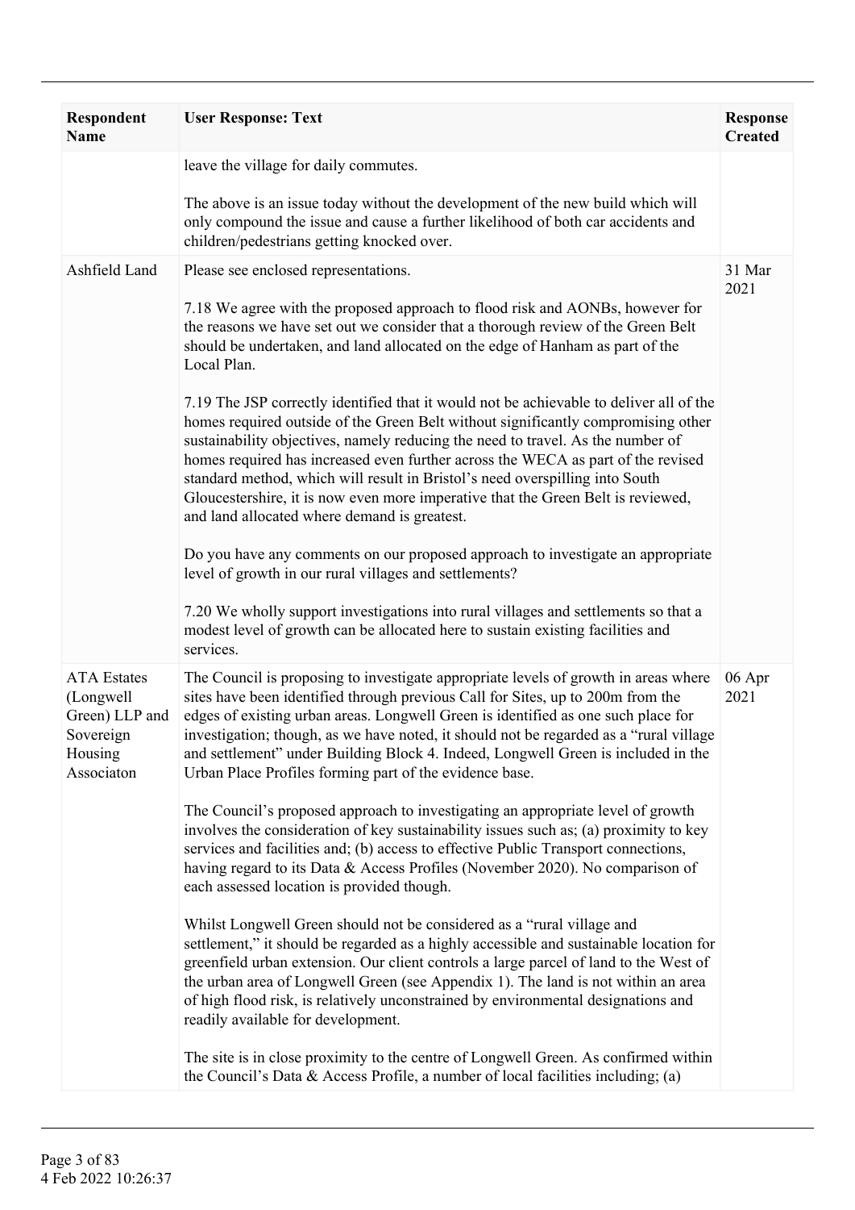| Respondent Name | User Response: Text | Response Created |
|---|---|---|
| | leave the village for daily commutes.<br><br>The above is an issue today without the development of the new build which will only compound the issue and cause a further likelihood of both car accidents and children/pedestrians getting knocked over. | |
| Ashfield Land | Please see enclosed representations.<br><br>7.18 We agree with the proposed approach to flood risk and AONBs, however for the reasons we have set out we consider that a thorough review of the Green Belt should be undertaken, and land allocated on the edge of Hanham as part of the Local Plan.<br><br>7.19 The JSP correctly identified that it would not be achievable to deliver all of the homes required outside of the Green Belt without significantly compromising other sustainability objectives, namely reducing the need to travel. As the number of homes required has increased even further across the WECA as part of the revised standard method, which will result in Bristol's need overspilling into South Gloucestershire, it is now even more imperative that the Green Belt is reviewed, and land allocated where demand is greatest.<br><br>Do you have any comments on our proposed approach to investigate an appropriate level of growth in our rural villages and settlements?<br><br>7.20 We wholly support investigations into rural villages and settlements so that a modest level of growth can be allocated here to sustain existing facilities and services. | 31 Mar 2021 |
| ATA Estates (Longwell Green) LLP and Sovereign Housing Associaton | The Council is proposing to investigate appropriate levels of growth in areas where sites have been identified through previous Call for Sites, up to 200m from the edges of existing urban areas. Longwell Green is identified as one such place for investigation; though, as we have noted, it should not be regarded as a "rural village and settlement" under Building Block 4. Indeed, Longwell Green is included in the Urban Place Profiles forming part of the evidence base.<br><br>The Council's proposed approach to investigating an appropriate level of growth involves the consideration of key sustainability issues such as; (a) proximity to key services and facilities and; (b) access to effective Public Transport connections, having regard to its Data & Access Profiles (November 2020). No comparison of each assessed location is provided though.<br><br>Whilst Longwell Green should not be considered as a "rural village and settlement," it should be regarded as a highly accessible and sustainable location for greenfield urban extension. Our client controls a large parcel of land to the West of the urban area of Longwell Green (see Appendix 1). The land is not within an area of high flood risk, is relatively unconstrained by environmental designations and readily available for development.<br><br>The site is in close proximity to the centre of Longwell Green. As confirmed within the Council's Data & Access Profile, a number of local facilities including; (a) | 06 Apr 2021 |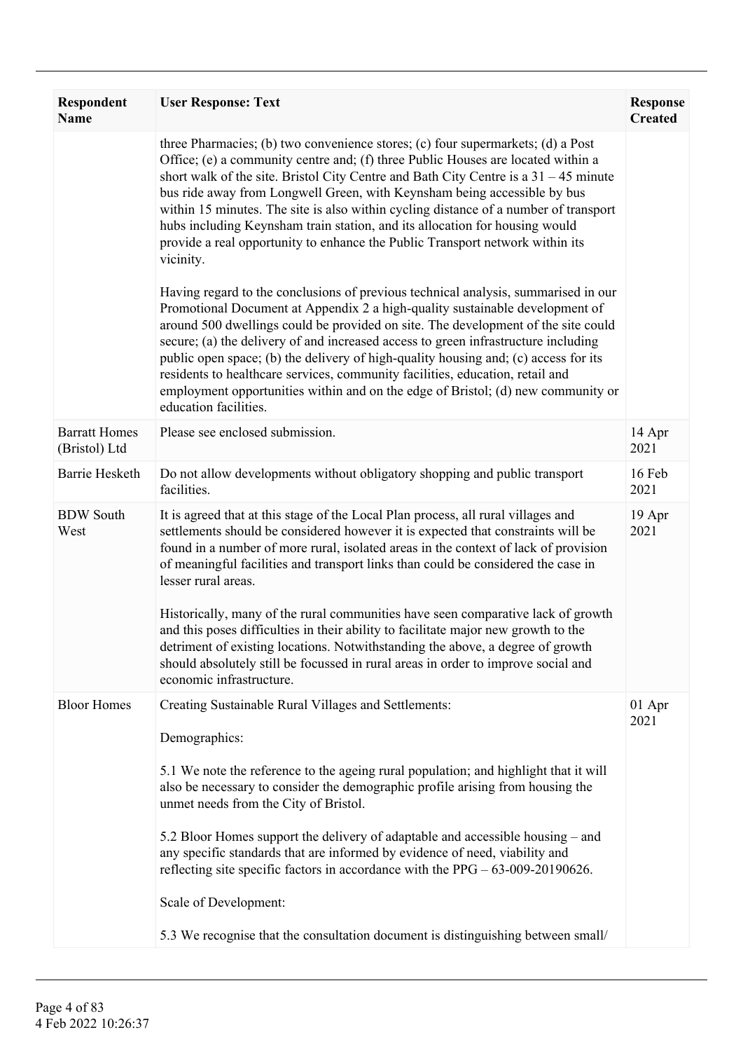| Respondent Name | User Response: Text | Response Created |
|---|---|---|
| | three Pharmacies; (b) two convenience stores; (c) four supermarkets; (d) a Post Office; (e) a community centre and; (f) three Public Houses are located within a short walk of the site. Bristol City Centre and Bath City Centre is a 31 – 45 minute bus ride away from Longwell Green, with Keynsham being accessible by bus within 15 minutes. The site is also within cycling distance of a number of transport hubs including Keynsham train station, and its allocation for housing would provide a real opportunity to enhance the Public Transport network within its vicinity.<br><br>Having regard to the conclusions of previous technical analysis, summarised in our Promotional Document at Appendix 2 a high-quality sustainable development of around 500 dwellings could be provided on site. The development of the site could secure; (a) the delivery of and increased access to green infrastructure including public open space; (b) the delivery of high-quality housing and; (c) access for its residents to healthcare services, community facilities, education, retail and employment opportunities within and on the edge of Bristol; (d) new community or education facilities. | |
| Barratt Homes (Bristol) Ltd | Please see enclosed submission. | 14 Apr 2021 |
| Barrie Hesketh | Do not allow developments without obligatory shopping and public transport facilities. | 16 Feb 2021 |
| BDW South West | It is agreed that at this stage of the Local Plan process, all rural villages and settlements should be considered however it is expected that constraints will be found in a number of more rural, isolated areas in the context of lack of provision of meaningful facilities and transport links than could be considered the case in lesser rural areas.<br><br>Historically, many of the rural communities have seen comparative lack of growth and this poses difficulties in their ability to facilitate major new growth to the detriment of existing locations. Notwithstanding the above, a degree of growth should absolutely still be focussed in rural areas in order to improve social and economic infrastructure. | 19 Apr 2021 |
| Bloor Homes | Creating Sustainable Rural Villages and Settlements:<br><br>Demographics:<br><br>5.1 We note the reference to the ageing rural population; and highlight that it will also be necessary to consider the demographic profile arising from housing the unmet needs from the City of Bristol.<br><br>5.2 Bloor Homes support the delivery of adaptable and accessible housing – and any specific standards that are informed by evidence of need, viability and reflecting site specific factors in accordance with the PPG – 63-009-20190626.<br><br>Scale of Development:<br><br>5.3 We recognise that the consultation document is distinguishing between small/ | 01 Apr 2021 |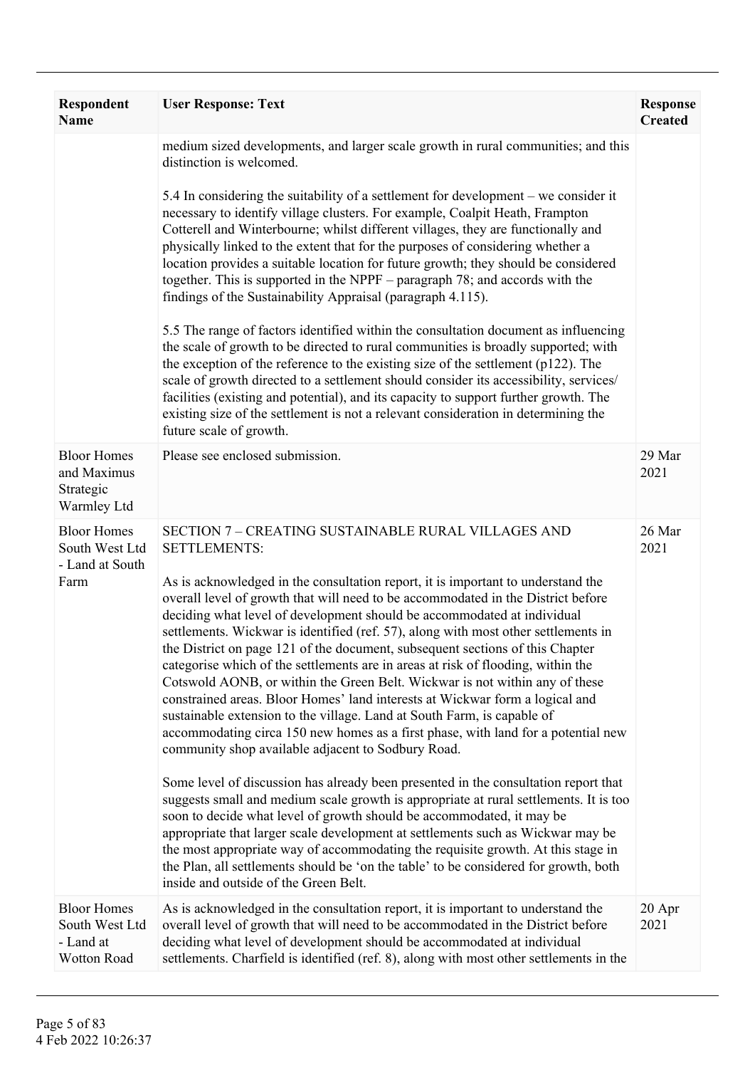| Respondent Name | User Response: Text | Response Created |
|---|---|---|
| | medium sized developments, and larger scale growth in rural communities; and this distinction is welcomed.<br><br>5.4 In considering the suitability of a settlement for development – we consider it necessary to identify village clusters. For example, Coalpit Heath, Frampton Cotterell and Winterbourne; whilst different villages, they are functionally and physically linked to the extent that for the purposes of considering whether a location provides a suitable location for future growth; they should be considered together. This is supported in the NPPF – paragraph 78; and accords with the findings of the Sustainability Appraisal (paragraph 4.115).<br><br>5.5 The range of factors identified within the consultation document as influencing the scale of growth to be directed to rural communities is broadly supported; with the exception of the reference to the existing size of the settlement (p122). The scale of growth directed to a settlement should consider its accessibility, services/ facilities (existing and potential), and its capacity to support further growth. The existing size of the settlement is not a relevant consideration in determining the future scale of growth. | |
| Bloor Homes and Maximus Strategic Warmley Ltd | Please see enclosed submission. | 29 Mar 2021 |
| Bloor Homes South West Ltd - Land at South Farm | SECTION 7 – CREATING SUSTAINABLE RURAL VILLAGES AND SETTLEMENTS:<br><br>As is acknowledged in the consultation report, it is important to understand the overall level of growth that will need to be accommodated in the District before deciding what level of development should be accommodated at individual settlements. Wickwar is identified (ref. 57), along with most other settlements in the District on page 121 of the document, subsequent sections of this Chapter categorise which of the settlements are in areas at risk of flooding, within the Cotswold AONB, or within the Green Belt. Wickwar is not within any of these constrained areas. Bloor Homes' land interests at Wickwar form a logical and sustainable extension to the village. Land at South Farm, is capable of accommodating circa 150 new homes as a first phase, with land for a potential new community shop available adjacent to Sodbury Road.<br><br>Some level of discussion has already been presented in the consultation report that suggests small and medium scale growth is appropriate at rural settlements. It is too soon to decide what level of growth should be accommodated, it may be appropriate that larger scale development at settlements such as Wickwar may be the most appropriate way of accommodating the requisite growth. At this stage in the Plan, all settlements should be 'on the table' to be considered for growth, both inside and outside of the Green Belt. | 26 Mar 2021 |
| Bloor Homes South West Ltd - Land at Wotton Road | As is acknowledged in the consultation report, it is important to understand the overall level of growth that will need to be accommodated in the District before deciding what level of development should be accommodated at individual settlements. Charfield is identified (ref. 8), along with most other settlements in the | 20 Apr 2021 |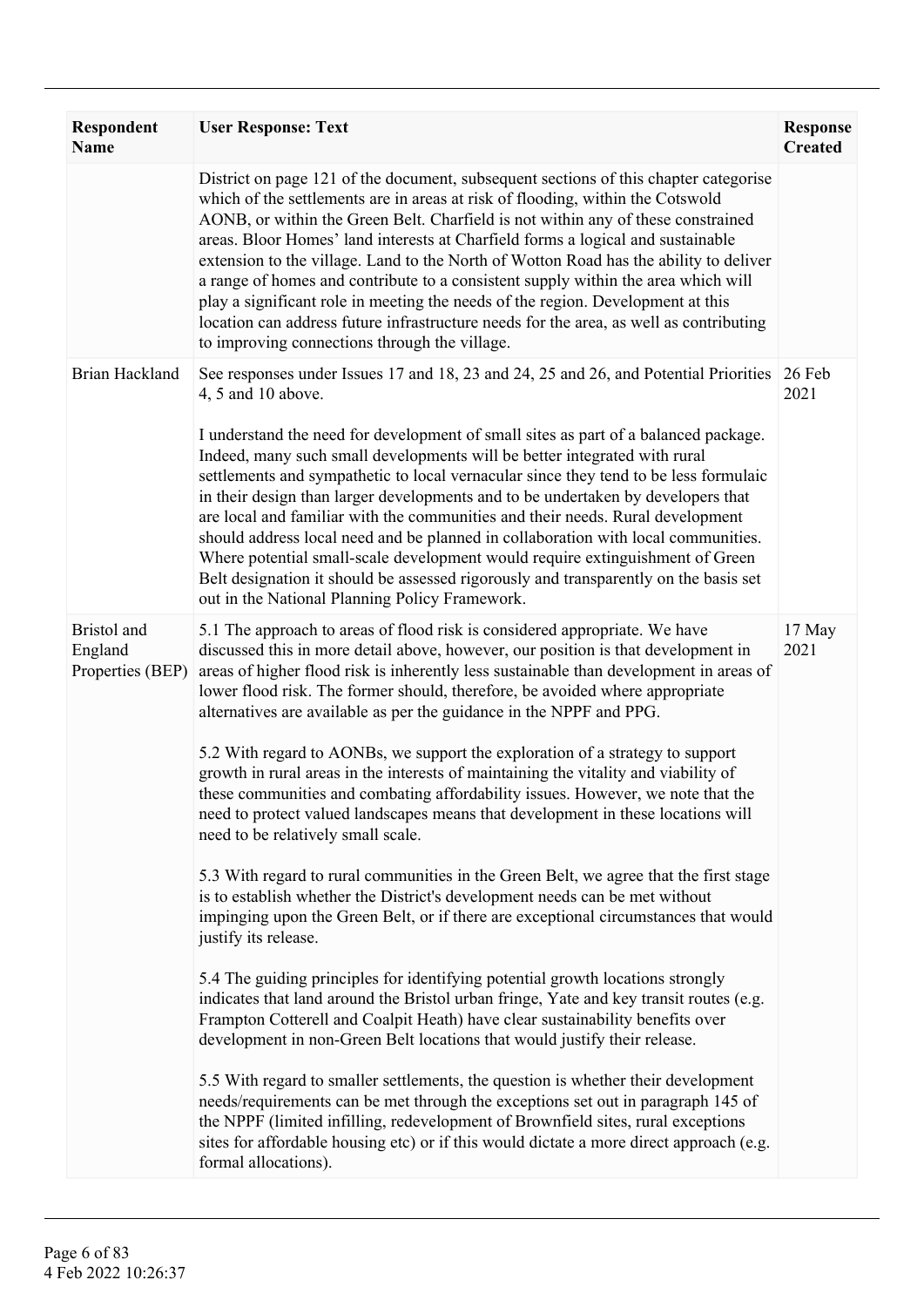| Respondent Name | User Response: Text | Response Created |
|---|---|---|
| | District on page 121 of the document, subsequent sections of this chapter categorise which of the settlements are in areas at risk of flooding, within the Cotswold AONB, or within the Green Belt. Charfield is not within any of these constrained areas. Bloor Homes' land interests at Charfield forms a logical and sustainable extension to the village. Land to the North of Wotton Road has the ability to deliver a range of homes and contribute to a consistent supply within the area which will play a significant role in meeting the needs of the region. Development at this location can address future infrastructure needs for the area, as well as contributing to improving connections through the village. | |
| Brian Hackland | See responses under Issues 17 and 18, 23 and 24, 25 and 26, and Potential Priorities 4, 5 and 10 above.<br><br>I understand the need for development of small sites as part of a balanced package. Indeed, many such small developments will be better integrated with rural settlements and sympathetic to local vernacular since they tend to be less formulaic in their design than larger developments and to be undertaken by developers that are local and familiar with the communities and their needs. Rural development should address local need and be planned in collaboration with local communities. Where potential small-scale development would require extinguishment of Green Belt designation it should be assessed rigorously and transparently on the basis set out in the National Planning Policy Framework. | 26 Feb 2021 |
| Bristol and England Properties (BEP) | 5.1 The approach to areas of flood risk is considered appropriate. We have discussed this in more detail above, however, our position is that development in areas of higher flood risk is inherently less sustainable than development in areas of lower flood risk. The former should, therefore, be avoided where appropriate alternatives are available as per the guidance in the NPPF and PPG.<br><br>5.2 With regard to AONBs, we support the exploration of a strategy to support growth in rural areas in the interests of maintaining the vitality and viability of these communities and combating affordability issues. However, we note that the need to protect valued landscapes means that development in these locations will need to be relatively small scale.<br><br>5.3 With regard to rural communities in the Green Belt, we agree that the first stage is to establish whether the District's development needs can be met without impinging upon the Green Belt, or if there are exceptional circumstances that would justify its release.<br><br>5.4 The guiding principles for identifying potential growth locations strongly indicates that land around the Bristol urban fringe, Yate and key transit routes (e.g. Frampton Cotterell and Coalpit Heath) have clear sustainability benefits over development in non-Green Belt locations that would justify their release.<br><br>5.5 With regard to smaller settlements, the question is whether their development needs/requirements can be met through the exceptions set out in paragraph 145 of the NPPF (limited infilling, redevelopment of Brownfield sites, rural exceptions sites for affordable housing etc) or if this would dictate a more direct approach (e.g. formal allocations). | 17 May 2021 |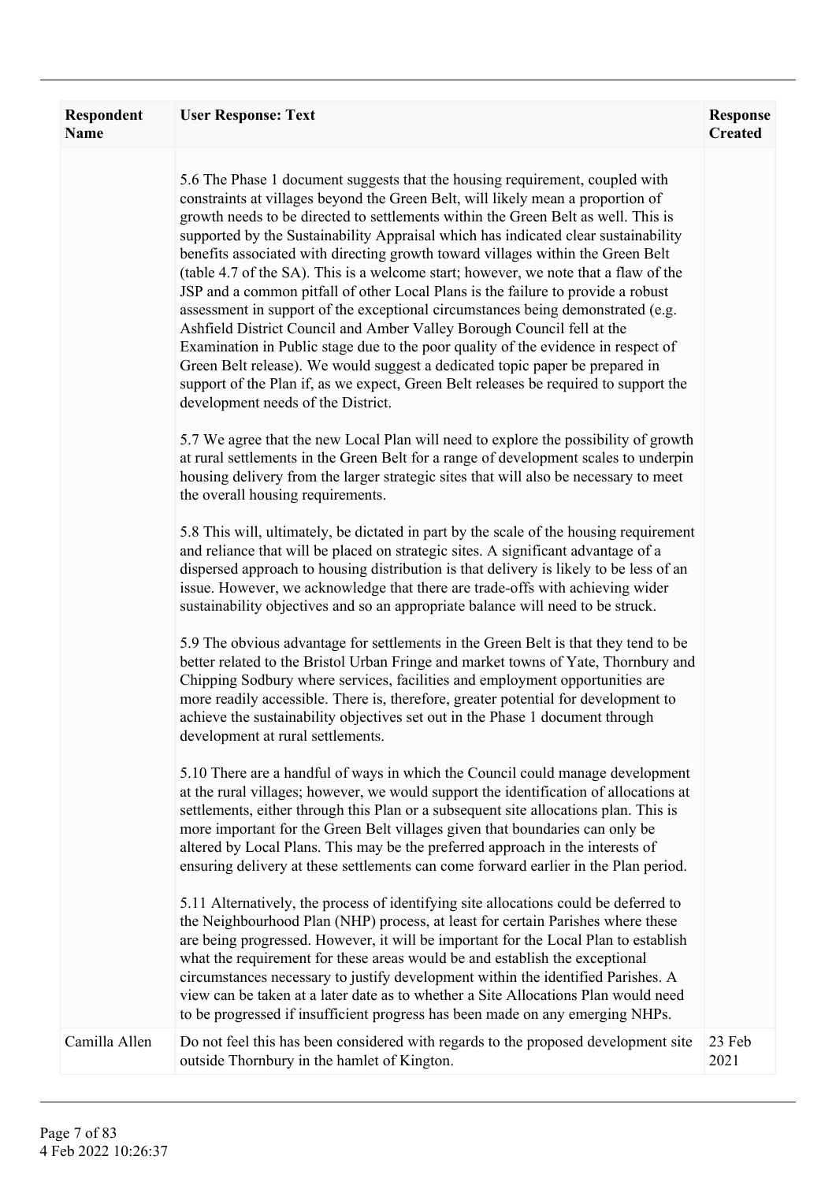| Respondent Name | User Response: Text | Response Created |
| --- | --- | --- |
| | 5.6 The Phase 1 document suggests that the housing requirement, coupled with constraints at villages beyond the Green Belt, will likely mean a proportion of growth needs to be directed to settlements within the Green Belt as well. This is supported by the Sustainability Appraisal which has indicated clear sustainability benefits associated with directing growth toward villages within the Green Belt (table 4.7 of the SA). This is a welcome start; however, we note that a flaw of the JSP and a common pitfall of other Local Plans is the failure to provide a robust assessment in support of the exceptional circumstances being demonstrated (e.g. Ashfield District Council and Amber Valley Borough Council fell at the Examination in Public stage due to the poor quality of the evidence in respect of Green Belt release). We would suggest a dedicated topic paper be prepared in support of the Plan if, as we expect, Green Belt releases be required to support the development needs of the District.<br><br>5.7 We agree that the new Local Plan will need to explore the possibility of growth at rural settlements in the Green Belt for a range of development scales to underpin housing delivery from the larger strategic sites that will also be necessary to meet the overall housing requirements.<br><br>5.8 This will, ultimately, be dictated in part by the scale of the housing requirement and reliance that will be placed on strategic sites. A significant advantage of a dispersed approach to housing distribution is that delivery is likely to be less of an issue. However, we acknowledge that there are trade-offs with achieving wider sustainability objectives and so an appropriate balance will need to be struck.<br><br>5.9 The obvious advantage for settlements in the Green Belt is that they tend to be better related to the Bristol Urban Fringe and market towns of Yate, Thornbury and Chipping Sodbury where services, facilities and employment opportunities are more readily accessible. There is, therefore, greater potential for development to achieve the sustainability objectives set out in the Phase 1 document through development at rural settlements.<br><br>5.10 There are a handful of ways in which the Council could manage development at the rural villages; however, we would support the identification of allocations at settlements, either through this Plan or a subsequent site allocations plan. This is more important for the Green Belt villages given that boundaries can only be altered by Local Plans. This may be the preferred approach in the interests of ensuring delivery at these settlements can come forward earlier in the Plan period.<br><br>5.11 Alternatively, the process of identifying site allocations could be deferred to the Neighbourhood Plan (NHP) process, at least for certain Parishes where these are being progressed. However, it will be important for the Local Plan to establish what the requirement for these areas would be and establish the exceptional circumstances necessary to justify development within the identified Parishes. A view can be taken at a later date as to whether a Site Allocations Plan would need to be progressed if insufficient progress has been made on any emerging NHPs. | |
| Camilla Allen | Do not feel this has been considered with regards to the proposed development site outside Thornbury in the hamlet of Kington. | 23 Feb 2021 |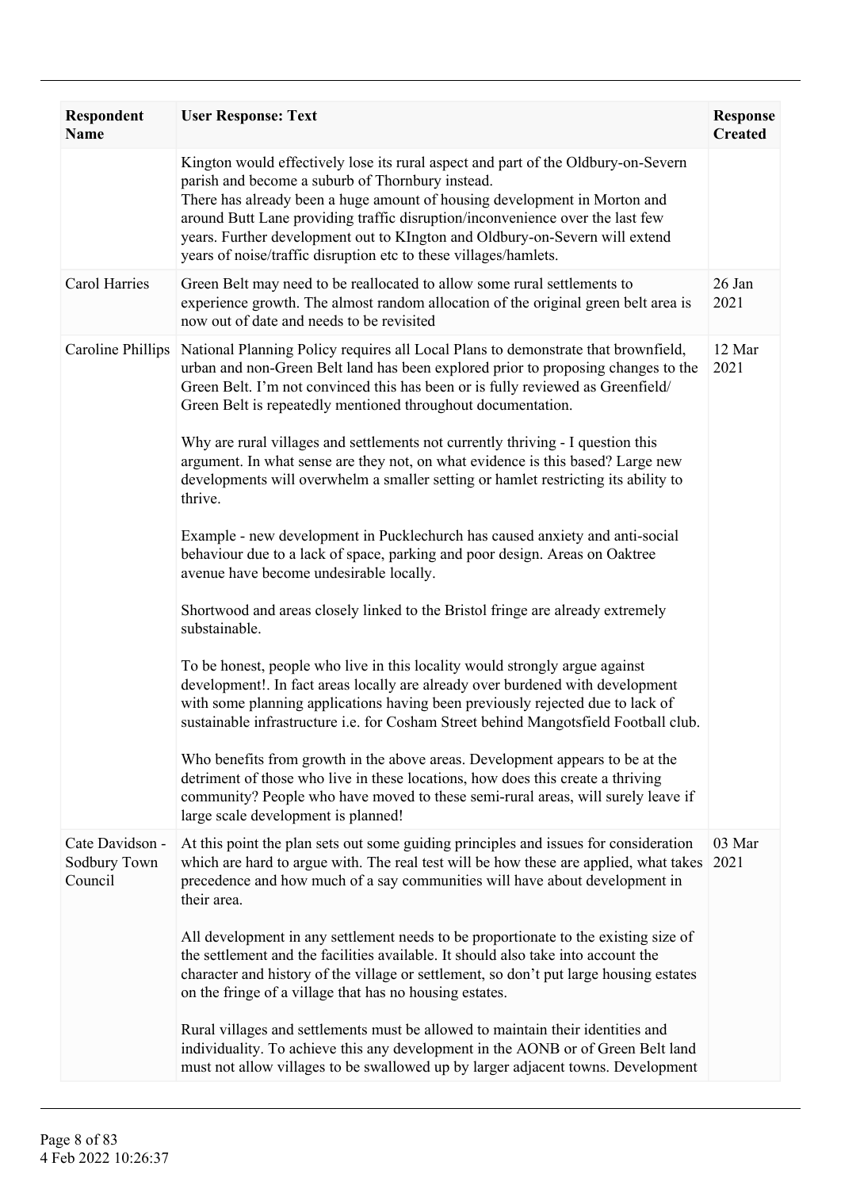| Respondent Name | User Response: Text | Response Created |
|---|---|---|
| | Kington would effectively lose its rural aspect and part of the Oldbury-on-Severn parish and become a suburb of Thornbury instead.<br>There has already been a huge amount of housing development in Morton and around Butt Lane providing traffic disruption/inconvenience over the last few years. Further development out to KIngton and Oldbury-on-Severn will extend years of noise/traffic disruption etc to these villages/hamlets. | |
| Carol Harries | Green Belt may need to be reallocated to allow some rural settlements to experience growth. The almost random allocation of the original green belt area is now out of date and needs to be revisited | 26 Jan 2021 |
| Caroline Phillips | National Planning Policy requires all Local Plans to demonstrate that brownfield, urban and non-Green Belt land has been explored prior to proposing changes to the Green Belt. I'm not convinced this has been or is fully reviewed as Greenfield/ Green Belt is repeatedly mentioned throughout documentation.<br><br>Why are rural villages and settlements not currently thriving - I question this argument. In what sense are they not, on what evidence is this based? Large new developments will overwhelm a smaller setting or hamlet restricting its ability to thrive.<br><br>Example - new development in Pucklechurch has caused anxiety and anti-social behaviour due to a lack of space, parking and poor design. Areas on Oaktree avenue have become undesirable locally.<br><br>Shortwood and areas closely linked to the Bristol fringe are already extremely substainable.<br><br>To be honest, people who live in this locality would strongly argue against development!. In fact areas locally are already over burdened with development with some planning applications having been previously rejected due to lack of sustainable infrastructure i.e. for Cosham Street behind Mangotsfield Football club.<br><br>Who benefits from growth in the above areas. Development appears to be at the detriment of those who live in these locations, how does this create a thriving community? People who have moved to these semi-rural areas, will surely leave if large scale development is planned! | 12 Mar 2021 |
| Cate Davidson - Sodbury Town Council | At this point the plan sets out some guiding principles and issues for consideration which are hard to argue with. The real test will be how these are applied, what takes precedence and how much of a say communities will have about development in their area.<br><br>All development in any settlement needs to be proportionate to the existing size of the settlement and the facilities available. It should also take into account the character and history of the village or settlement, so don't put large housing estates on the fringe of a village that has no housing estates.<br><br>Rural villages and settlements must be allowed to maintain their identities and individuality. To achieve this any development in the AONB or of Green Belt land must not allow villages to be swallowed up by larger adjacent towns. Development | 03 Mar 2021 |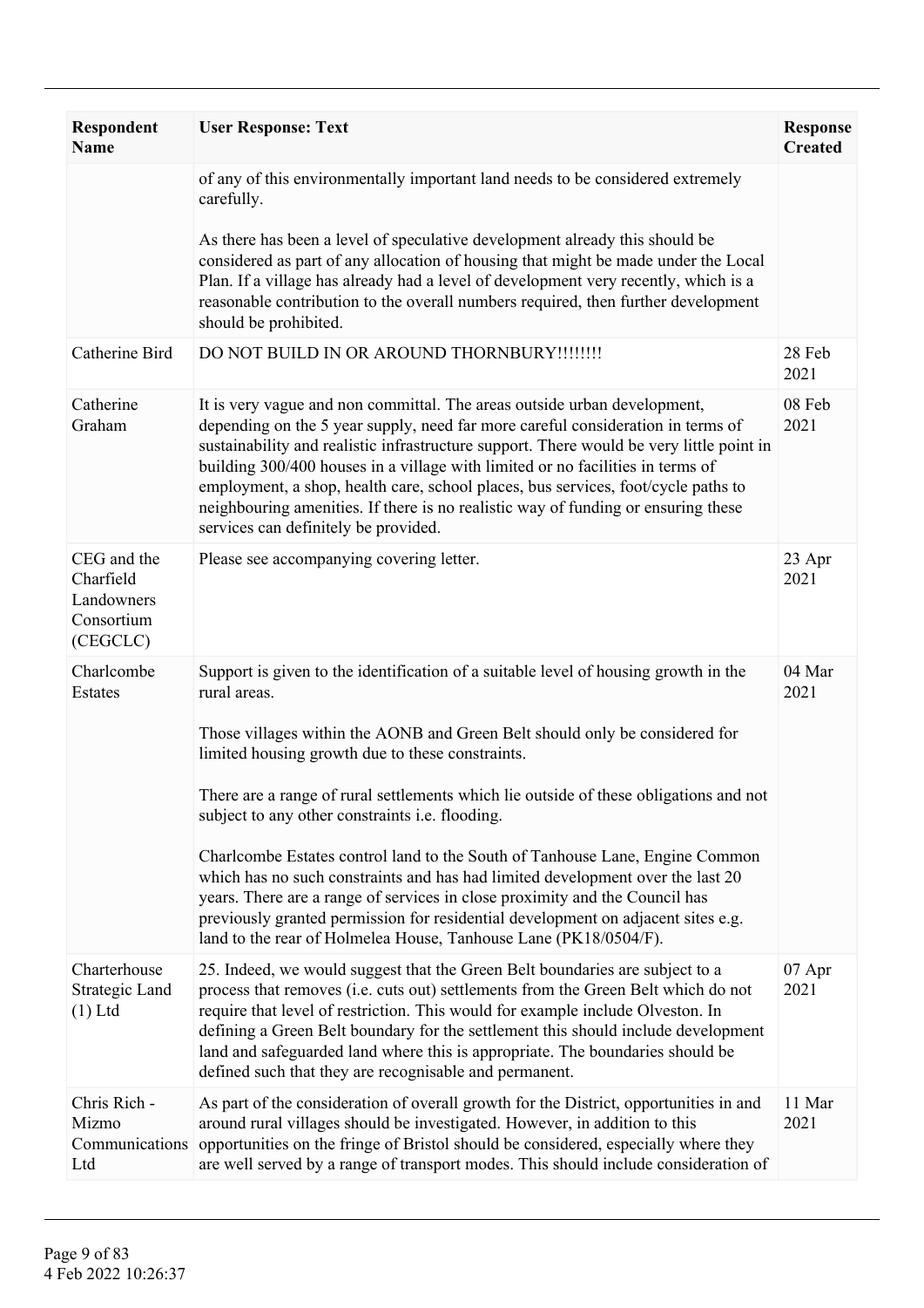| Respondent Name | User Response: Text | Response Created |
|---|---|---|
| | of any of this environmentally important land needs to be considered extremely carefully.<br><br>As there has been a level of speculative development already this should be considered as part of any allocation of housing that might be made under the Local Plan. If a village has already had a level of development very recently, which is a reasonable contribution to the overall numbers required, then further development should be prohibited. | |
| Catherine Bird | DO NOT BUILD IN OR AROUND THORNBURY!!!!!!!! | 28 Feb 2021 |
| Catherine Graham | It is very vague and non committal. The areas outside urban development, depending on the 5 year supply, need far more careful consideration in terms of sustainability and realistic infrastructure support. There would be very little point in building 300/400 houses in a village with limited or no facilities in terms of employment, a shop, health care, school places, bus services, foot/cycle paths to neighbouring amenities. If there is no realistic way of funding or ensuring these services can definitely be provided. | 08 Feb 2021 |
| CEG and the Charfield Landowners Consortium (CEGCLC) | Please see accompanying covering letter. | 23 Apr 2021 |
| Charlcombe Estates | Support is given to the identification of a suitable level of housing growth in the rural areas.<br><br>Those villages within the AONB and Green Belt should only be considered for limited housing growth due to these constraints.<br><br>There are a range of rural settlements which lie outside of these obligations and not subject to any other constraints i.e. flooding.<br><br>Charlcombe Estates control land to the South of Tanhouse Lane, Engine Common which has no such constraints and has had limited development over the last 20 years. There are a range of services in close proximity and the Council has previously granted permission for residential development on adjacent sites e.g. land to the rear of Holmelea House, Tanhouse Lane (PK18/0504/F). | 04 Mar 2021 |
| Charterhouse Strategic Land (1) Ltd | 25. Indeed, we would suggest that the Green Belt boundaries are subject to a process that removes (i.e. cuts out) settlements from the Green Belt which do not require that level of restriction. This would for example include Olveston. In defining a Green Belt boundary for the settlement this should include development land and safeguarded land where this is appropriate. The boundaries should be defined such that they are recognisable and permanent. | 07 Apr 2021 |
| Chris Rich - Mizmo Communications Ltd | As part of the consideration of overall growth for the District, opportunities in and around rural villages should be investigated. However, in addition to this opportunities on the fringe of Bristol should be considered, especially where they are well served by a range of transport modes. This should include consideration of | 11 Mar 2021 |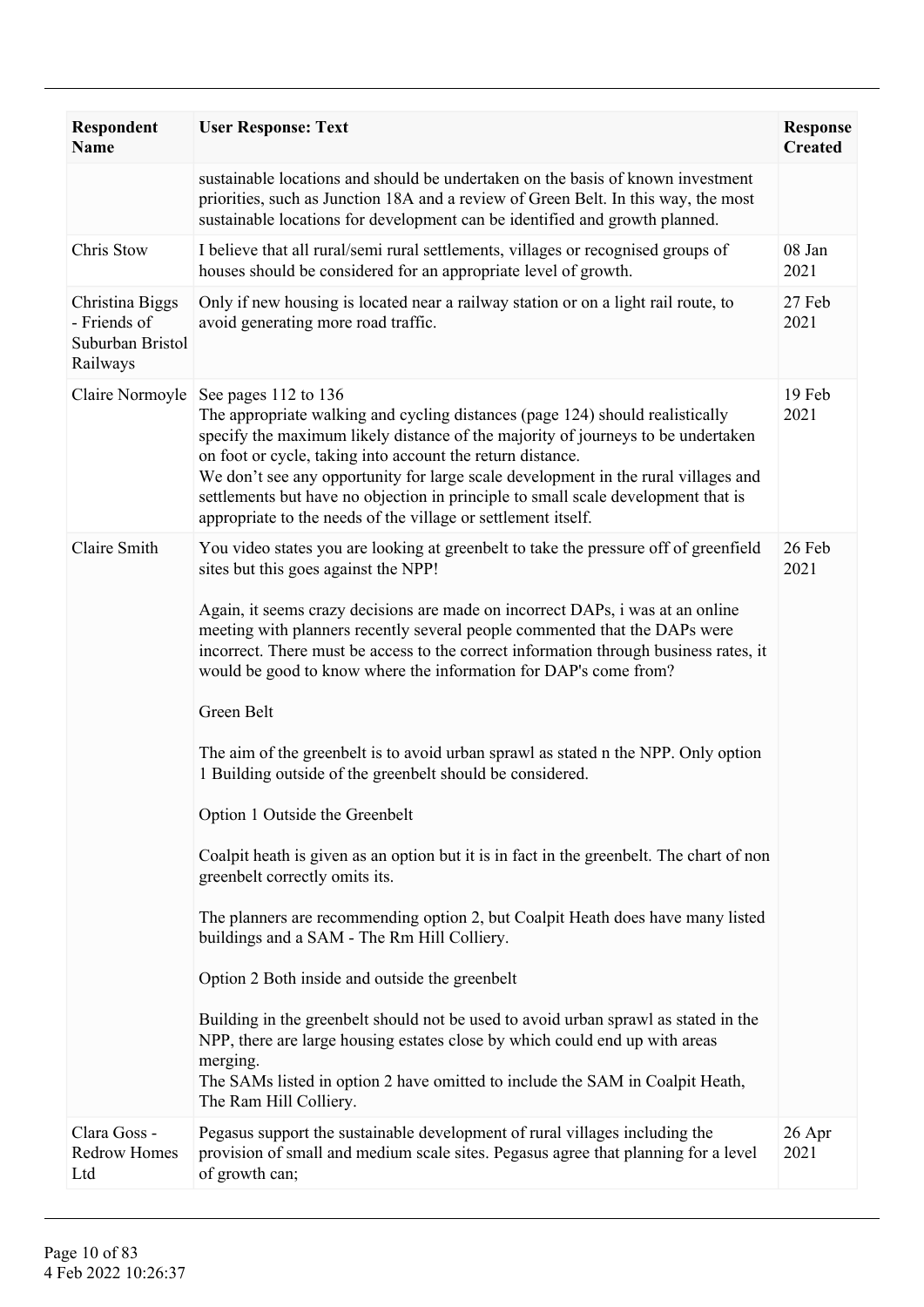| Respondent Name | User Response: Text | Response Created |
|---|---|---|
| | sustainable locations and should be undertaken on the basis of known investment priorities, such as Junction 18A and a review of Green Belt. In this way, the most sustainable locations for development can be identified and growth planned. | |
| Chris Stow | I believe that all rural/semi rural settlements, villages or recognised groups of houses should be considered for an appropriate level of growth. | 08 Jan 2021 |
| Christina Biggs - Friends of Suburban Bristol Railways | Only if new housing is located near a railway station or on a light rail route, to avoid generating more road traffic. | 27 Feb 2021 |
| Claire Normoyle | See pages 112 to 136<br>The appropriate walking and cycling distances (page 124) should realistically specify the maximum likely distance of the majority of journeys to be undertaken on foot or cycle, taking into account the return distance.<br>We don't see any opportunity for large scale development in the rural villages and settlements but have no objection in principle to small scale development that is appropriate to the needs of the village or settlement itself. | 19 Feb 2021 |
| Claire Smith | You video states you are looking at greenbelt to take the pressure off of greenfield sites but this goes against the NPP!<br><br>Again, it seems crazy decisions are made on incorrect DAPs, i was at an online meeting with planners recently several people commented that the DAPs were incorrect. There must be access to the correct information through business rates, it would be good to know where the information for DAP's come from?<br><br>Green Belt<br><br>The aim of the greenbelt is to avoid urban sprawl as stated n the NPP. Only option 1 Building outside of the greenbelt should be considered.<br><br>Option 1 Outside the Greenbelt<br><br>Coalpit heath is given as an option but it is in fact in the greenbelt. The chart of non greenbelt correctly omits its.<br><br>The planners are recommending option 2, but Coalpit Heath does have many listed buildings and a SAM - The Rm Hill Colliery.<br><br>Option 2 Both inside and outside the greenbelt<br><br>Building in the greenbelt should not be used to avoid urban sprawl as stated in the NPP, there are large housing estates close by which could end up with areas merging.<br>The SAMs listed in option 2 have omitted to include the SAM in Coalpit Heath, The Ram Hill Colliery. | 26 Feb 2021 |
| Clara Goss - Redrow Homes Ltd | Pegasus support the sustainable development of rural villages including the provision of small and medium scale sites. Pegasus agree that planning for a level of growth can; | 26 Apr 2021 |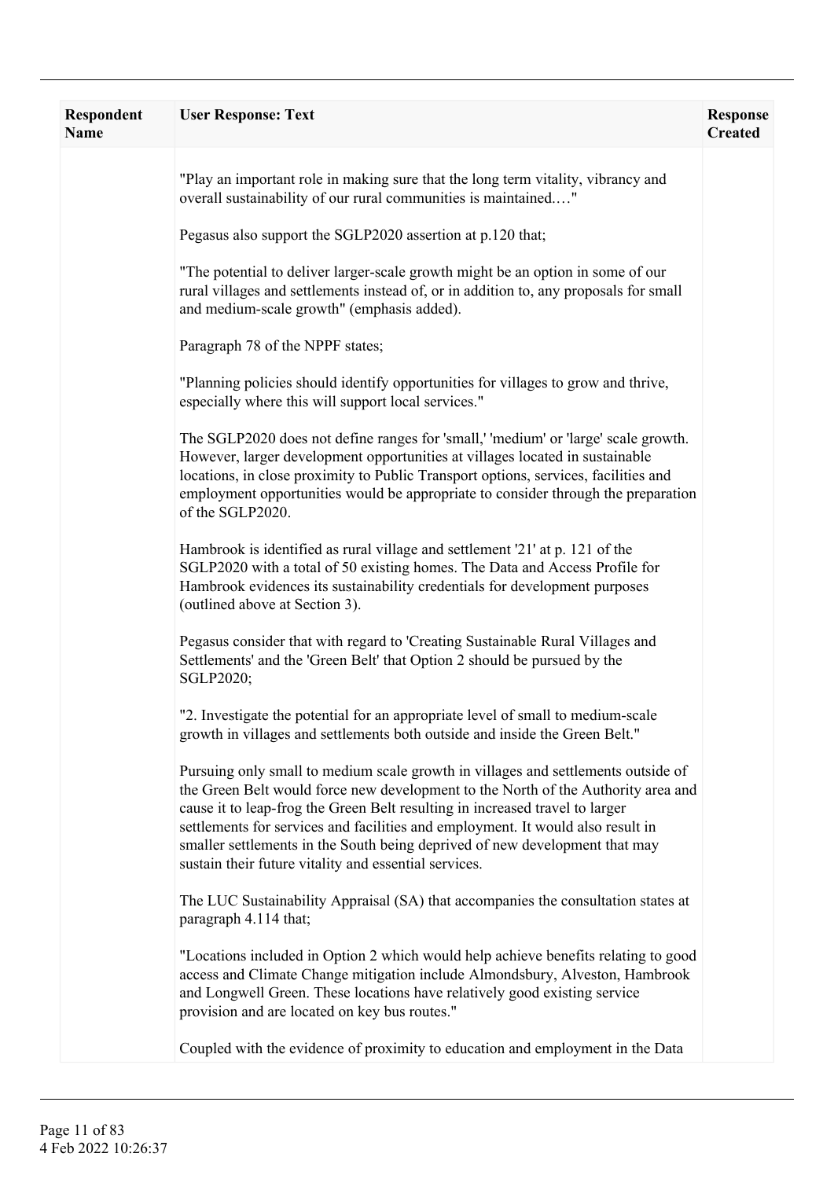| Respondent Name | User Response: Text | Response Created |
|---|---|---|
| | "Play an important role in making sure that the long term vitality, vibrancy and overall sustainability of our rural communities is maintained.…"<br><br>Pegasus also support the SGLP2020 assertion at p.120 that;<br><br>"The potential to deliver larger-scale growth might be an option in some of our rural villages and settlements instead of, or in addition to, any proposals for small and medium-scale growth" (emphasis added).<br><br>Paragraph 78 of the NPPF states;<br><br>"Planning policies should identify opportunities for villages to grow and thrive, especially where this will support local services."<br><br>The SGLP2020 does not define ranges for 'small,' 'medium' or 'large' scale growth. However, larger development opportunities at villages located in sustainable locations, in close proximity to Public Transport options, services, facilities and employment opportunities would be appropriate to consider through the preparation of the SGLP2020.<br><br>Hambrook is identified as rural village and settlement '21' at p. 121 of the SGLP2020 with a total of 50 existing homes. The Data and Access Profile for Hambrook evidences its sustainability credentials for development purposes (outlined above at Section 3).<br><br>Pegasus consider that with regard to 'Creating Sustainable Rural Villages and Settlements' and the 'Green Belt' that Option 2 should be pursued by the SGLP2020;<br><br>"2. Investigate the potential for an appropriate level of small to medium-scale growth in villages and settlements both outside and inside the Green Belt."<br><br>Pursuing only small to medium scale growth in villages and settlements outside of the Green Belt would force new development to the North of the Authority area and cause it to leap-frog the Green Belt resulting in increased travel to larger settlements for services and facilities and employment. It would also result in smaller settlements in the South being deprived of new development that may sustain their future vitality and essential services.<br><br>The LUC Sustainability Appraisal (SA) that accompanies the consultation states at paragraph 4.114 that;<br><br>"Locations included in Option 2 which would help achieve benefits relating to good access and Climate Change mitigation include Almondsbury, Alveston, Hambrook and Longwell Green. These locations have relatively good existing service provision and are located on key bus routes."<br><br>Coupled with the evidence of proximity to education and employment in the Data | |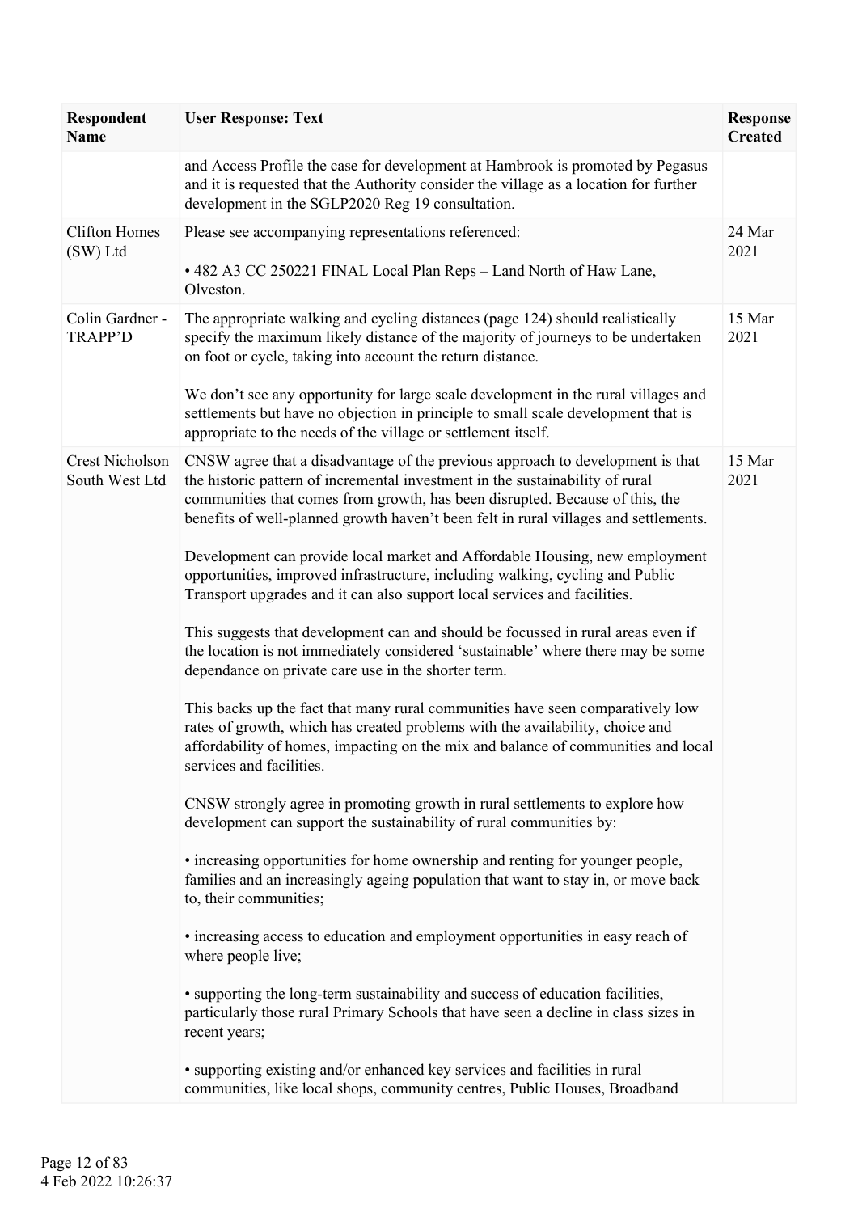| Respondent Name | User Response: Text | Response Created |
|---|---|---|
| | and Access Profile the case for development at Hambrook is promoted by Pegasus and it is requested that the Authority consider the village as a location for further development in the SGLP2020 Reg 19 consultation. | |
| Clifton Homes (SW) Ltd | Please see accompanying representations referenced:<br><br>• 482 A3 CC 250221 FINAL Local Plan Reps – Land North of Haw Lane, Olveston. | 24 Mar 2021 |
| Colin Gardner - TRAPP'D | The appropriate walking and cycling distances (page 124) should realistically specify the maximum likely distance of the majority of journeys to be undertaken on foot or cycle, taking into account the return distance.<br><br>We don't see any opportunity for large scale development in the rural villages and settlements but have no objection in principle to small scale development that is appropriate to the needs of the village or settlement itself. | 15 Mar 2021 |
| Crest Nicholson South West Ltd | CNSW agree that a disadvantage of the previous approach to development is that the historic pattern of incremental investment in the sustainability of rural communities that comes from growth, has been disrupted. Because of this, the benefits of well-planned growth haven't been felt in rural villages and settlements.<br><br>Development can provide local market and Affordable Housing, new employment opportunities, improved infrastructure, including walking, cycling and Public Transport upgrades and it can also support local services and facilities.<br><br>This suggests that development can and should be focussed in rural areas even if the location is not immediately considered 'sustainable' where there may be some dependance on private care use in the shorter term.<br><br>This backs up the fact that many rural communities have seen comparatively low rates of growth, which has created problems with the availability, choice and affordability of homes, impacting on the mix and balance of communities and local services and facilities.<br><br>CNSW strongly agree in promoting growth in rural settlements to explore how development can support the sustainability of rural communities by:<br><br>• increasing opportunities for home ownership and renting for younger people, families and an increasingly ageing population that want to stay in, or move back to, their communities;<br><br>• increasing access to education and employment opportunities in easy reach of where people live;<br><br>• supporting the long-term sustainability and success of education facilities, particularly those rural Primary Schools that have seen a decline in class sizes in recent years;<br><br>• supporting existing and/or enhanced key services and facilities in rural communities, like local shops, community centres, Public Houses, Broadband | 15 Mar 2021 |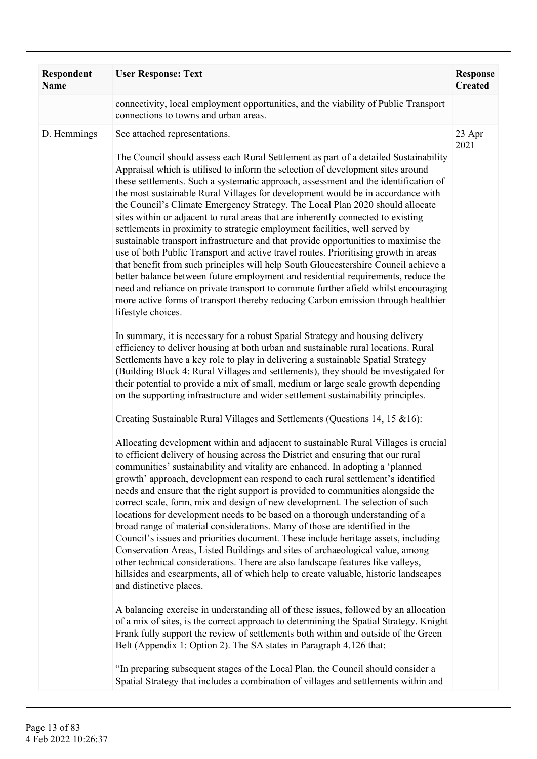| Respondent Name | User Response: Text | Response Created |
|---|---|---|
| | connectivity, local employment opportunities, and the viability of Public Transport connections to towns and urban areas. | |
| D. Hemmings | See attached representations.<br><br>The Council should assess each Rural Settlement as part of a detailed Sustainability Appraisal which is utilised to inform the selection of development sites around these settlements. Such a systematic approach, assessment and the identification of the most sustainable Rural Villages for development would be in accordance with the Council's Climate Emergency Strategy. The Local Plan 2020 should allocate sites within or adjacent to rural areas that are inherently connected to existing settlements in proximity to strategic employment facilities, well served by sustainable transport infrastructure and that provide opportunities to maximise the use of both Public Transport and active travel routes. Prioritising growth in areas that benefit from such principles will help South Gloucestershire Council achieve a better balance between future employment and residential requirements, reduce the need and reliance on private transport to commute further afield whilst encouraging more active forms of transport thereby reducing Carbon emission through healthier lifestyle choices.<br><br>In summary, it is necessary for a robust Spatial Strategy and housing delivery efficiency to deliver housing at both urban and sustainable rural locations. Rural Settlements have a key role to play in delivering a sustainable Spatial Strategy (Building Block 4: Rural Villages and settlements), they should be investigated for their potential to provide a mix of small, medium or large scale growth depending on the supporting infrastructure and wider settlement sustainability principles.<br><br>Creating Sustainable Rural Villages and Settlements (Questions 14, 15 &16):<br><br>Allocating development within and adjacent to sustainable Rural Villages is crucial to efficient delivery of housing across the District and ensuring that our rural communities' sustainability and vitality are enhanced. In adopting a 'planned growth' approach, development can respond to each rural settlement's identified needs and ensure that the right support is provided to communities alongside the correct scale, form, mix and design of new development. The selection of such locations for development needs to be based on a thorough understanding of a broad range of material considerations. Many of those are identified in the Council's issues and priorities document. These include heritage assets, including Conservation Areas, Listed Buildings and sites of archaeological value, among other technical considerations. There are also landscape features like valleys, hillsides and escarpments, all of which help to create valuable, historic landscapes and distinctive places.<br><br>A balancing exercise in understanding all of these issues, followed by an allocation of a mix of sites, is the correct approach to determining the Spatial Strategy. Knight Frank fully support the review of settlements both within and outside of the Green Belt (Appendix 1: Option 2). The SA states in Paragraph 4.126 that:<br><br>"In preparing subsequent stages of the Local Plan, the Council should consider a Spatial Strategy that includes a combination of villages and settlements within and | 23 Apr 2021 |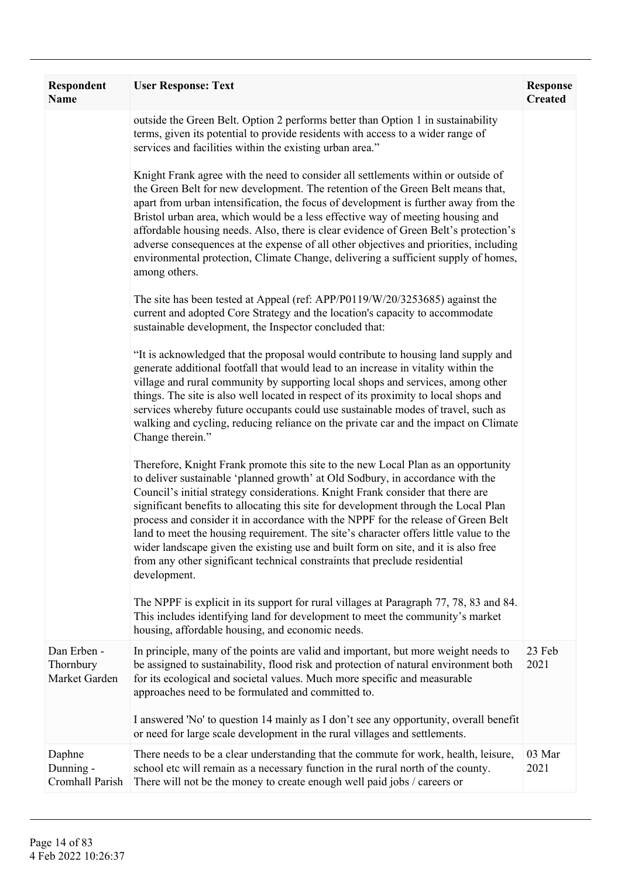| Respondent Name | User Response: Text | Response Created |
|---|---|---|
| | outside the Green Belt. Option 2 performs better than Option 1 in sustainability terms, given its potential to provide residents with access to a wider range of services and facilities within the existing urban area."<br><br>Knight Frank agree with the need to consider all settlements within or outside of the Green Belt for new development. The retention of the Green Belt means that, apart from urban intensification, the focus of development is further away from the Bristol urban area, which would be a less effective way of meeting housing and affordable housing needs. Also, there is clear evidence of Green Belt's protection's adverse consequences at the expense of all other objectives and priorities, including environmental protection, Climate Change, delivering a sufficient supply of homes, among others.<br><br>The site has been tested at Appeal (ref: APP/P0119/W/20/3253685) against the current and adopted Core Strategy and the location's capacity to accommodate sustainable development, the Inspector concluded that:<br><br>"It is acknowledged that the proposal would contribute to housing land supply and generate additional footfall that would lead to an increase in vitality within the village and rural community by supporting local shops and services, among other things. The site is also well located in respect of its proximity to local shops and services whereby future occupants could use sustainable modes of travel, such as walking and cycling, reducing reliance on the private car and the impact on Climate Change therein."<br><br>Therefore, Knight Frank promote this site to the new Local Plan as an opportunity to deliver sustainable 'planned growth' at Old Sodbury, in accordance with the Council's initial strategy considerations. Knight Frank consider that there are significant benefits to allocating this site for development through the Local Plan process and consider it in accordance with the NPPF for the release of Green Belt land to meet the housing requirement. The site's character offers little value to the wider landscape given the existing use and built form on site, and it is also free from any other significant technical constraints that preclude residential development.<br><br>The NPPF is explicit in its support for rural villages at Paragraph 77, 78, 83 and 84. This includes identifying land for development to meet the community's market housing, affordable housing, and economic needs. | |
| Dan Erben - Thornbury Market Garden | In principle, many of the points are valid and important, but more weight needs to be assigned to sustainability, flood risk and protection of natural environment both for its ecological and societal values. Much more specific and measurable approaches need to be formulated and committed to.<br><br>I answered 'No' to question 14 mainly as I don't see any opportunity, overall benefit or need for large scale development in the rural villages and settlements. | 23 Feb 2021 |
| Daphne Dunning - Cromhall Parish | There needs to be a clear understanding that the commute for work, health, leisure, school etc will remain as a necessary function in the rural north of the county. There will not be the money to create enough well paid jobs / careers or | 03 Mar 2021 |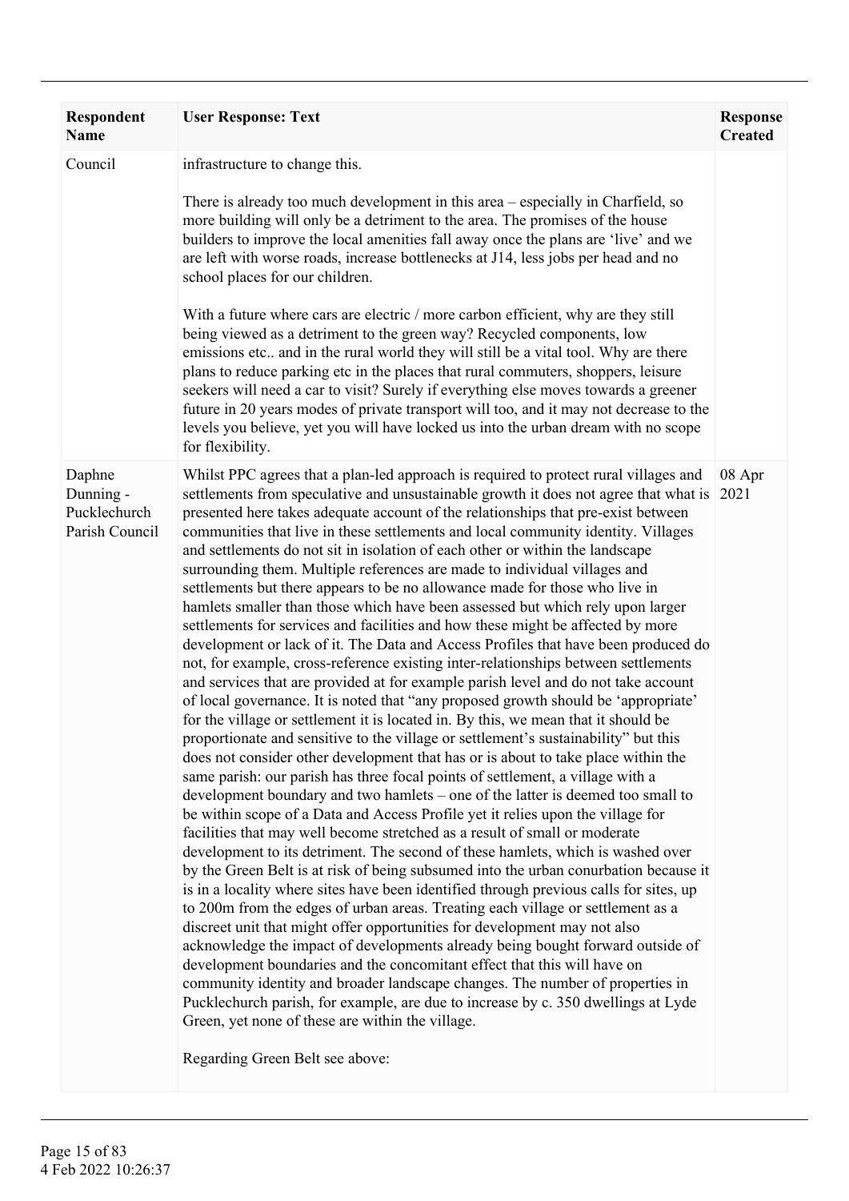| Respondent Name | User Response: Text | Response Created |
| --- | --- | --- |
| Council | infrastructure to change this.<br><br>There is already too much development in this area – especially in Charfield, so more building will only be a detriment to the area. The promises of the house builders to improve the local amenities fall away once the plans are 'live' and we are left with worse roads, increase bottlenecks at J14, less jobs per head and no school places for our children.<br><br>With a future where cars are electric / more carbon efficient, why are they still being viewed as a detriment to the green way? Recycled components, low emissions etc.. and in the rural world they will still be a vital tool. Why are there plans to reduce parking etc in the places that rural commuters, shoppers, leisure seekers will need a car to visit? Surely if everything else moves towards a greener future in 20 years modes of private transport will too, and it may not decrease to the levels you believe, yet you will have locked us into the urban dream with no scope for flexibility. | |
| Daphne Dunning - Pucklechurch Parish Council | Whilst PPC agrees that a plan-led approach is required to protect rural villages and settlements from speculative and unsustainable growth it does not agree that what is presented here takes adequate account of the relationships that pre-exist between communities that live in these settlements and local community identity. Villages and settlements do not sit in isolation of each other or within the landscape surrounding them. Multiple references are made to individual villages and settlements but there appears to be no allowance made for those who live in hamlets smaller than those which have been assessed but which rely upon larger settlements for services and facilities and how these might be affected by more development or lack of it. The Data and Access Profiles that have been produced do not, for example, cross-reference existing inter-relationships between settlements and services that are provided at for example parish level and do not take account of local governance. It is noted that "any proposed growth should be 'appropriate' for the village or settlement it is located in. By this, we mean that it should be proportionate and sensitive to the village or settlement's sustainability" but this does not consider other development that has or is about to take place within the same parish: our parish has three focal points of settlement, a village with a development boundary and two hamlets – one of the latter is deemed too small to be within scope of a Data and Access Profile yet it relies upon the village for facilities that may well become stretched as a result of small or moderate development to its detriment. The second of these hamlets, which is washed over by the Green Belt is at risk of being subsumed into the urban conurbation because it is in a locality where sites have been identified through previous calls for sites, up to 200m from the edges of urban areas. Treating each village or settlement as a discreet unit that might offer opportunities for development may not also acknowledge the impact of developments already being bought forward outside of development boundaries and the concomitant effect that this will have on community identity and broader landscape changes. The number of properties in Pucklechurch parish, for example, are due to increase by c. 350 dwellings at Lyde Green, yet none of these are within the village.<br><br>Regarding Green Belt see above: | 08 Apr 2021 |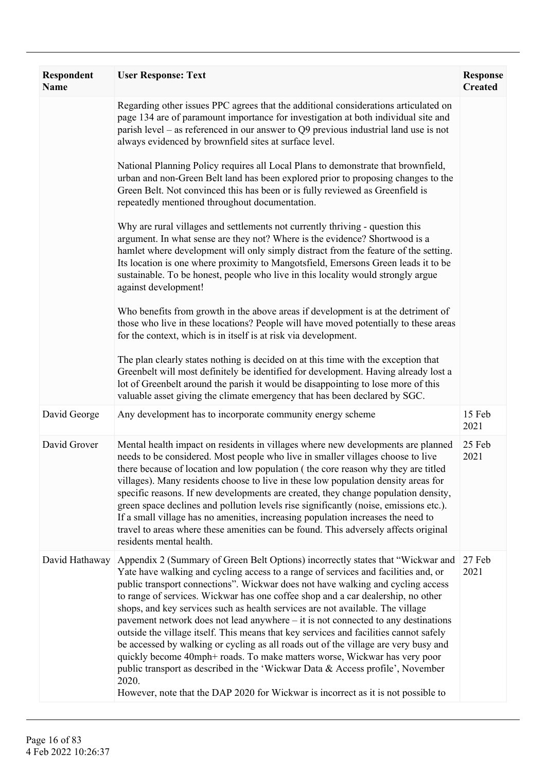| Respondent Name | User Response: Text | Response Created |
| --- | --- | --- |
| | Regarding other issues PPC agrees that the additional considerations articulated on page 134 are of paramount importance for investigation at both individual site and parish level – as referenced in our answer to Q9 previous industrial land use is not always evidenced by brownfield sites at surface level.<br><br>National Planning Policy requires all Local Plans to demonstrate that brownfield, urban and non-Green Belt land has been explored prior to proposing changes to the Green Belt. Not convinced this has been or is fully reviewed as Greenfield is repeatedly mentioned throughout documentation.<br><br>Why are rural villages and settlements not currently thriving - question this argument. In what sense are they not? Where is the evidence? Shortwood is a hamlet where development will only simply distract from the feature of the setting. Its location is one where proximity to Mangotsfield, Emersons Green leads it to be sustainable. To be honest, people who live in this locality would strongly argue against development!<br><br>Who benefits from growth in the above areas if development is at the detriment of those who live in these locations? People will have moved potentially to these areas for the context, which is in itself is at risk via development.<br><br>The plan clearly states nothing is decided on at this time with the exception that Greenbelt will most definitely be identified for development. Having already lost a lot of Greenbelt around the parish it would be disappointing to lose more of this valuable asset giving the climate emergency that has been declared by SGC. | |
| David George | Any development has to incorporate community energy scheme | 15 Feb 2021 |
| David Grover | Mental health impact on residents in villages where new developments are planned needs to be considered. Most people who live in smaller villages choose to live there because of location and low population ( the core reason why they are titled villages). Many residents choose to live in these low population density areas for specific reasons. If new developments are created, they change population density, green space declines and pollution levels rise significantly (noise, emissions etc.). If a small village has no amenities, increasing population increases the need to travel to areas where these amenities can be found. This adversely affects original residents mental health. | 25 Feb 2021 |
| David Hathaway | Appendix 2 (Summary of Green Belt Options) incorrectly states that "Wickwar and Yate have walking and cycling access to a range of services and facilities and, or public transport connections". Wickwar does not have walking and cycling access to range of services. Wickwar has one coffee shop and a car dealership, no other shops, and key services such as health services are not available. The village pavement network does not lead anywhere – it is not connected to any destinations outside the village itself. This means that key services and facilities cannot safely be accessed by walking or cycling as all roads out of the village are very busy and quickly become 40mph+ roads. To make matters worse, Wickwar has very poor public transport as described in the 'Wickwar Data & Access profile', November 2020.<br>However, note that the DAP 2020 for Wickwar is incorrect as it is not possible to | 27 Feb 2021 |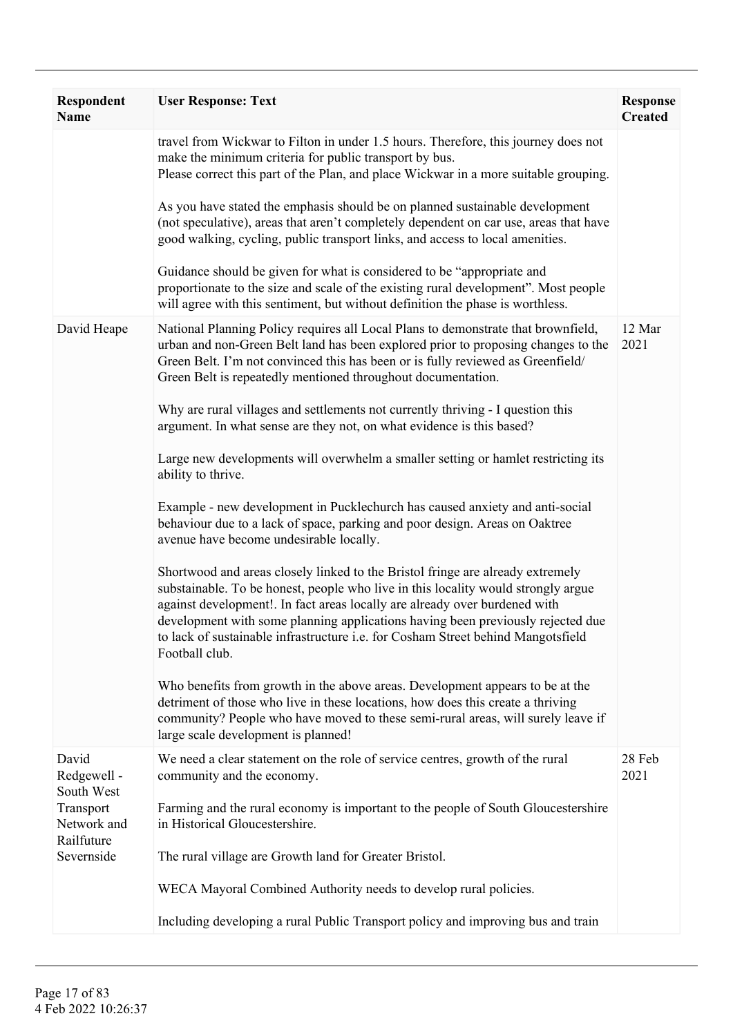| Respondent Name | User Response: Text | Response Created |
| --- | --- | --- |
| | travel from Wickwar to Filton in under 1.5 hours. Therefore, this journey does not make the minimum criteria for public transport by bus.<br>Please correct this part of the Plan, and place Wickwar in a more suitable grouping.<br><br>As you have stated the emphasis should be on planned sustainable development (not speculative), areas that aren't completely dependent on car use, areas that have good walking, cycling, public transport links, and access to local amenities.<br><br>Guidance should be given for what is considered to be "appropriate and proportionate to the size and scale of the existing rural development". Most people will agree with this sentiment, but without definition the phase is worthless. | |
| David Heape | National Planning Policy requires all Local Plans to demonstrate that brownfield, urban and non-Green Belt land has been explored prior to proposing changes to the Green Belt. I'm not convinced this has been or is fully reviewed as Greenfield/ Green Belt is repeatedly mentioned throughout documentation.<br><br>Why are rural villages and settlements not currently thriving - I question this argument. In what sense are they not, on what evidence is this based?<br><br>Large new developments will overwhelm a smaller setting or hamlet restricting its ability to thrive.<br><br>Example - new development in Pucklechurch has caused anxiety and anti-social behaviour due to a lack of space, parking and poor design. Areas on Oaktree avenue have become undesirable locally.<br><br>Shortwood and areas closely linked to the Bristol fringe are already extremely sustainable. To be honest, people who live in this locality would strongly argue against development!. In fact areas locally are already over burdened with development with some planning applications having been previously rejected due to lack of sustainable infrastructure i.e. for Cosham Street behind Mangotsfield Football club.<br><br>Who benefits from growth in the above areas. Development appears to be at the detriment of those who live in these locations, how does this create a thriving community? People who have moved to these semi-rural areas, will surely leave if large scale development is planned! | 12 Mar 2021 |
| David Redgewell - South West Transport Network and Railfuture Severnside | We need a clear statement on the role of service centres, growth of the rural community and the economy.<br><br>Farming and the rural economy is important to the people of South Gloucestershire in Historical Gloucestershire.<br><br>The rural village are Growth land for Greater Bristol.<br><br>WECA Mayoral Combined Authority needs to develop rural policies.<br><br>Including developing a rural Public Transport policy and improving bus and train | 28 Feb 2021 |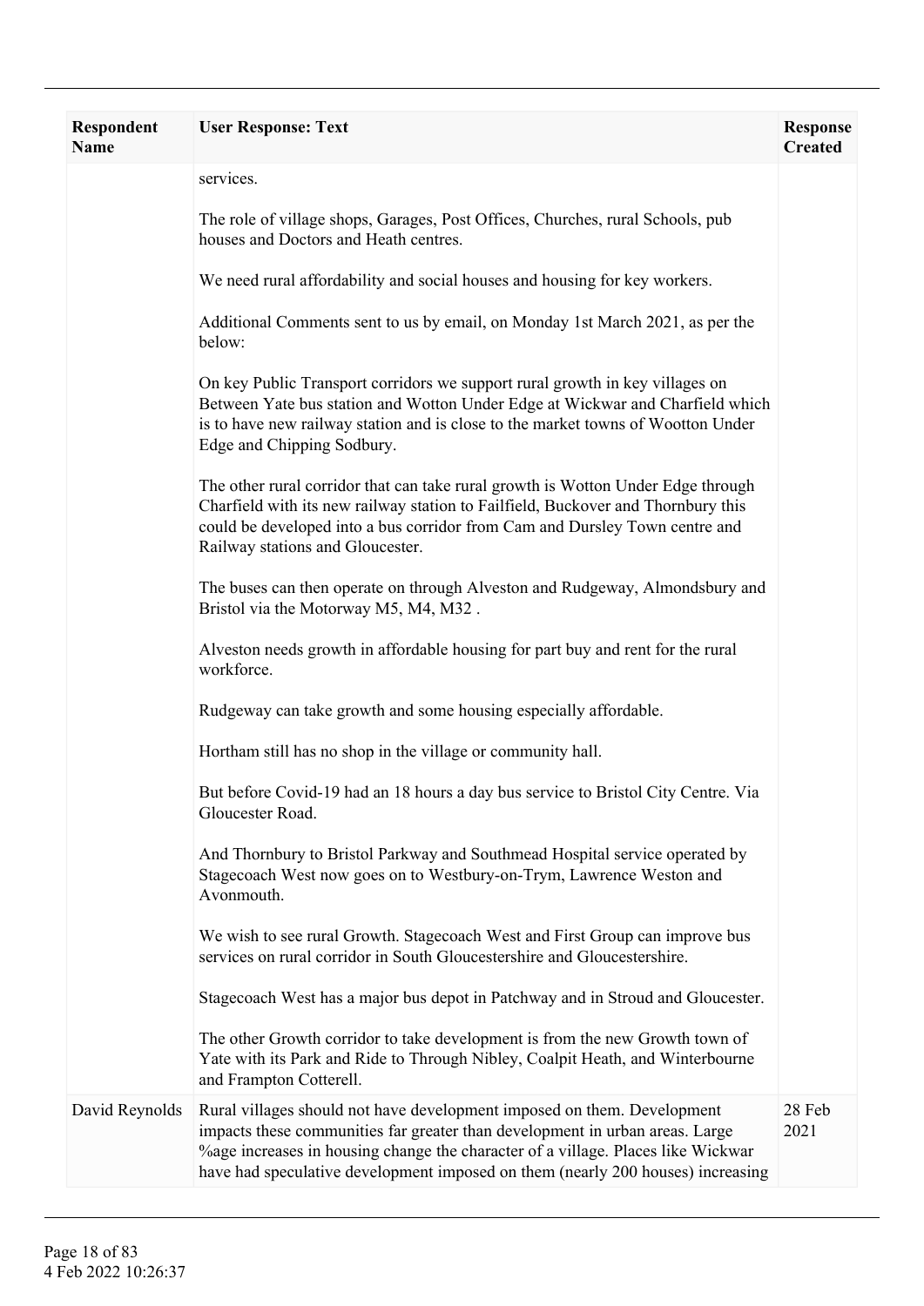| Respondent Name | User Response: Text | Response Created |
|---|---|---|
| | services.<br><br>The role of village shops, Garages, Post Offices, Churches, rural Schools, pub houses and Doctors and Heath centres.<br><br>We need rural affordability and social houses and housing for key workers.<br><br>Additional Comments sent to us by email, on Monday 1st March 2021, as per the below:<br><br>On key Public Transport corridors we support rural growth in key villages on Between Yate bus station and Wotton Under Edge at Wickwar and Charfield which is to have new railway station and is close to the market towns of Wootton Under Edge and Chipping Sodbury.<br><br>The other rural corridor that can take rural growth is Wotton Under Edge through Charfield with its new railway station to Failfield, Buckover and Thornbury this could be developed into a bus corridor from Cam and Dursley Town centre and Railway stations and Gloucester.<br><br>The buses can then operate on through Alveston and Rudgeway, Almondsbury and Bristol via the Motorway M5, M4, M32 .<br><br>Alveston needs growth in affordable housing for part buy and rent for the rural workforce.<br><br>Rudgeway can take growth and some housing especially affordable.<br><br>Hortham still has no shop in the village or community hall.<br><br>But before Covid-19 had an 18 hours a day bus service to Bristol City Centre. Via Gloucester Road.<br><br>And Thornbury to Bristol Parkway and Southmead Hospital service operated by Stagecoach West now goes on to Westbury-on-Trym, Lawrence Weston and Avonmouth.<br><br>We wish to see rural Growth. Stagecoach West and First Group can improve bus services on rural corridor in South Gloucestershire and Gloucestershire.<br><br>Stagecoach West has a major bus depot in Patchway and in Stroud and Gloucester.<br><br>The other Growth corridor to take development is from the new Growth town of Yate with its Park and Ride to Through Nibley, Coalpit Heath, and Winterbourne and Frampton Cotterell. | |
| David Reynolds | Rural villages should not have development imposed on them. Development impacts these communities far greater than development in urban areas. Large %age increases in housing change the character of a village. Places like Wickwar have had speculative development imposed on them (nearly 200 houses) increasing | 28 Feb 2021 |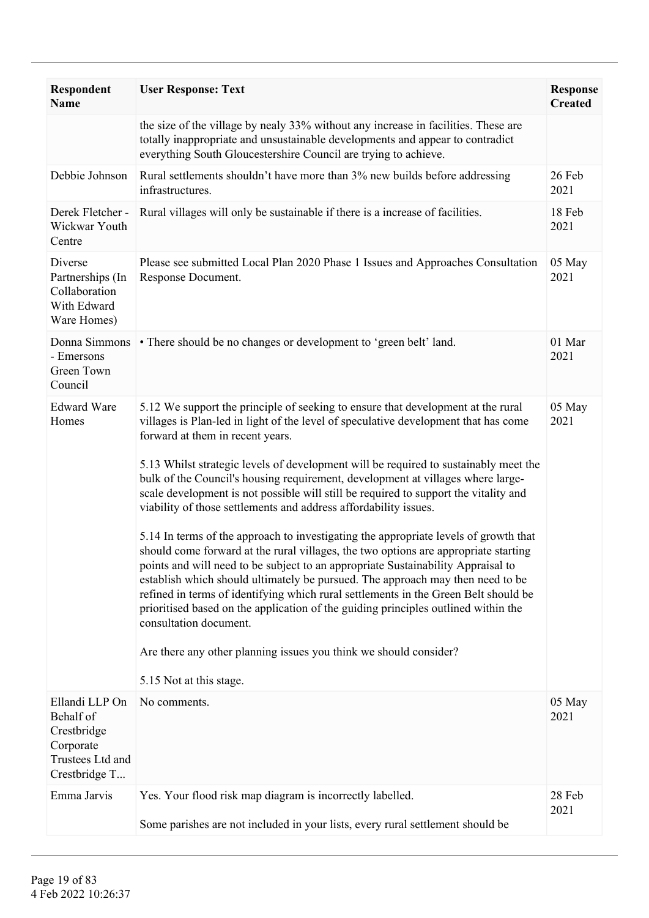| Respondent Name | User Response: Text | Response Created |
|---|---|---|
| | the size of the village by nealy 33% without any increase in facilities. These are totally inappropriate and unsustainable developments and appear to contradict everything South Gloucestershire Council are trying to achieve. | |
| Debbie Johnson | Rural settlements shouldn't have more than 3% new builds before addressing infrastructures. | 26 Feb 2021 |
| Derek Fletcher - Wickwar Youth Centre | Rural villages will only be sustainable if there is a increase of facilities. | 18 Feb 2021 |
| Diverse Partnerships (In Collaboration With Edward Ware Homes) | Please see submitted Local Plan 2020 Phase 1 Issues and Approaches Consultation Response Document. | 05 May 2021 |
| Donna Simmons - Emersons Green Town Council | • There should be no changes or development to 'green belt' land. | 01 Mar 2021 |
| Edward Ware Homes | 5.12 We support the principle of seeking to ensure that development at the rural villages is Plan-led in light of the level of speculative development that has come forward at them in recent years.<br><br>5.13 Whilst strategic levels of development will be required to sustainably meet the bulk of the Council's housing requirement, development at villages where large-scale development is not possible will still be required to support the vitality and viability of those settlements and address affordability issues.<br><br>5.14 In terms of the approach to investigating the appropriate levels of growth that should come forward at the rural villages, the two options are appropriate starting points and will need to be subject to an appropriate Sustainability Appraisal to establish which should ultimately be pursued. The approach may then need to be refined in terms of identifying which rural settlements in the Green Belt should be prioritised based on the application of the guiding principles outlined within the consultation document.<br><br>Are there any other planning issues you think we should consider?<br><br>5.15 Not at this stage. | 05 May 2021 |
| Ellandi LLP On Behalf of Crestbridge Corporate Trustees Ltd and Crestbridge T... | No comments. | 05 May 2021 |
| Emma Jarvis | Yes. Your flood risk map diagram is incorrectly labelled.<br><br>Some parishes are not included in your lists, every rural settlement should be | 28 Feb 2021 |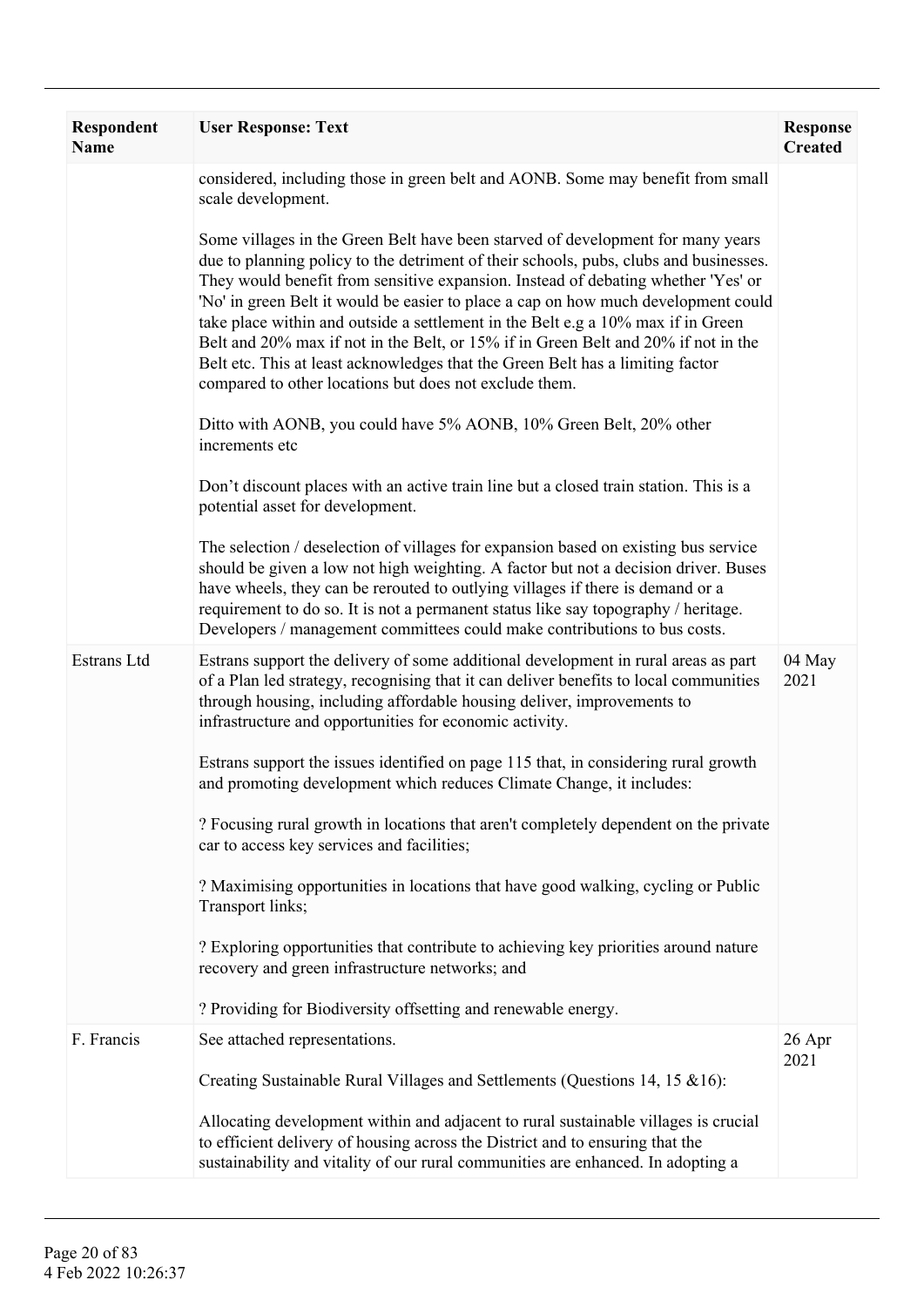| Respondent Name | User Response: Text | Response Created |
|---|---|---|
| | considered, including those in green belt and AONB. Some may benefit from small scale development.<br><br>Some villages in the Green Belt have been starved of development for many years due to planning policy to the detriment of their schools, pubs, clubs and businesses. They would benefit from sensitive expansion. Instead of debating whether 'Yes' or 'No' in green Belt it would be easier to place a cap on how much development could take place within and outside a settlement in the Belt e.g a 10% max if in Green Belt and 20% max if not in the Belt, or 15% if in Green Belt and 20% if not in the Belt etc. This at least acknowledges that the Green Belt has a limiting factor compared to other locations but does not exclude them.<br><br>Ditto with AONB, you could have 5% AONB, 10% Green Belt, 20% other increments etc<br><br>Don't discount places with an active train line but a closed train station. This is a potential asset for development.<br><br>The selection / deselection of villages for expansion based on existing bus service should be given a low not high weighting. A factor but not a decision driver. Buses have wheels, they can be rerouted to outlying villages if there is demand or a requirement to do so. It is not a permanent status like say topography / heritage. Developers / management committees could make contributions to bus costs. | |
| Estrans Ltd | Estrans support the delivery of some additional development in rural areas as part of a Plan led strategy, recognising that it can deliver benefits to local communities through housing, including affordable housing deliver, improvements to infrastructure and opportunities for economic activity.<br><br>Estrans support the issues identified on page 115 that, in considering rural growth and promoting development which reduces Climate Change, it includes:<br><br>? Focusing rural growth in locations that aren't completely dependent on the private car to access key services and facilities;<br><br>? Maximising opportunities in locations that have good walking, cycling or Public Transport links;<br><br>? Exploring opportunities that contribute to achieving key priorities around nature recovery and green infrastructure networks; and<br><br>? Providing for Biodiversity offsetting and renewable energy. | 04 May 2021 |
| F. Francis | See attached representations.<br><br>Creating Sustainable Rural Villages and Settlements (Questions 14, 15 &16):<br><br>Allocating development within and adjacent to rural sustainable villages is crucial to efficient delivery of housing across the District and to ensuring that the sustainability and vitality of our rural communities are enhanced. In adopting a | 26 Apr 2021 |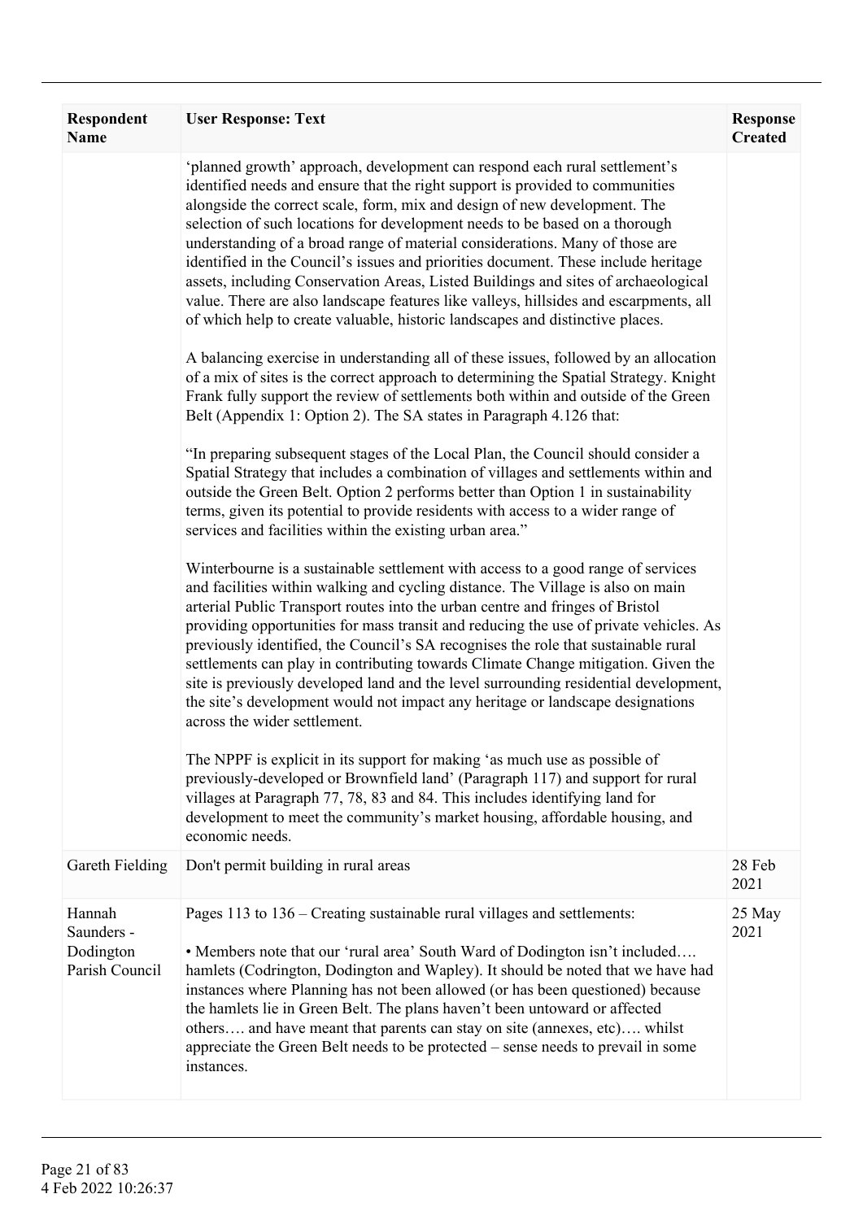| Respondent Name | User Response: Text | Response Created |
|---|---|---|
| | 'planned growth' approach, development can respond each rural settlement's identified needs and ensure that the right support is provided to communities alongside the correct scale, form, mix and design of new development. The selection of such locations for development needs to be based on a thorough understanding of a broad range of material considerations. Many of those are identified in the Council's issues and priorities document. These include heritage assets, including Conservation Areas, Listed Buildings and sites of archaeological value. There are also landscape features like valleys, hillsides and escarpments, all of which help to create valuable, historic landscapes and distinctive places.<br><br>A balancing exercise in understanding all of these issues, followed by an allocation of a mix of sites is the correct approach to determining the Spatial Strategy. Knight Frank fully support the review of settlements both within and outside of the Green Belt (Appendix 1: Option 2). The SA states in Paragraph 4.126 that:<br><br>"In preparing subsequent stages of the Local Plan, the Council should consider a Spatial Strategy that includes a combination of villages and settlements within and outside the Green Belt. Option 2 performs better than Option 1 in sustainability terms, given its potential to provide residents with access to a wider range of services and facilities within the existing urban area."<br><br>Winterbourne is a sustainable settlement with access to a good range of services and facilities within walking and cycling distance. The Village is also on main arterial Public Transport routes into the urban centre and fringes of Bristol providing opportunities for mass transit and reducing the use of private vehicles. As previously identified, the Council's SA recognises the role that sustainable rural settlements can play in contributing towards Climate Change mitigation. Given the site is previously developed land and the level surrounding residential development, the site's development would not impact any heritage or landscape designations across the wider settlement.<br><br>The NPPF is explicit in its support for making 'as much use as possible of previously-developed or Brownfield land' (Paragraph 117) and support for rural villages at Paragraph 77, 78, 83 and 84. This includes identifying land for development to meet the community's market housing, affordable housing, and economic needs. | |
| Gareth Fielding | Don't permit building in rural areas | 28 Feb 2021 |
| Hannah Saunders - Dodington Parish Council | Pages 113 to 136 – Creating sustainable rural villages and settlements:<br><br>• Members note that our 'rural area' South Ward of Dodington isn't included…. hamlets (Codrington, Dodington and Wapley). It should be noted that we have had instances where Planning has not been allowed (or has been questioned) because the hamlets lie in Green Belt. The plans haven't been untoward or affected others…. and have meant that parents can stay on site (annexes, etc)…. whilst appreciate the Green Belt needs to be protected – sense needs to prevail in some instances. | 25 May 2021 |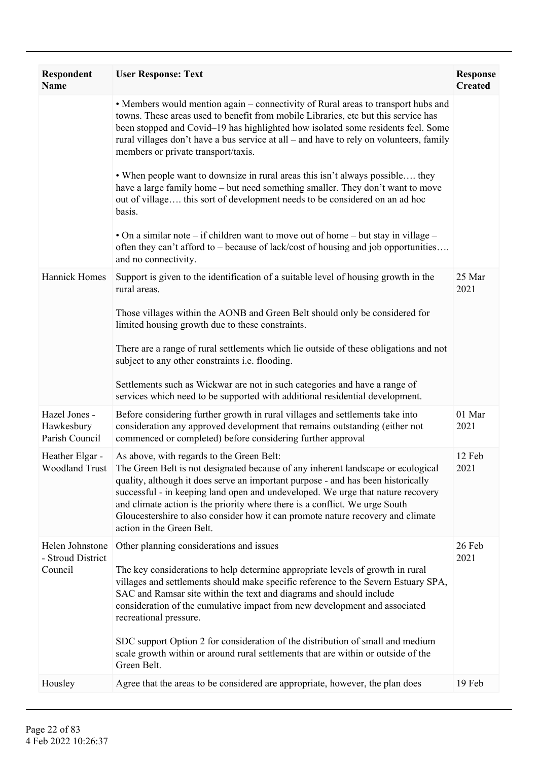| Respondent Name | User Response: Text | Response Created |
|---|---|---|
| | • Members would mention again – connectivity of Rural areas to transport hubs and towns. These areas used to benefit from mobile Libraries, etc but this service has been stopped and Covid–19 has highlighted how isolated some residents feel. Some rural villages don't have a bus service at all – and have to rely on volunteers, family members or private transport/taxis.<br><br>• When people want to downsize in rural areas this isn't always possible…. they have a large family home – but need something smaller. They don't want to move out of village…. this sort of development needs to be considered on an ad hoc basis.<br><br>• On a similar note – if children want to move out of home – but stay in village – often they can't afford to – because of lack/cost of housing and job opportunities…. and no connectivity. | |
| Hannick Homes | Support is given to the identification of a suitable level of housing growth in the rural areas.<br><br>Those villages within the AONB and Green Belt should only be considered for limited housing growth due to these constraints.<br><br>There are a range of rural settlements which lie outside of these obligations and not subject to any other constraints i.e. flooding.<br><br>Settlements such as Wickwar are not in such categories and have a range of services which need to be supported with additional residential development. | 25 Mar 2021 |
| Hazel Jones - Hawkesbury Parish Council | Before considering further growth in rural villages and settlements take into consideration any approved development that remains outstanding (either not commenced or completed) before considering further approval | 01 Mar 2021 |
| Heather Elgar - Woodland Trust | As above, with regards to the Green Belt:<br>The Green Belt is not designated because of any inherent landscape or ecological quality, although it does serve an important purpose - and has been historically successful - in keeping land open and undeveloped. We urge that nature recovery and climate action is the priority where there is a conflict. We urge South Gloucestershire to also consider how it can promote nature recovery and climate action in the Green Belt. | 12 Feb 2021 |
| Helen Johnstone - Stroud District Council | Other planning considerations and issues<br><br>The key considerations to help determine appropriate levels of growth in rural villages and settlements should make specific reference to the Severn Estuary SPA, SAC and Ramsar site within the text and diagrams and should include consideration of the cumulative impact from new development and associated recreational pressure.<br><br>SDC support Option 2 for consideration of the distribution of small and medium scale growth within or around rural settlements that are within or outside of the Green Belt. | 26 Feb 2021 |
| Housley | Agree that the areas to be considered are appropriate, however, the plan does | 19 Feb |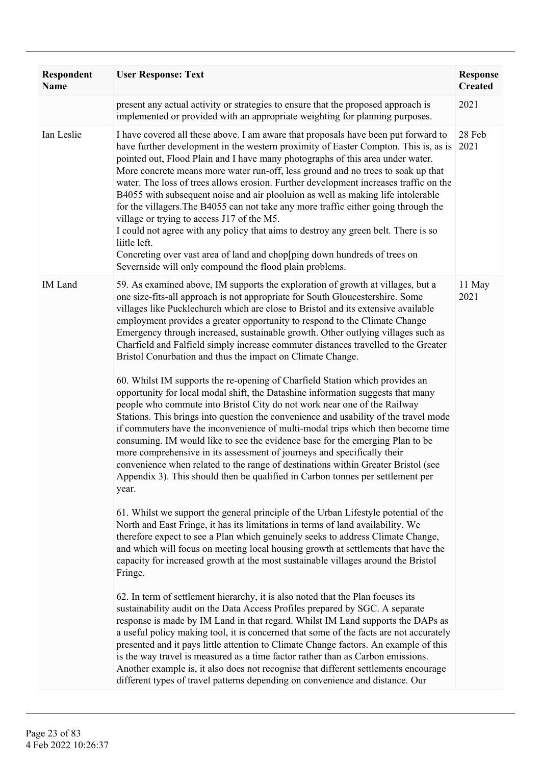| Respondent Name | User Response: Text | Response Created |
|---|---|---|
| | present any actual activity or strategies to ensure that the proposed approach is implemented or provided with an appropriate weighting for planning purposes. | 2021 |
| Ian Leslie | I have covered all these above. I am aware that proposals have been put forward to have further development in the western proximity of Easter Compton. This is, as is pointed out, Flood Plain and I have many photographs of this area under water. More concrete means more water run-off, less ground and no trees to soak up that water. The loss of trees allows erosion. Further development increases traffic on the B4055 with subsequent noise and air plooluion as well as making life intolerable for the villagers.The B4055 can not take any more traffic either going through the village or trying to access J17 of the M5.<br>I could not agree with any policy that aims to destroy any green belt. There is so liitle left.<br>Concreting over vast area of land and chop[ping down hundreds of trees on Severnside will only compound the flood plain problems. | 28 Feb 2021 |
| IM Land | 59. As examined above, IM supports the exploration of growth at villages, but a one size-fits-all approach is not appropriate for South Gloucestershire. Some villages like Pucklechurch which are close to Bristol and its extensive available employment provides a greater opportunity to respond to the Climate Change Emergency through increased, sustainable growth. Other outlying villages such as Charfield and Falfield simply increase commuter distances travelled to the Greater Bristol Conurbation and thus the impact on Climate Change.<br><br>60. Whilst IM supports the re-opening of Charfield Station which provides an opportunity for local modal shift, the Datashine information suggests that many people who commute into Bristol City do not work near one of the Railway Stations. This brings into question the convenience and usability of the travel mode if commuters have the inconvenience of multi-modal trips which then become time consuming. IM would like to see the evidence base for the emerging Plan to be more comprehensive in its assessment of journeys and specifically their convenience when related to the range of destinations within Greater Bristol (see Appendix 3). This should then be qualified in Carbon tonnes per settlement per year.<br><br>61. Whilst we support the general principle of the Urban Lifestyle potential of the North and East Fringe, it has its limitations in terms of land availability. We therefore expect to see a Plan which genuinely seeks to address Climate Change, and which will focus on meeting local housing growth at settlements that have the capacity for increased growth at the most sustainable villages around the Bristol Fringe.<br><br>62. In term of settlement hierarchy, it is also noted that the Plan focuses its sustainability audit on the Data Access Profiles prepared by SGC. A separate response is made by IM Land in that regard. Whilst IM Land supports the DAPs as a useful policy making tool, it is concerned that some of the facts are not accurately presented and it pays little attention to Climate Change factors. An example of this is the way travel is measured as a time factor rather than as Carbon emissions. Another example is, it also does not recognise that different settlements encourage different types of travel patterns depending on convenience and distance. Our | 11 May 2021 |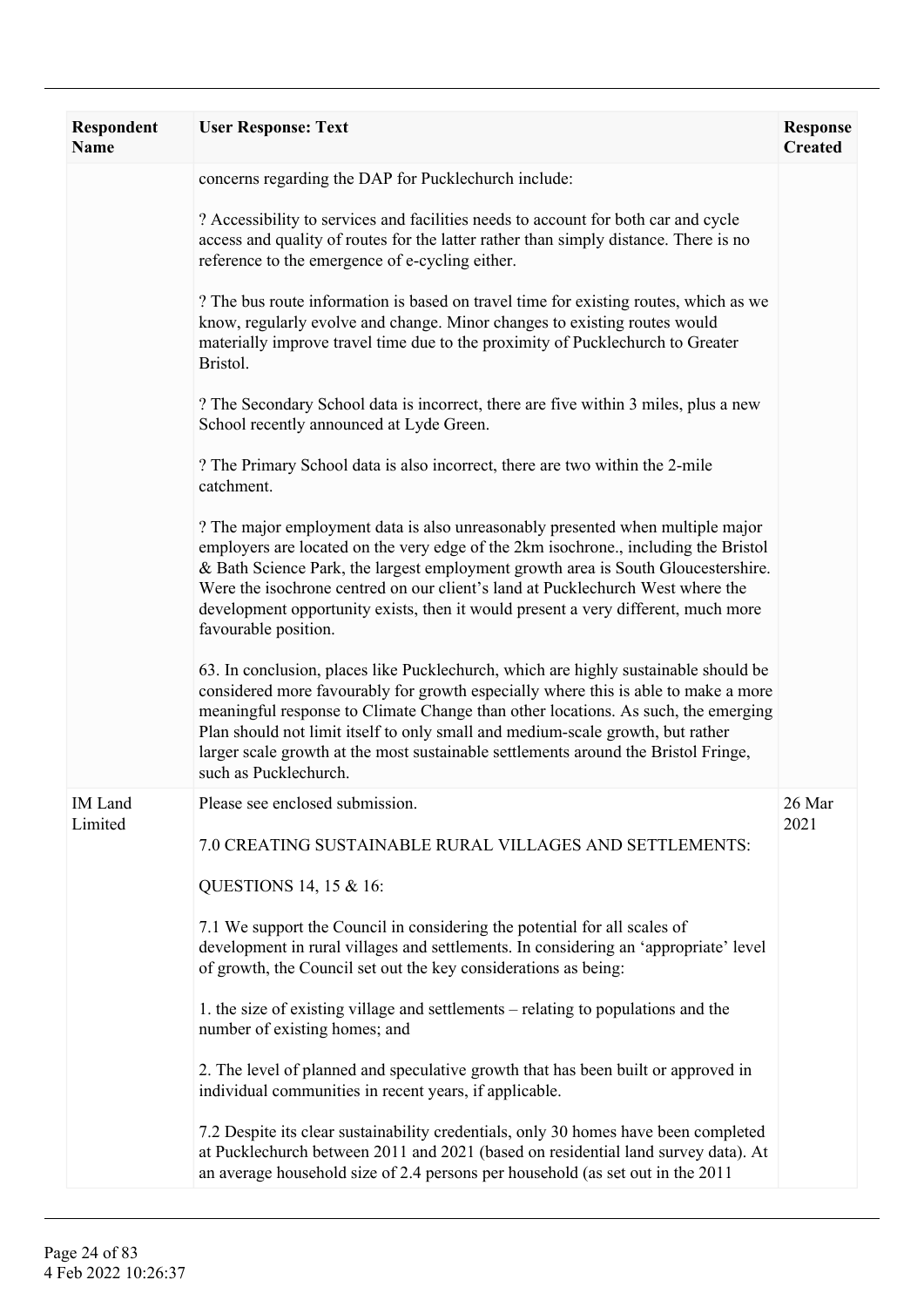| Respondent Name | User Response: Text | Response Created |
|---|---|---|
| | concerns regarding the DAP for Pucklechurch include:<br><br>? Accessibility to services and facilities needs to account for both car and cycle access and quality of routes for the latter rather than simply distance. There is no reference to the emergence of e-cycling either.<br><br>? The bus route information is based on travel time for existing routes, which as we know, regularly evolve and change. Minor changes to existing routes would materially improve travel time due to the proximity of Pucklechurch to Greater Bristol.<br><br>? The Secondary School data is incorrect, there are five within 3 miles, plus a new School recently announced at Lyde Green.<br><br>? The Primary School data is also incorrect, there are two within the 2-mile catchment.<br><br>? The major employment data is also unreasonably presented when multiple major employers are located on the very edge of the 2km isochrone., including the Bristol & Bath Science Park, the largest employment growth area is South Gloucestershire. Were the isochrone centred on our client's land at Pucklechurch West where the development opportunity exists, then it would present a very different, much more favourable position.<br><br>63. In conclusion, places like Pucklechurch, which are highly sustainable should be considered more favourably for growth especially where this is able to make a more meaningful response to Climate Change than other locations. As such, the emerging Plan should not limit itself to only small and medium-scale growth, but rather larger scale growth at the most sustainable settlements around the Bristol Fringe, such as Pucklechurch. | |
| IM Land Limited | Please see enclosed submission.<br><br>7.0 CREATING SUSTAINABLE RURAL VILLAGES AND SETTLEMENTS:<br><br>QUESTIONS 14, 15 & 16:<br><br>7.1 We support the Council in considering the potential for all scales of development in rural villages and settlements. In considering an 'appropriate' level of growth, the Council set out the key considerations as being:<br><br>1. the size of existing village and settlements – relating to populations and the number of existing homes; and<br><br>2. The level of planned and speculative growth that has been built or approved in individual communities in recent years, if applicable.<br><br>7.2 Despite its clear sustainability credentials, only 30 homes have been completed at Pucklechurch between 2011 and 2021 (based on residential land survey data). At an average household size of 2.4 persons per household (as set out in the 2011 | 26 Mar 2021 |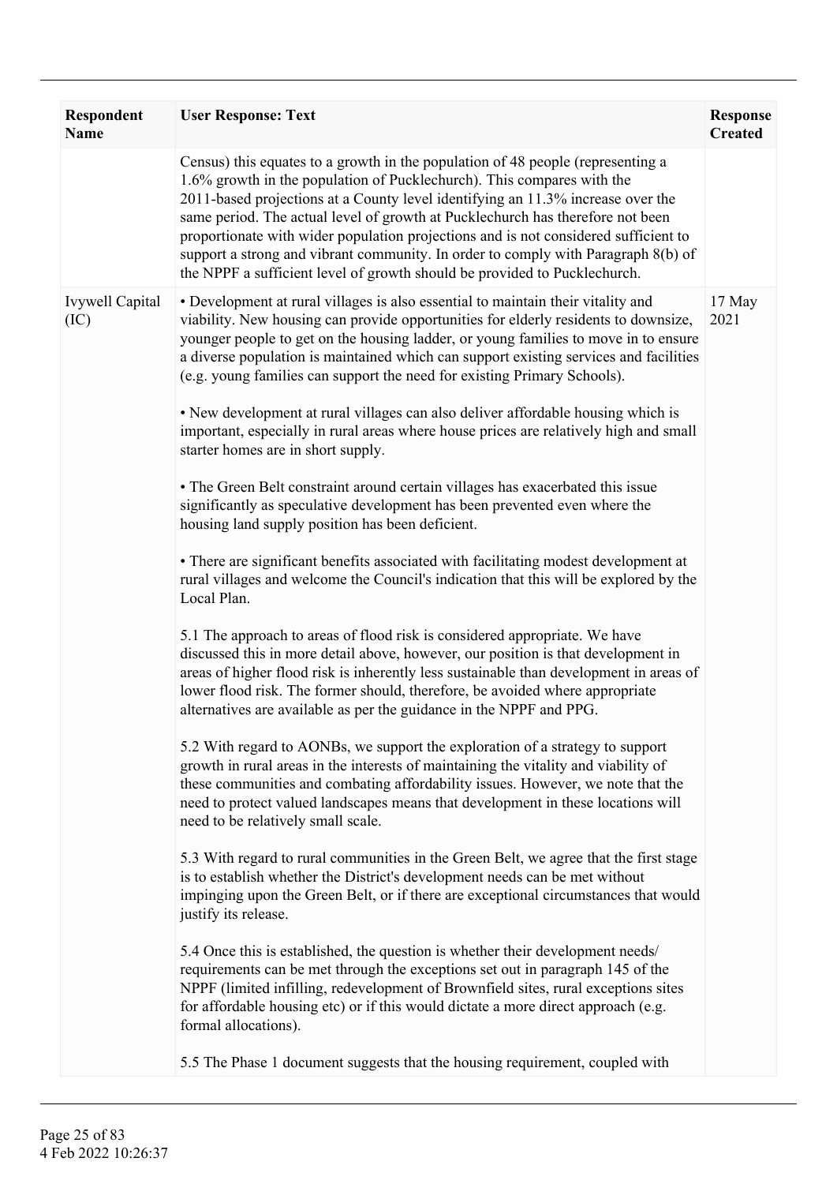| Respondent Name | User Response: Text | Response Created |
|---|---|---|
| | Census) this equates to a growth in the population of 48 people (representing a 1.6% growth in the population of Pucklechurch). This compares with the 2011-based projections at a County level identifying an 11.3% increase over the same period. The actual level of growth at Pucklechurch has therefore not been proportionate with wider population projections and is not considered sufficient to support a strong and vibrant community. In order to comply with Paragraph 8(b) of the NPPF a sufficient level of growth should be provided to Pucklechurch. | |
| Ivywell Capital (IC) | • Development at rural villages is also essential to maintain their vitality and viability. New housing can provide opportunities for elderly residents to downsize, younger people to get on the housing ladder, or young families to move in to ensure a diverse population is maintained which can support existing services and facilities (e.g. young families can support the need for existing Primary Schools).<br><br>• New development at rural villages can also deliver affordable housing which is important, especially in rural areas where house prices are relatively high and small starter homes are in short supply.<br><br>• The Green Belt constraint around certain villages has exacerbated this issue significantly as speculative development has been prevented even where the housing land supply position has been deficient.<br><br>• There are significant benefits associated with facilitating modest development at rural villages and welcome the Council's indication that this will be explored by the Local Plan.<br><br>5.1 The approach to areas of flood risk is considered appropriate. We have discussed this in more detail above, however, our position is that development in areas of higher flood risk is inherently less sustainable than development in areas of lower flood risk. The former should, therefore, be avoided where appropriate alternatives are available as per the guidance in the NPPF and PPG.<br><br>5.2 With regard to AONBs, we support the exploration of a strategy to support growth in rural areas in the interests of maintaining the vitality and viability of these communities and combating affordability issues. However, we note that the need to protect valued landscapes means that development in these locations will need to be relatively small scale.<br><br>5.3 With regard to rural communities in the Green Belt, we agree that the first stage is to establish whether the District's development needs can be met without impinging upon the Green Belt, or if there are exceptional circumstances that would justify its release.<br><br>5.4 Once this is established, the question is whether their development needs/ requirements can be met through the exceptions set out in paragraph 145 of the NPPF (limited infilling, redevelopment of Brownfield sites, rural exceptions sites for affordable housing etc) or if this would dictate a more direct approach (e.g. formal allocations).<br><br>5.5 The Phase 1 document suggests that the housing requirement, coupled with | 17 May 2021 |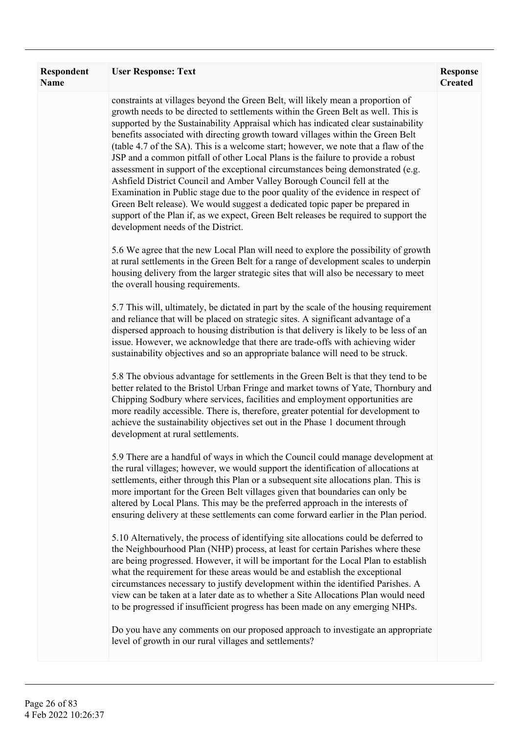| Respondent Name | User Response: Text | Response Created |
|---|---|---|
| | constraints at villages beyond the Green Belt, will likely mean a proportion of growth needs to be directed to settlements within the Green Belt as well. This is supported by the Sustainability Appraisal which has indicated clear sustainability benefits associated with directing growth toward villages within the Green Belt (table 4.7 of the SA). This is a welcome start; however, we note that a flaw of the JSP and a common pitfall of other Local Plans is the failure to provide a robust assessment in support of the exceptional circumstances being demonstrated (e.g. Ashfield District Council and Amber Valley Borough Council fell at the Examination in Public stage due to the poor quality of the evidence in respect of Green Belt release). We would suggest a dedicated topic paper be prepared in support of the Plan if, as we expect, Green Belt releases be required to support the development needs of the District.<br><br>5.6 We agree that the new Local Plan will need to explore the possibility of growth at rural settlements in the Green Belt for a range of development scales to underpin housing delivery from the larger strategic sites that will also be necessary to meet the overall housing requirements.<br><br>5.7 This will, ultimately, be dictated in part by the scale of the housing requirement and reliance that will be placed on strategic sites. A significant advantage of a dispersed approach to housing distribution is that delivery is likely to be less of an issue. However, we acknowledge that there are trade-offs with achieving wider sustainability objectives and so an appropriate balance will need to be struck.<br><br>5.8 The obvious advantage for settlements in the Green Belt is that they tend to be better related to the Bristol Urban Fringe and market towns of Yate, Thornbury and Chipping Sodbury where services, facilities and employment opportunities are more readily accessible. There is, therefore, greater potential for development to achieve the sustainability objectives set out in the Phase 1 document through development at rural settlements.<br><br>5.9 There are a handful of ways in which the Council could manage development at the rural villages; however, we would support the identification of allocations at settlements, either through this Plan or a subsequent site allocations plan. This is more important for the Green Belt villages given that boundaries can only be altered by Local Plans. This may be the preferred approach in the interests of ensuring delivery at these settlements can come forward earlier in the Plan period.<br><br>5.10 Alternatively, the process of identifying site allocations could be deferred to the Neighbourhood Plan (NHP) process, at least for certain Parishes where these are being progressed. However, it will be important for the Local Plan to establish what the requirement for these areas would be and establish the exceptional circumstances necessary to justify development within the identified Parishes. A view can be taken at a later date as to whether a Site Allocations Plan would need to be progressed if insufficient progress has been made on any emerging NHPs.<br><br>Do you have any comments on our proposed approach to investigate an appropriate level of growth in our rural villages and settlements? | |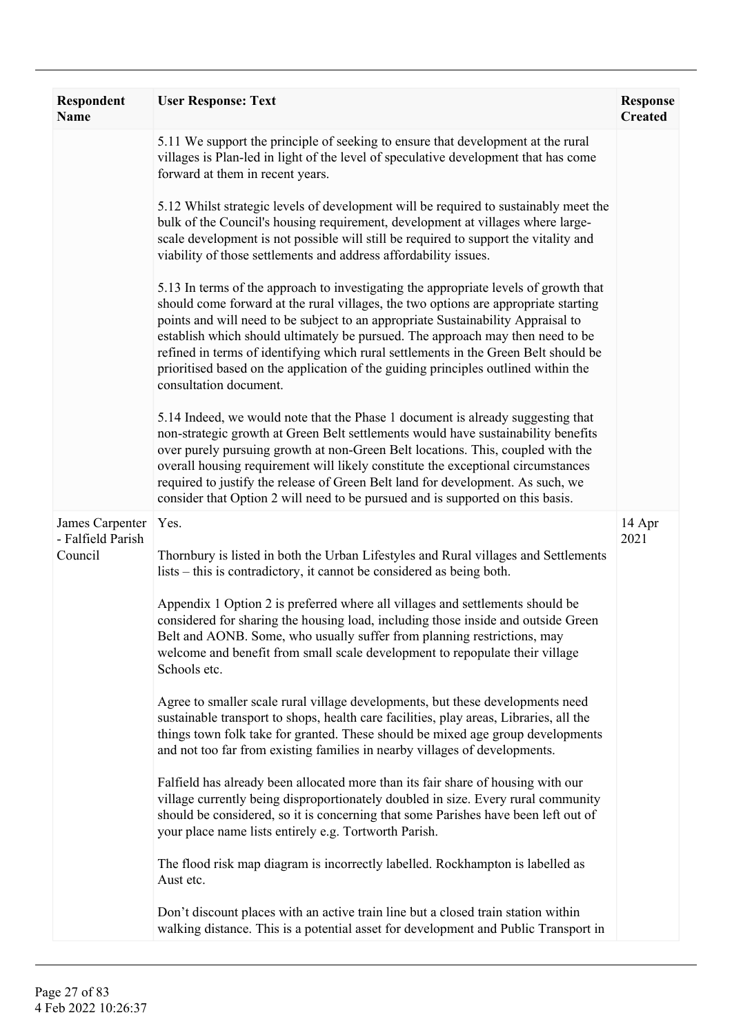| Respondent Name | User Response: Text | Response Created |
| --- | --- | --- |
| | 5.11 We support the principle of seeking to ensure that development at the rural villages is Plan-led in light of the level of speculative development that has come forward at them in recent years.<br><br>5.12 Whilst strategic levels of development will be required to sustainably meet the bulk of the Council's housing requirement, development at villages where large-scale development is not possible will still be required to support the vitality and viability of those settlements and address affordability issues.<br><br>5.13 In terms of the approach to investigating the appropriate levels of growth that should come forward at the rural villages, the two options are appropriate starting points and will need to be subject to an appropriate Sustainability Appraisal to establish which should ultimately be pursued. The approach may then need to be refined in terms of identifying which rural settlements in the Green Belt should be prioritised based on the application of the guiding principles outlined within the consultation document.<br><br>5.14 Indeed, we would note that the Phase 1 document is already suggesting that non-strategic growth at Green Belt settlements would have sustainability benefits over purely pursuing growth at non-Green Belt locations. This, coupled with the overall housing requirement will likely constitute the exceptional circumstances required to justify the release of Green Belt land for development. As such, we consider that Option 2 will need to be pursued and is supported on this basis. | |
| James Carpenter - Falfield Parish Council | Yes.<br><br>Thornbury is listed in both the Urban Lifestyles and Rural villages and Settlements lists – this is contradictory, it cannot be considered as being both.<br><br>Appendix 1 Option 2 is preferred where all villages and settlements should be considered for sharing the housing load, including those inside and outside Green Belt and AONB. Some, who usually suffer from planning restrictions, may welcome and benefit from small scale development to repopulate their village Schools etc.<br><br>Agree to smaller scale rural village developments, but these developments need sustainable transport to shops, health care facilities, play areas, Libraries, all the things town folk take for granted. These should be mixed age group developments and not too far from existing families in nearby villages of developments.<br><br>Falfield has already been allocated more than its fair share of housing with our village currently being disproportionately doubled in size. Every rural community should be considered, so it is concerning that some Parishes have been left out of your place name lists entirely e.g. Tortworth Parish.<br><br>The flood risk map diagram is incorrectly labelled. Rockhampton is labelled as Aust etc.<br><br>Don't discount places with an active train line but a closed train station within walking distance. This is a potential asset for development and Public Transport in | 14 Apr 2021 |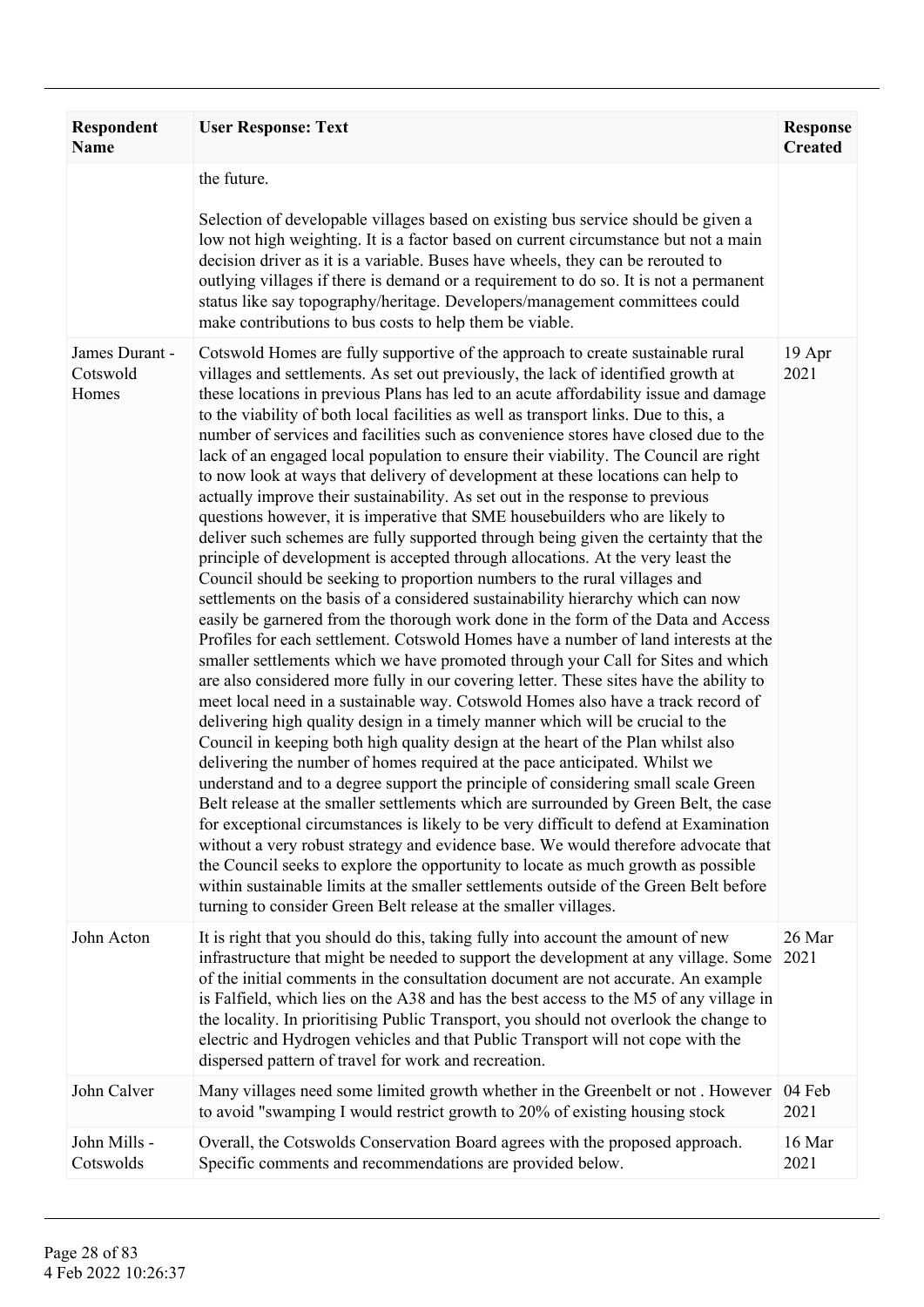| Respondent Name | User Response: Text | Response Created |
|---|---|---|
| | the future.<br><br>Selection of developable villages based on existing bus service should be given a low not high weighting. It is a factor based on current circumstance but not a main decision driver as it is a variable. Buses have wheels, they can be rerouted to outlying villages if there is demand or a requirement to do so. It is not a permanent status like say topography/heritage. Developers/management committees could make contributions to bus costs to help them be viable. | |
| James Durant - Cotswold Homes | Cotswold Homes are fully supportive of the approach to create sustainable rural villages and settlements. As set out previously, the lack of identified growth at these locations in previous Plans has led to an acute affordability issue and damage to the viability of both local facilities as well as transport links. Due to this, a number of services and facilities such as convenience stores have closed due to the lack of an engaged local population to ensure their viability. The Council are right to now look at ways that delivery of development at these locations can help to actually improve their sustainability. As set out in the response to previous questions however, it is imperative that SME housebuilders who are likely to deliver such schemes are fully supported through being given the certainty that the principle of development is accepted through allocations. At the very least the Council should be seeking to proportion numbers to the rural villages and settlements on the basis of a considered sustainability hierarchy which can now easily be garnered from the thorough work done in the form of the Data and Access Profiles for each settlement. Cotswold Homes have a number of land interests at the smaller settlements which we have promoted through your Call for Sites and which are also considered more fully in our covering letter. These sites have the ability to meet local need in a sustainable way. Cotswold Homes also have a track record of delivering high quality design in a timely manner which will be crucial to the Council in keeping both high quality design at the heart of the Plan whilst also delivering the number of homes required at the pace anticipated. Whilst we understand and to a degree support the principle of considering small scale Green Belt release at the smaller settlements which are surrounded by Green Belt, the case for exceptional circumstances is likely to be very difficult to defend at Examination without a very robust strategy and evidence base. We would therefore advocate that the Council seeks to explore the opportunity to locate as much growth as possible within sustainable limits at the smaller settlements outside of the Green Belt before turning to consider Green Belt release at the smaller villages. | 19 Apr 2021 |
| John Acton | It is right that you should do this, taking fully into account the amount of new infrastructure that might be needed to support the development at any village. Some of the initial comments in the consultation document are not accurate. An example is Falfield, which lies on the A38 and has the best access to the M5 of any village in the locality. In prioritising Public Transport, you should not overlook the change to electric and Hydrogen vehicles and that Public Transport will not cope with the dispersed pattern of travel for work and recreation. | 26 Mar 2021 |
| John Calver | Many villages need some limited growth whether in the Greenbelt or not . However to avoid "swamping I would restrict growth to 20% of existing housing stock | 04 Feb 2021 |
| John Mills - Cotswolds | Overall, the Cotswolds Conservation Board agrees with the proposed approach. Specific comments and recommendations are provided below. | 16 Mar 2021 |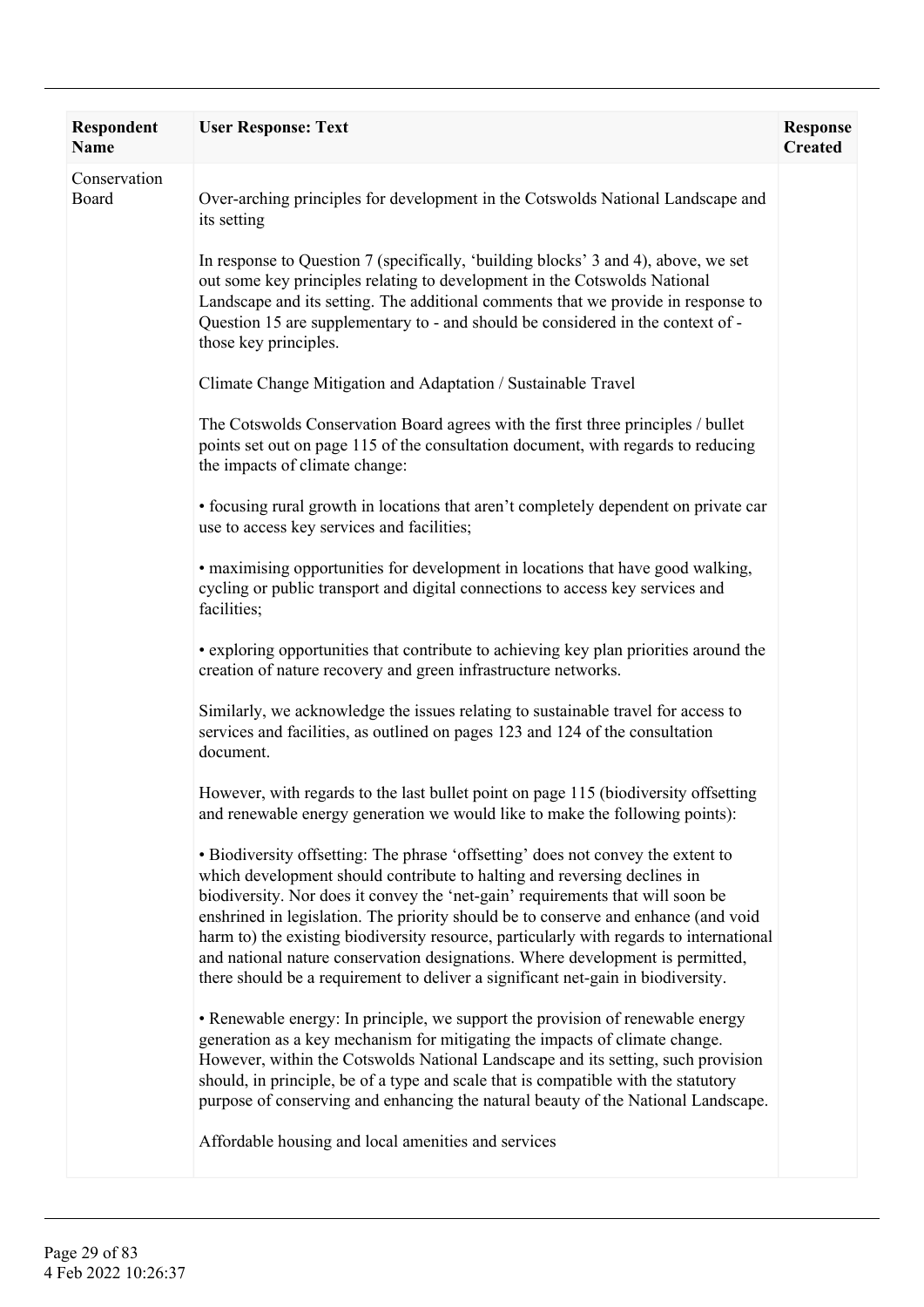| Respondent Name | User Response: Text | Response Created |
|---|---|---|
| Conservation Board | Over-arching principles for development in the Cotswolds National Landscape and its setting<br><br>In response to Question 7 (specifically, 'building blocks' 3 and 4), above, we set out some key principles relating to development in the Cotswolds National Landscape and its setting. The additional comments that we provide in response to Question 15 are supplementary to - and should be considered in the context of - those key principles.<br><br>Climate Change Mitigation and Adaptation / Sustainable Travel<br><br>The Cotswolds Conservation Board agrees with the first three principles / bullet points set out on page 115 of the consultation document, with regards to reducing the impacts of climate change:<br><br>• focusing rural growth in locations that aren't completely dependent on private car use to access key services and facilities;<br><br>• maximising opportunities for development in locations that have good walking, cycling or public transport and digital connections to access key services and facilities;<br><br>• exploring opportunities that contribute to achieving key plan priorities around the creation of nature recovery and green infrastructure networks.<br><br>Similarly, we acknowledge the issues relating to sustainable travel for access to services and facilities, as outlined on pages 123 and 124 of the consultation document.<br><br>However, with regards to the last bullet point on page 115 (biodiversity offsetting and renewable energy generation we would like to make the following points):<br><br>• Biodiversity offsetting: The phrase 'offsetting' does not convey the extent to which development should contribute to halting and reversing declines in biodiversity. Nor does it convey the 'net-gain' requirements that will soon be enshrined in legislation. The priority should be to conserve and enhance (and void harm to) the existing biodiversity resource, particularly with regards to international and national nature conservation designations. Where development is permitted, there should be a requirement to deliver a significant net-gain in biodiversity.<br><br>• Renewable energy: In principle, we support the provision of renewable energy generation as a key mechanism for mitigating the impacts of climate change. However, within the Cotswolds National Landscape and its setting, such provision should, in principle, be of a type and scale that is compatible with the statutory purpose of conserving and enhancing the natural beauty of the National Landscape.<br><br>Affordable housing and local amenities and services | |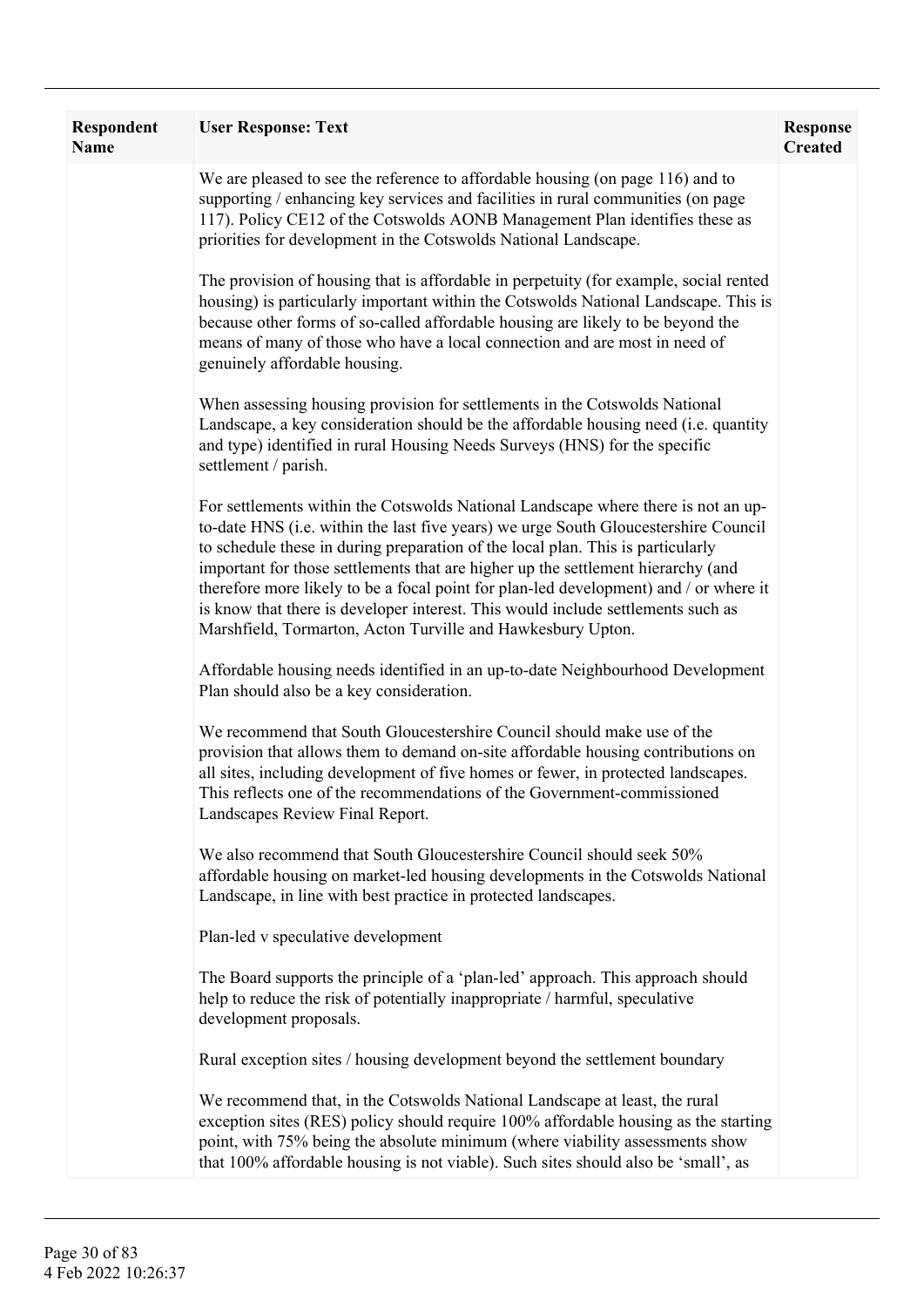| Respondent Name | User Response: Text | Response Created |
|---|---|---|
| | We are pleased to see the reference to affordable housing (on page 116) and to supporting / enhancing key services and facilities in rural communities (on page 117). Policy CE12 of the Cotswolds AONB Management Plan identifies these as priorities for development in the Cotswolds National Landscape.<br><br>The provision of housing that is affordable in perpetuity (for example, social rented housing) is particularly important within the Cotswolds National Landscape. This is because other forms of so-called affordable housing are likely to be beyond the means of many of those who have a local connection and are most in need of genuinely affordable housing.<br><br>When assessing housing provision for settlements in the Cotswolds National Landscape, a key consideration should be the affordable housing need (i.e. quantity and type) identified in rural Housing Needs Surveys (HNS) for the specific settlement / parish.<br><br>For settlements within the Cotswolds National Landscape where there is not an up-to-date HNS (i.e. within the last five years) we urge South Gloucestershire Council to schedule these in during preparation of the local plan. This is particularly important for those settlements that are higher up the settlement hierarchy (and therefore more likely to be a focal point for plan-led development) and / or where it is know that there is developer interest. This would include settlements such as Marshfield, Tormarton, Acton Turville and Hawkesbury Upton.<br><br>Affordable housing needs identified in an up-to-date Neighbourhood Development Plan should also be a key consideration.<br><br>We recommend that South Gloucestershire Council should make use of the provision that allows them to demand on-site affordable housing contributions on all sites, including development of five homes or fewer, in protected landscapes. This reflects one of the recommendations of the Government-commissioned Landscapes Review Final Report.<br><br>We also recommend that South Gloucestershire Council should seek 50% affordable housing on market-led housing developments in the Cotswolds National Landscape, in line with best practice in protected landscapes.<br><br>Plan-led v speculative development<br><br>The Board supports the principle of a 'plan-led' approach. This approach should help to reduce the risk of potentially inappropriate / harmful, speculative development proposals.<br><br>Rural exception sites / housing development beyond the settlement boundary<br><br>We recommend that, in the Cotswolds National Landscape at least, the rural exception sites (RES) policy should require 100% affordable housing as the starting point, with 75% being the absolute minimum (where viability assessments show that 100% affordable housing is not viable). Such sites should also be 'small', as | |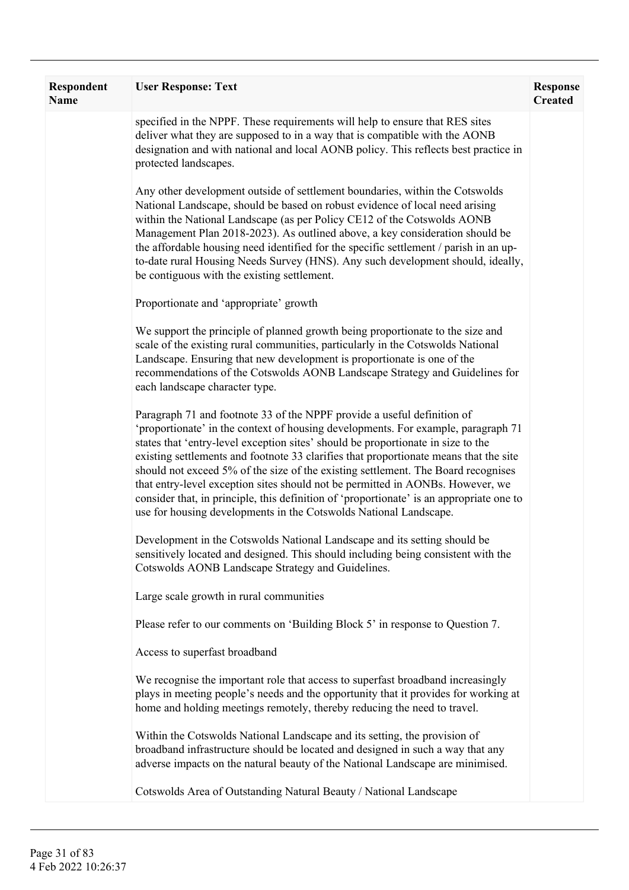| Respondent Name | User Response: Text | Response Created |
|---|---|---|
| | specified in the NPPF. These requirements will help to ensure that RES sites deliver what they are supposed to in a way that is compatible with the AONB designation and with national and local AONB policy. This reflects best practice in protected landscapes.<br><br>Any other development outside of settlement boundaries, within the Cotswolds National Landscape, should be based on robust evidence of local need arising within the National Landscape (as per Policy CE12 of the Cotswolds AONB Management Plan 2018-2023). As outlined above, a key consideration should be the affordable housing need identified for the specific settlement / parish in an up-to-date rural Housing Needs Survey (HNS). Any such development should, ideally, be contiguous with the existing settlement.<br><br>Proportionate and 'appropriate' growth<br><br>We support the principle of planned growth being proportionate to the size and scale of the existing rural communities, particularly in the Cotswolds National Landscape. Ensuring that new development is proportionate is one of the recommendations of the Cotswolds AONB Landscape Strategy and Guidelines for each landscape character type.<br><br>Paragraph 71 and footnote 33 of the NPPF provide a useful definition of 'proportionate' in the context of housing developments. For example, paragraph 71 states that 'entry-level exception sites' should be proportionate in size to the existing settlements and footnote 33 clarifies that proportionate means that the site should not exceed 5% of the size of the existing settlement. The Board recognises that entry-level exception sites should not be permitted in AONBs. However, we consider that, in principle, this definition of 'proportionate' is an appropriate one to use for housing developments in the Cotswolds National Landscape.<br><br>Development in the Cotswolds National Landscape and its setting should be sensitively located and designed. This should including being consistent with the Cotswolds AONB Landscape Strategy and Guidelines.<br><br>Large scale growth in rural communities<br><br>Please refer to our comments on 'Building Block 5' in response to Question 7.<br><br>Access to superfast broadband<br><br>We recognise the important role that access to superfast broadband increasingly plays in meeting people's needs and the opportunity that it provides for working at home and holding meetings remotely, thereby reducing the need to travel.<br><br>Within the Cotswolds National Landscape and its setting, the provision of broadband infrastructure should be located and designed in such a way that any adverse impacts on the natural beauty of the National Landscape are minimised.<br><br>Cotswolds Area of Outstanding Natural Beauty / National Landscape | |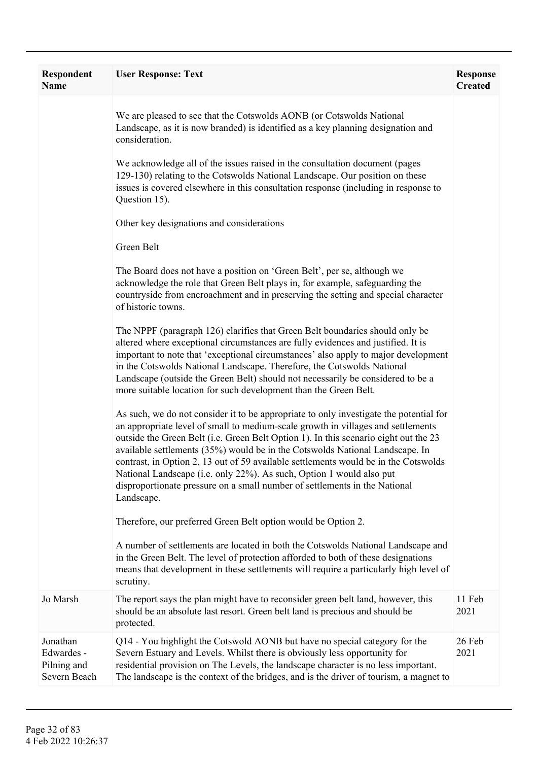| Respondent Name | User Response: Text | Response Created |
|---|---|---|
| | We are pleased to see that the Cotswolds AONB (or Cotswolds National Landscape, as it is now branded) is identified as a key planning designation and consideration.<br><br>We acknowledge all of the issues raised in the consultation document (pages 129-130) relating to the Cotswolds National Landscape. Our position on these issues is covered elsewhere in this consultation response (including in response to Question 15).<br><br>Other key designations and considerations<br><br>Green Belt<br><br>The Board does not have a position on 'Green Belt', per se, although we acknowledge the role that Green Belt plays in, for example, safeguarding the countryside from encroachment and in preserving the setting and special character of historic towns.<br><br>The NPPF (paragraph 126) clarifies that Green Belt boundaries should only be altered where exceptional circumstances are fully evidences and justified. It is important to note that 'exceptional circumstances' also apply to major development in the Cotswolds National Landscape. Therefore, the Cotswolds National Landscape (outside the Green Belt) should not necessarily be considered to be a more suitable location for such development than the Green Belt.<br><br>As such, we do not consider it to be appropriate to only investigate the potential for an appropriate level of small to medium-scale growth in villages and settlements outside the Green Belt (i.e. Green Belt Option 1). In this scenario eight out the 23 available settlements (35%) would be in the Cotswolds National Landscape. In contrast, in Option 2, 13 out of 59 available settlements would be in the Cotswolds National Landscape (i.e. only 22%). As such, Option 1 would also put disproportionate pressure on a small number of settlements in the National Landscape.<br><br>Therefore, our preferred Green Belt option would be Option 2.<br><br>A number of settlements are located in both the Cotswolds National Landscape and in the Green Belt. The level of protection afforded to both of these designations means that development in these settlements will require a particularly high level of scrutiny. | |
| Jo Marsh | The report says the plan might have to reconsider green belt land, however, this should be an absolute last resort. Green belt land is precious and should be protected. | 11 Feb 2021 |
| Jonathan Edwardes - Pilning and Severn Beach | Q14 - You highlight the Cotswold AONB but have no special category for the Severn Estuary and Levels. Whilst there is obviously less opportunity for residential provision on The Levels, the landscape character is no less important. The landscape is the context of the bridges, and is the driver of tourism, a magnet to | 26 Feb 2021 |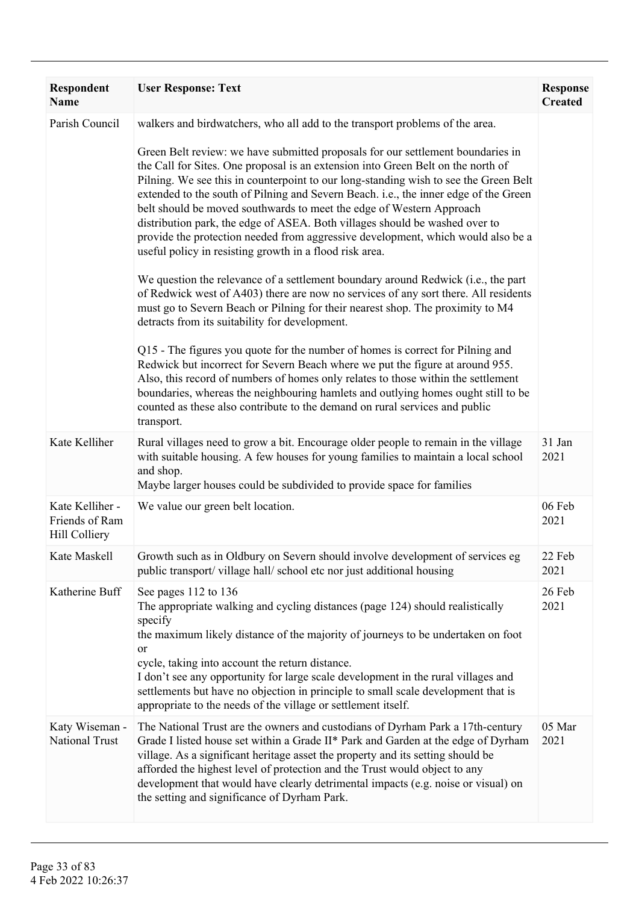| Respondent Name | User Response: Text | Response Created |
|---|---|---|
| Parish Council | walkers and birdwatchers, who all add to the transport problems of the area.<br><br>Green Belt review: we have submitted proposals for our settlement boundaries in the Call for Sites. One proposal is an extension into Green Belt on the north of Pilning. We see this in counterpoint to our long-standing wish to see the Green Belt extended to the south of Pilning and Severn Beach. i.e., the inner edge of the Green belt should be moved southwards to meet the edge of Western Approach distribution park, the edge of ASEA. Both villages should be washed over to provide the protection needed from aggressive development, which would also be a useful policy in resisting growth in a flood risk area.<br><br>We question the relevance of a settlement boundary around Redwick (i.e., the part of Redwick west of A403) there are now no services of any sort there. All residents must go to Severn Beach or Pilning for their nearest shop. The proximity to M4 detracts from its suitability for development.<br><br>Q15 - The figures you quote for the number of homes is correct for Pilning and Redwick but incorrect for Severn Beach where we put the figure at around 955. Also, this record of numbers of homes only relates to those within the settlement boundaries, whereas the neighbouring hamlets and outlying homes ought still to be counted as these also contribute to the demand on rural services and public transport. | |
| Kate Kelliher | Rural villages need to grow a bit. Encourage older people to remain in the village with suitable housing. A few houses for young families to maintain a local school and shop.<br>Maybe larger houses could be subdivided to provide space for families | 31 Jan 2021 |
| Kate Kelliher - Friends of Ram Hill Colliery | We value our green belt location. | 06 Feb 2021 |
| Kate Maskell | Growth such as in Oldbury on Severn should involve development of services eg public transport/ village hall/ school etc nor just additional housing | 22 Feb 2021 |
| Katherine Buff | See pages 112 to 136<br>The appropriate walking and cycling distances (page 124) should realistically specify<br>the maximum likely distance of the majority of journeys to be undertaken on foot or<br>cycle, taking into account the return distance.<br>I don't see any opportunity for large scale development in the rural villages and settlements but have no objection in principle to small scale development that is appropriate to the needs of the village or settlement itself. | 26 Feb 2021 |
| Katy Wiseman - National Trust | The National Trust are the owners and custodians of Dyrham Park a 17th-century Grade I listed house set within a Grade II* Park and Garden at the edge of Dyrham village. As a significant heritage asset the property and its setting should be afforded the highest level of protection and the Trust would object to any development that would have clearly detrimental impacts (e.g. noise or visual) on the setting and significance of Dyrham Park. | 05 Mar 2021 |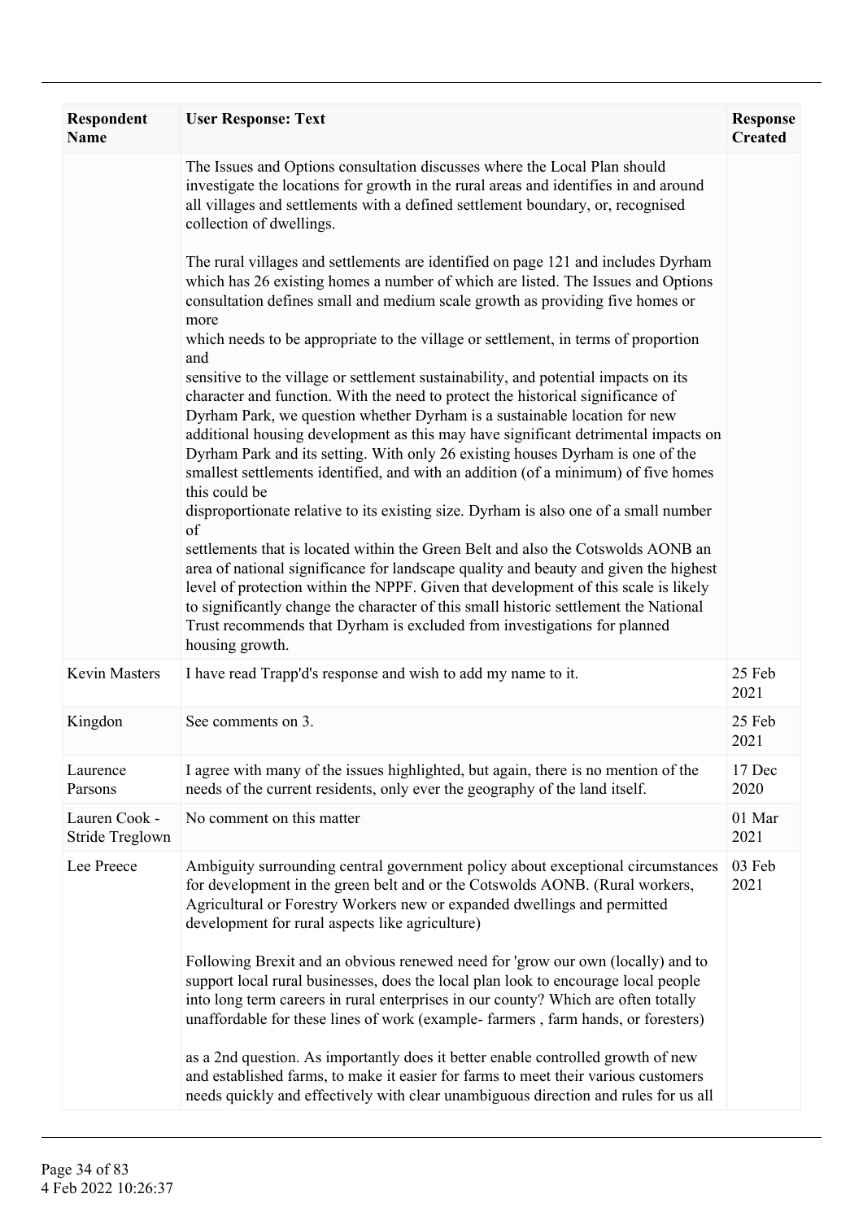| Respondent Name | User Response: Text | Response Created |
| --- | --- | --- |
| | The Issues and Options consultation discusses where the Local Plan should investigate the locations for growth in the rural areas and identifies in and around all villages and settlements with a defined settlement boundary, or, recognised collection of dwellings.<br><br>The rural villages and settlements are identified on page 121 and includes Dyrham which has 26 existing homes a number of which are listed. The Issues and Options consultation defines small and medium scale growth as providing five homes or more which needs to be appropriate to the village or settlement, in terms of proportion and sensitive to the village or settlement sustainability, and potential impacts on its character and function. With the need to protect the historical significance of Dyrham Park, we question whether Dyrham is a sustainable location for new additional housing development as this may have significant detrimental impacts on Dyrham Park and its setting. With only 26 existing houses Dyrham is one of the smallest settlements identified, and with an addition (of a minimum) of five homes this could be disproportionate relative to its existing size. Dyrham is also one of a small number of settlements that is located within the Green Belt and also the Cotswolds AONB an area of national significance for landscape quality and beauty and given the highest level of protection within the NPPF. Given that development of this scale is likely to significantly change the character of this small historic settlement the National Trust recommends that Dyrham is excluded from investigations for planned housing growth. | |
| Kevin Masters | I have read Trapp'd's response and wish to add my name to it. | 25 Feb 2021 |
| Kingdon | See comments on 3. | 25 Feb 2021 |
| Laurence Parsons | I agree with many of the issues highlighted, but again, there is no mention of the needs of the current residents, only ever the geography of the land itself. | 17 Dec 2020 |
| Lauren Cook - Stride Treglown | No comment on this matter | 01 Mar 2021 |
| Lee Preece | Ambiguity surrounding central government policy about exceptional circumstances for development in the green belt and or the Cotswolds AONB. (Rural workers, Agricultural or Forestry Workers new or expanded dwellings and permitted development for rural aspects like agriculture)<br><br>Following Brexit and an obvious renewed need for 'grow our own (locally) and to support local rural businesses, does the local plan look to encourage local people into long term careers in rural enterprises in our county? Which are often totally unaffordable for these lines of work (example- farmers , farm hands, or foresters)<br><br>as a 2nd question. As importantly does it better enable controlled growth of new and established farms, to make it easier for farms to meet their various customers needs quickly and effectively with clear unambiguous direction and rules for us all | 03 Feb 2021 |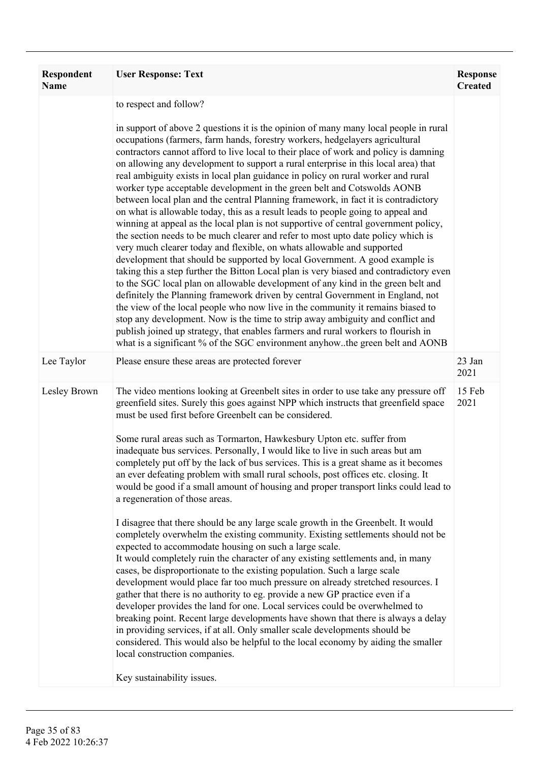| Respondent Name | User Response: Text | Response Created |
|---|---|---|
| | to respect and follow?<br><br>in support of above 2 questions it is the opinion of many many local people in rural occupations (farmers, farm hands, forestry workers, hedgelayers agricultural contractors cannot afford to live local to their place of work and policy is damning on allowing any development to support a rural enterprise in this local area) that real ambiguity exists in local plan guidance in policy on rural worker and rural worker type acceptable development in the green belt and Cotswolds AONB between local plan and the central Planning framework, in fact it is contradictory on what is allowable today, this as a result leads to people going to appeal and winning at appeal as the local plan is not supportive of central government policy, the section needs to be much clearer and refer to most upto date policy which is very much clearer today and flexible, on whats allowable and supported development that should be supported by local Government. A good example is taking this a step further the Bitton Local plan is very biased and contradictory even to the SGC local plan on allowable development of any kind in the green belt and definitely the Planning framework driven by central Government in England, not the view of the local people who now live in the community it remains biased to stop any development. Now is the time to strip away ambiguity and conflict and publish joined up strategy, that enables farmers and rural workers to flourish in what is a significant % of the SGC environment anyhow..the green belt and AONB | |
| Lee Taylor | Please ensure these areas are protected forever | 23 Jan 2021 |
| Lesley Brown | The video mentions looking at Greenbelt sites in order to use take any pressure off greenfield sites. Surely this goes against NPP which instructs that greenfield space must be used first before Greenbelt can be considered.<br><br>Some rural areas such as Tormarton, Hawkesbury Upton etc. suffer from inadequate bus services. Personally, I would like to live in such areas but am completely put off by the lack of bus services. This is a great shame as it becomes an ever defeating problem with small rural schools, post offices etc. closing. It would be good if a small amount of housing and proper transport links could lead to a regeneration of those areas.<br><br>I disagree that there should be any large scale growth in the Greenbelt. It would completely overwhelm the existing community. Existing settlements should not be expected to accommodate housing on such a large scale.<br>It would completely ruin the character of any existing settlements and, in many cases, be disproportionate to the existing population. Such a large scale development would place far too much pressure on already stretched resources. I gather that there is no authority to eg. provide a new GP practice even if a developer provides the land for one. Local services could be overwhelmed to breaking point. Recent large developments have shown that there is always a delay in providing services, if at all. Only smaller scale developments should be considered. This would also be helpful to the local economy by aiding the smaller local construction companies.<br><br>Key sustainability issues. | 15 Feb 2021 |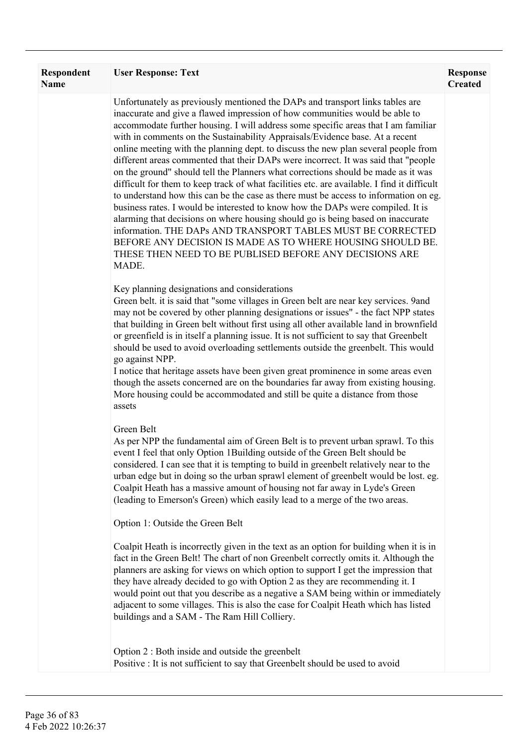| Respondent Name | User Response: Text | Response Created |
|---|---|---|
| | Unfortunately as previously mentioned the DAPs and transport links tables are inaccurate and give a flawed impression of how communities would be able to accommodate further housing. I will address some specific areas that I am familiar with in comments on the Sustainability Appraisals/Evidence base. At a recent online meeting with the planning dept. to discuss the new plan several people from different areas commented that their DAPs were incorrect. It was said that "people on the ground" should tell the Planners what corrections should be made as it was difficult for them to keep track of what facilities etc. are available. I find it difficult to understand how this can be the case as there must be access to information on eg. business rates. I would be interested to know how the DAPs were compiled. It is alarming that decisions on where housing should go is being based on inaccurate information. THE DAPs AND TRANSPORT TABLES MUST BE CORRECTED BEFORE ANY DECISION IS MADE AS TO WHERE HOUSING SHOULD BE. THESE THEN NEED TO BE PUBLISED BEFORE ANY DECISIONS ARE MADE.<br><br>Key planning designations and considerations<br>Green belt. it is said that "some villages in Green belt are near key services. 9and may not be covered by other planning designations or issues" - the fact NPP states that building in Green belt without first using all other available land in brownfield or greenfield is in itself a planning issue. It is not sufficient to say that Greenbelt should be used to avoid overloading settlements outside the greenbelt. This would go against NPP.<br>I notice that heritage assets have been given great prominence in some areas even though the assets concerned are on the boundaries far away from existing housing. More housing could be accommodated and still be quite a distance from those assets<br><br>Green Belt<br>As per NPP the fundamental aim of Green Belt is to prevent urban sprawl. To this event I feel that only Option 1Building outside of the Green Belt should be considered. I can see that it is tempting to build in greenbelt relatively near to the urban edge but in doing so the urban sprawl element of greenbelt would be lost. eg. Coalpit Heath has a massive amount of housing not far away in Lyde's Green (leading to Emerson's Green) which easily lead to a merge of the two areas.<br><br>Option 1: Outside the Green Belt<br><br>Coalpit Heath is incorrectly given in the text as an option for building when it is in fact in the Green Belt! The chart of non Greenbelt correctly omits it. Although the planners are asking for views on which option to support I get the impression that they have already decided to go with Option 2 as they are recommending it. I would point out that you describe as a negative a SAM being within or immediately adjacent to some villages. This is also the case for Coalpit Heath which has listed buildings and a SAM - The Ram Hill Colliery.<br><br>Option 2 : Both inside and outside the greenbelt<br>Positive : It is not sufficient to say that Greenbelt should be used to avoid | |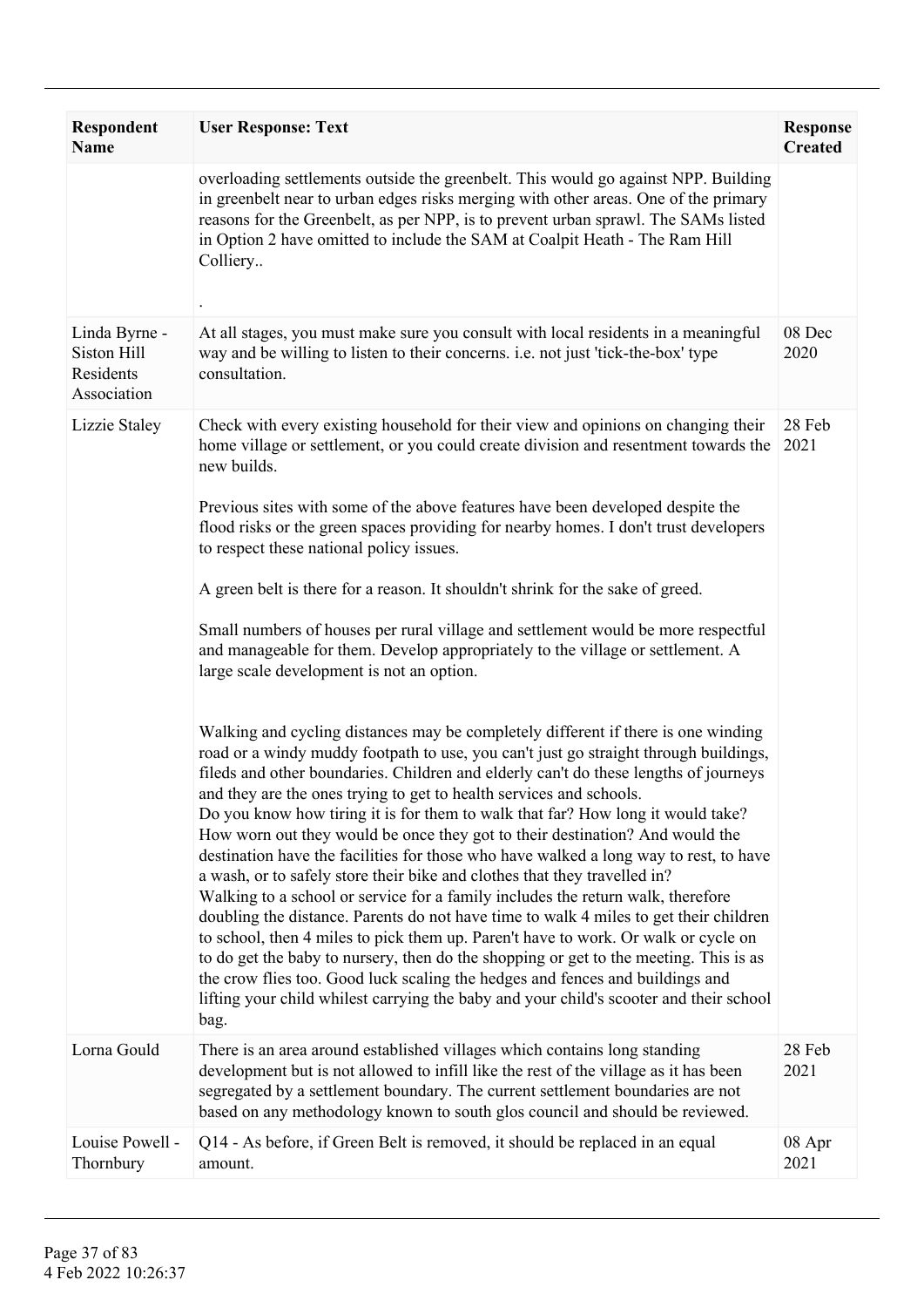| Respondent Name | User Response: Text | Response Created |
| --- | --- | --- |
| | overloading settlements outside the greenbelt. This would go against NPP. Building in greenbelt near to urban edges risks merging with other areas. One of the primary reasons for the Greenbelt, as per NPP, is to prevent urban sprawl. The SAMs listed in Option 2 have omitted to include the SAM at Coalpit Heath - The Ram Hill Colliery..<br><br>. | |
| Linda Byrne - Siston Hill Residents Association | At all stages, you must make sure you consult with local residents in a meaningful way and be willing to listen to their concerns. i.e. not just 'tick-the-box' type consultation. | 08 Dec 2020 |
| Lizzie Staley | Check with every existing household for their view and opinions on changing their home village or settlement, or you could create division and resentment towards the new builds.<br><br>Previous sites with some of the above features have been developed despite the flood risks or the green spaces providing for nearby homes. I don't trust developers to respect these national policy issues.<br><br>A green belt is there for a reason. It shouldn't shrink for the sake of greed.<br><br>Small numbers of houses per rural village and settlement would be more respectful and manageable for them. Develop appropriately to the village or settlement. A large scale development is not an option.<br><br>Walking and cycling distances may be completely different if there is one winding road or a windy muddy footpath to use, you can't just go straight through buildings, fileds and other boundaries. Children and elderly can't do these lengths of journeys and they are the ones trying to get to health services and schools.<br>Do you know how tiring it is for them to walk that far? How long it would take? How worn out they would be once they got to their destination? And would the destination have the facilities for those who have walked a long way to rest, to have a wash, or to safely store their bike and clothes that they travelled in?<br>Walking to a school or service for a family includes the return walk, therefore doubling the distance. Parents do not have time to walk 4 miles to get their children to school, then 4 miles to pick them up. Paren't have to work. Or walk or cycle on to do get the baby to nursery, then do the shopping or get to the meeting. This is as the crow flies too. Good luck scaling the hedges and fences and buildings and lifting your child whilest carrying the baby and your child's scooter and their school bag. | 28 Feb 2021 |
| Lorna Gould | There is an area around established villages which contains long standing development but is not allowed to infill like the rest of the village as it has been segregated by a settlement boundary. The current settlement boundaries are not based on any methodology known to south glos council and should be reviewed. | 28 Feb 2021 |
| Louise Powell - Thornbury | Q14 - As before, if Green Belt is removed, it should be replaced in an equal amount. | 08 Apr 2021 |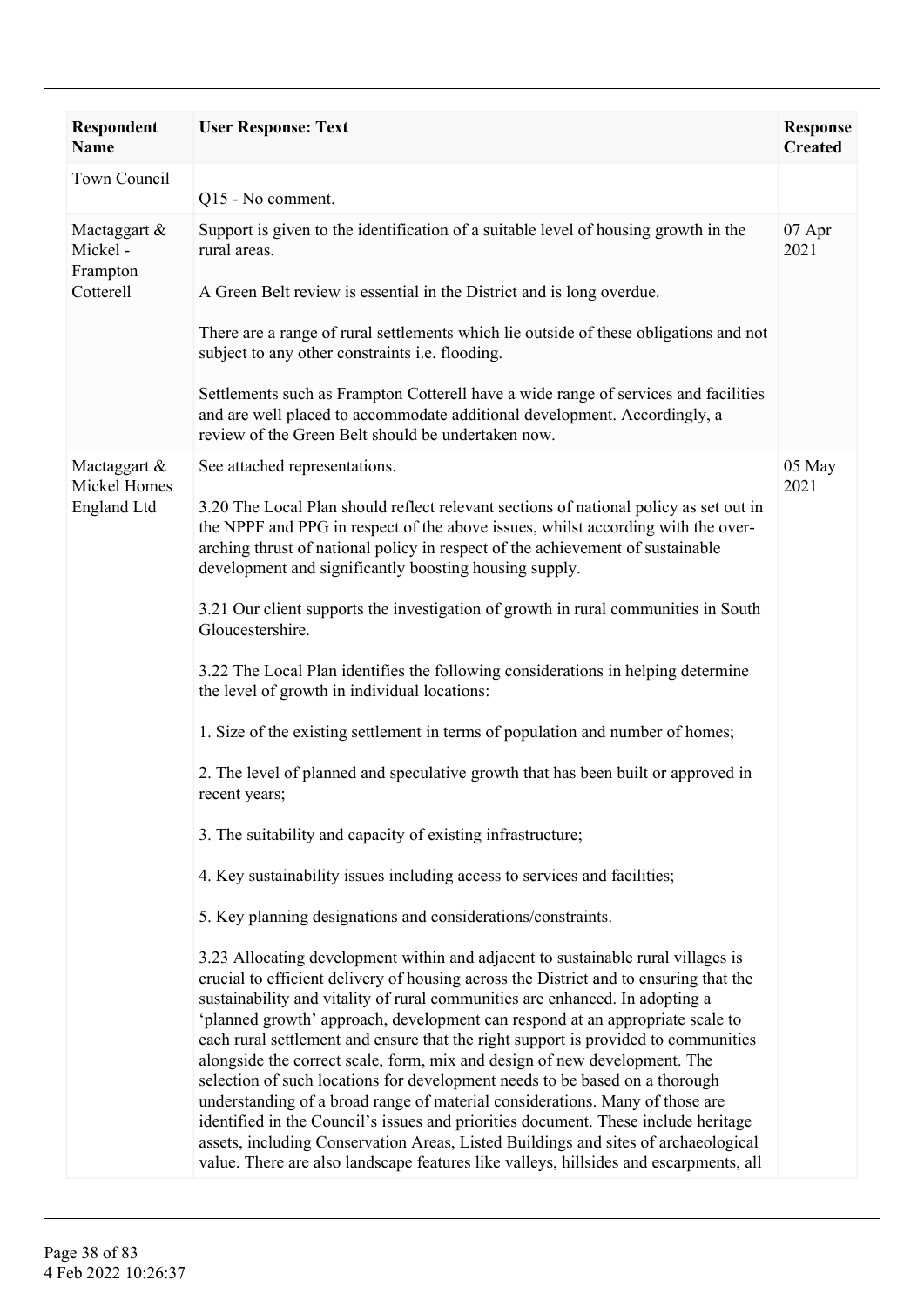| Respondent Name | User Response: Text | Response Created |
|---|---|---|
| Town Council | Q15 - No comment. | |
| Mactaggart & Mickel - Frampton Cotterell | Support is given to the identification of a suitable level of housing growth in the rural areas.<br><br>A Green Belt review is essential in the District and is long overdue.<br><br>There are a range of rural settlements which lie outside of these obligations and not subject to any other constraints i.e. flooding.<br><br>Settlements such as Frampton Cotterell have a wide range of services and facilities and are well placed to accommodate additional development. Accordingly, a review of the Green Belt should be undertaken now. | 07 Apr 2021 |
| Mactaggart & Mickel Homes England Ltd | See attached representations.<br><br>3.20 The Local Plan should reflect relevant sections of national policy as set out in the NPPF and PPG in respect of the above issues, whilst according with the over-arching thrust of national policy in respect of the achievement of sustainable development and significantly boosting housing supply.<br><br>3.21 Our client supports the investigation of growth in rural communities in South Gloucestershire.<br><br>3.22 The Local Plan identifies the following considerations in helping determine the level of growth in individual locations:<br><br>1. Size of the existing settlement in terms of population and number of homes;<br><br>2. The level of planned and speculative growth that has been built or approved in recent years;<br><br>3. The suitability and capacity of existing infrastructure;<br><br>4. Key sustainability issues including access to services and facilities;<br><br>5. Key planning designations and considerations/constraints.<br><br>3.23 Allocating development within and adjacent to sustainable rural villages is crucial to efficient delivery of housing across the District and to ensuring that the sustainability and vitality of rural communities are enhanced. In adopting a 'planned growth' approach, development can respond at an appropriate scale to each rural settlement and ensure that the right support is provided to communities alongside the correct scale, form, mix and design of new development. The selection of such locations for development needs to be based on a thorough understanding of a broad range of material considerations. Many of those are identified in the Council's issues and priorities document. These include heritage assets, including Conservation Areas, Listed Buildings and sites of archaeological value. There are also landscape features like valleys, hillsides and escarpments, all | 05 May 2021 |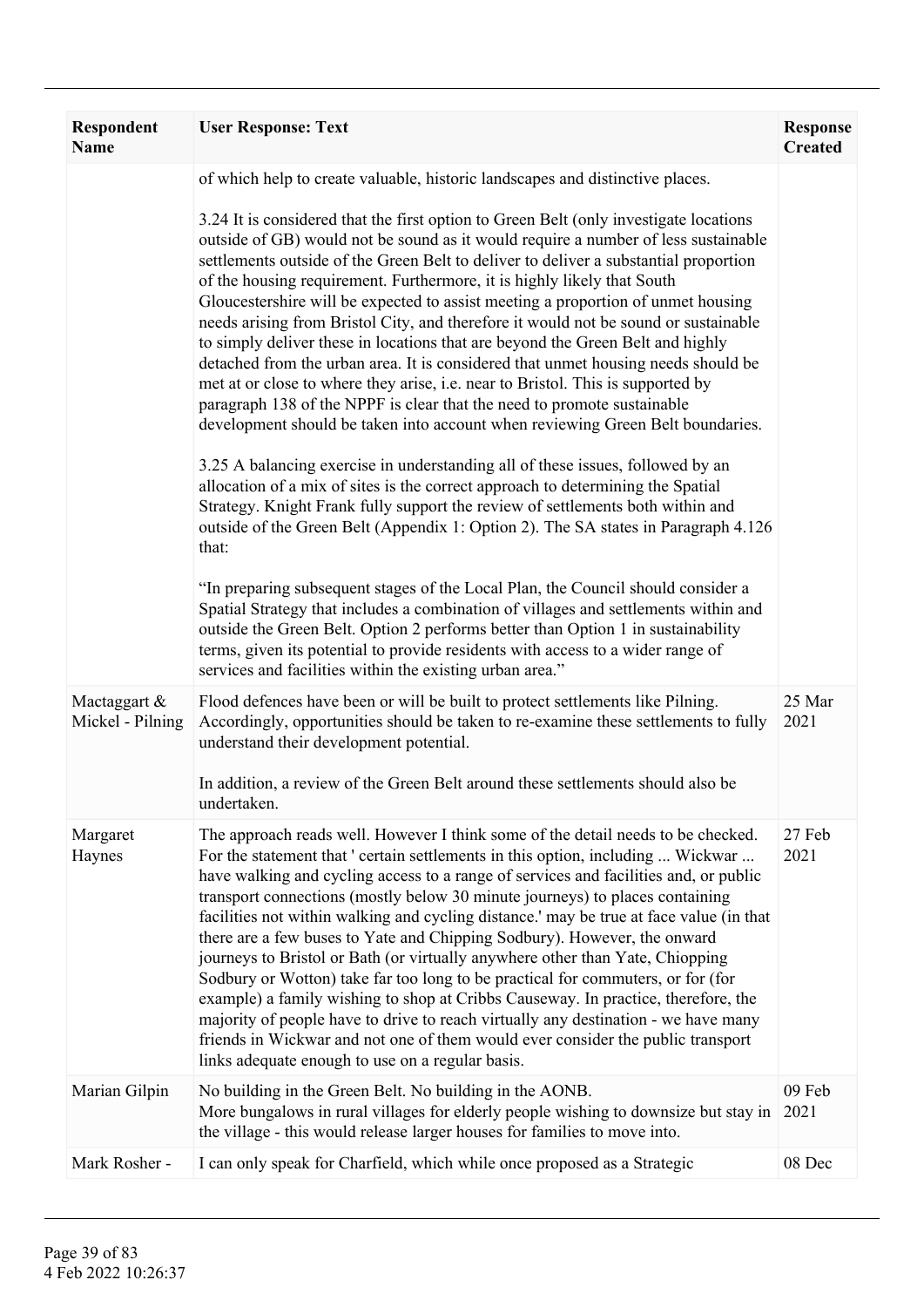| Respondent Name | User Response: Text | Response Created |
|---|---|---|
| | of which help to create valuable, historic landscapes and distinctive places.<br><br>3.24 It is considered that the first option to Green Belt (only investigate locations outside of GB) would not be sound as it would require a number of less sustainable settlements outside of the Green Belt to deliver to deliver a substantial proportion of the housing requirement. Furthermore, it is highly likely that South Gloucestershire will be expected to assist meeting a proportion of unmet housing needs arising from Bristol City, and therefore it would not be sound or sustainable to simply deliver these in locations that are beyond the Green Belt and highly detached from the urban area. It is considered that unmet housing needs should be met at or close to where they arise, i.e. near to Bristol. This is supported by paragraph 138 of the NPPF is clear that the need to promote sustainable development should be taken into account when reviewing Green Belt boundaries.<br><br>3.25 A balancing exercise in understanding all of these issues, followed by an allocation of a mix of sites is the correct approach to determining the Spatial Strategy. Knight Frank fully support the review of settlements both within and outside of the Green Belt (Appendix 1: Option 2). The SA states in Paragraph 4.126 that:<br><br>"In preparing subsequent stages of the Local Plan, the Council should consider a Spatial Strategy that includes a combination of villages and settlements within and outside the Green Belt. Option 2 performs better than Option 1 in sustainability terms, given its potential to provide residents with access to a wider range of services and facilities within the existing urban area." | |
| Mactaggart & Mickel - Pilning | Flood defences have been or will be built to protect settlements like Pilning. Accordingly, opportunities should be taken to re-examine these settlements to fully understand their development potential.<br><br>In addition, a review of the Green Belt around these settlements should also be undertaken. | 25 Mar 2021 |
| Margaret Haynes | The approach reads well. However I think some of the detail needs to be checked. For the statement that ' certain settlements in this option, including ... Wickwar ... have walking and cycling access to a range of services and facilities and, or public transport connections (mostly below 30 minute journeys) to places containing facilities not within walking and cycling distance.' may be true at face value (in that there are a few buses to Yate and Chipping Sodbury). However, the onward journeys to Bristol or Bath (or virtually anywhere other than Yate, Chiopping Sodbury or Wotton) take far too long to be practical for commuters, or for (for example) a family wishing to shop at Cribbs Causeway. In practice, therefore, the majority of people have to drive to reach virtually any destination - we have many friends in Wickwar and not one of them would ever consider the public transport links adequate enough to use on a regular basis. | 27 Feb 2021 |
| Marian Gilpin | No building in the Green Belt. No building in the AONB.<br>More bungalows in rural villages for elderly people wishing to downsize but stay in the village - this would release larger houses for families to move into. | 09 Feb 2021 |
| Mark Rosher - | I can only speak for Charfield, which while once proposed as a Strategic | 08 Dec |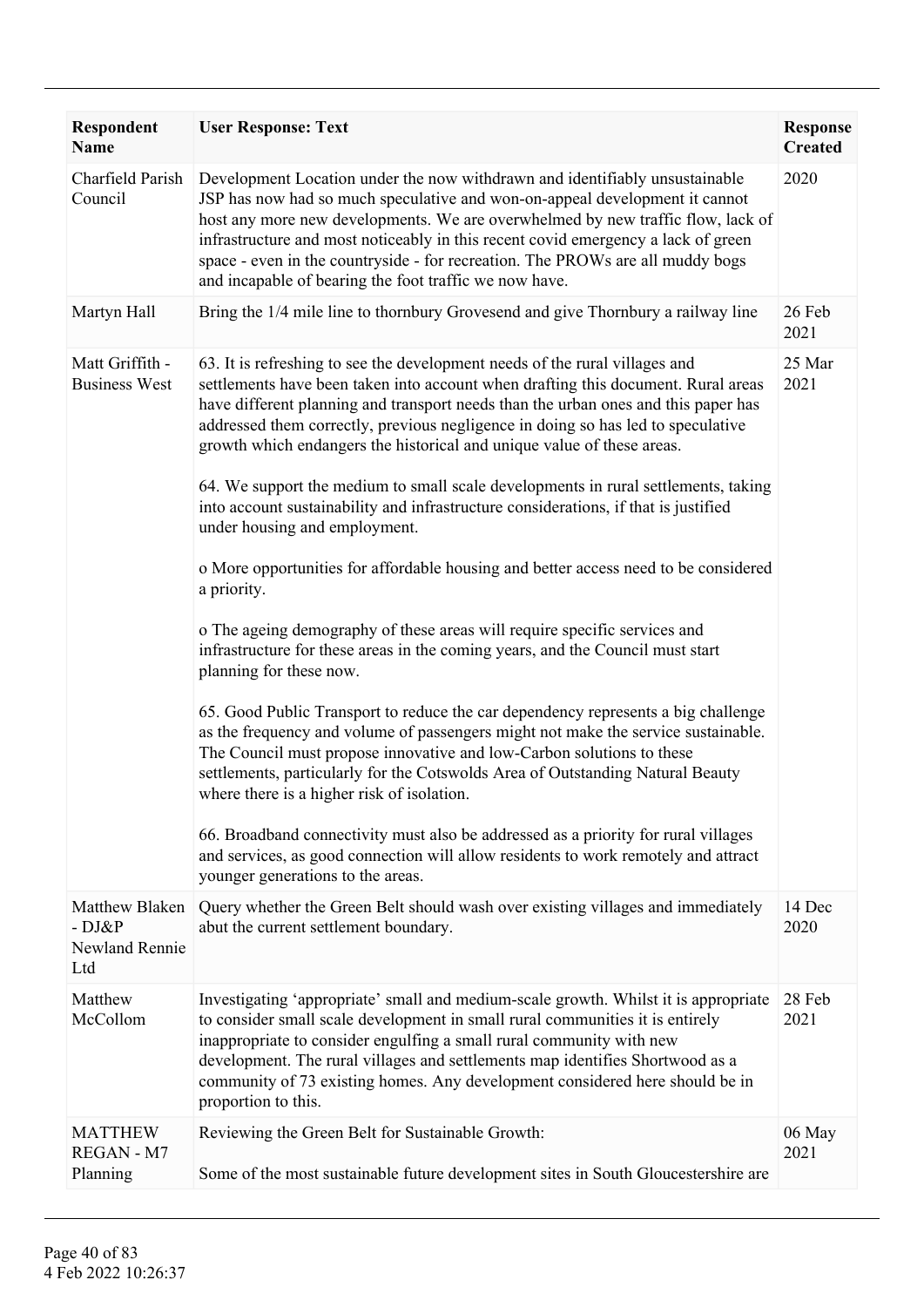| Respondent Name | User Response: Text | Response Created |
|---|---|---|
| Charfield Parish Council | Development Location under the now withdrawn and identifiably unsustainable JSP has now had so much speculative and won-on-appeal development it cannot host any more new developments. We are overwhelmed by new traffic flow, lack of infrastructure and most noticeably in this recent covid emergency a lack of green space - even in the countryside - for recreation. The PROWs are all muddy bogs and incapable of bearing the foot traffic we now have. | 2020 |
| Martyn Hall | Bring the 1/4 mile line to thornbury Grovesend and give Thornbury a railway line | 26 Feb 2021 |
| Matt Griffith - Business West | 63. It is refreshing to see the development needs of the rural villages and settlements have been taken into account when drafting this document. Rural areas have different planning and transport needs than the urban ones and this paper has addressed them correctly, previous negligence in doing so has led to speculative growth which endangers the historical and unique value of these areas.<br><br>64. We support the medium to small scale developments in rural settlements, taking into account sustainability and infrastructure considerations, if that is justified under housing and employment.<br><br>o More opportunities for affordable housing and better access need to be considered a priority.<br><br>o The ageing demography of these areas will require specific services and infrastructure for these areas in the coming years, and the Council must start planning for these now.<br><br>65. Good Public Transport to reduce the car dependency represents a big challenge as the frequency and volume of passengers might not make the service sustainable. The Council must propose innovative and low-Carbon solutions to these settlements, particularly for the Cotswolds Area of Outstanding Natural Beauty where there is a higher risk of isolation.<br><br>66. Broadband connectivity must also be addressed as a priority for rural villages and services, as good connection will allow residents to work remotely and attract younger generations to the areas. | 25 Mar 2021 |
| Matthew Blaken - DJ&P Newland Rennie Ltd | Query whether the Green Belt should wash over existing villages and immediately abut the current settlement boundary. | 14 Dec 2020 |
| Matthew McCollom | Investigating 'appropriate' small and medium-scale growth. Whilst it is appropriate to consider small scale development in small rural communities it is entirely inappropriate to consider engulfing a small rural community with new development. The rural villages and settlements map identifies Shortwood as a community of 73 existing homes. Any development considered here should be in proportion to this. | 28 Feb 2021 |
| MATTHEW REGAN - M7 Planning | Reviewing the Green Belt for Sustainable Growth:<br><br>Some of the most sustainable future development sites in South Gloucestershire are | 06 May 2021 |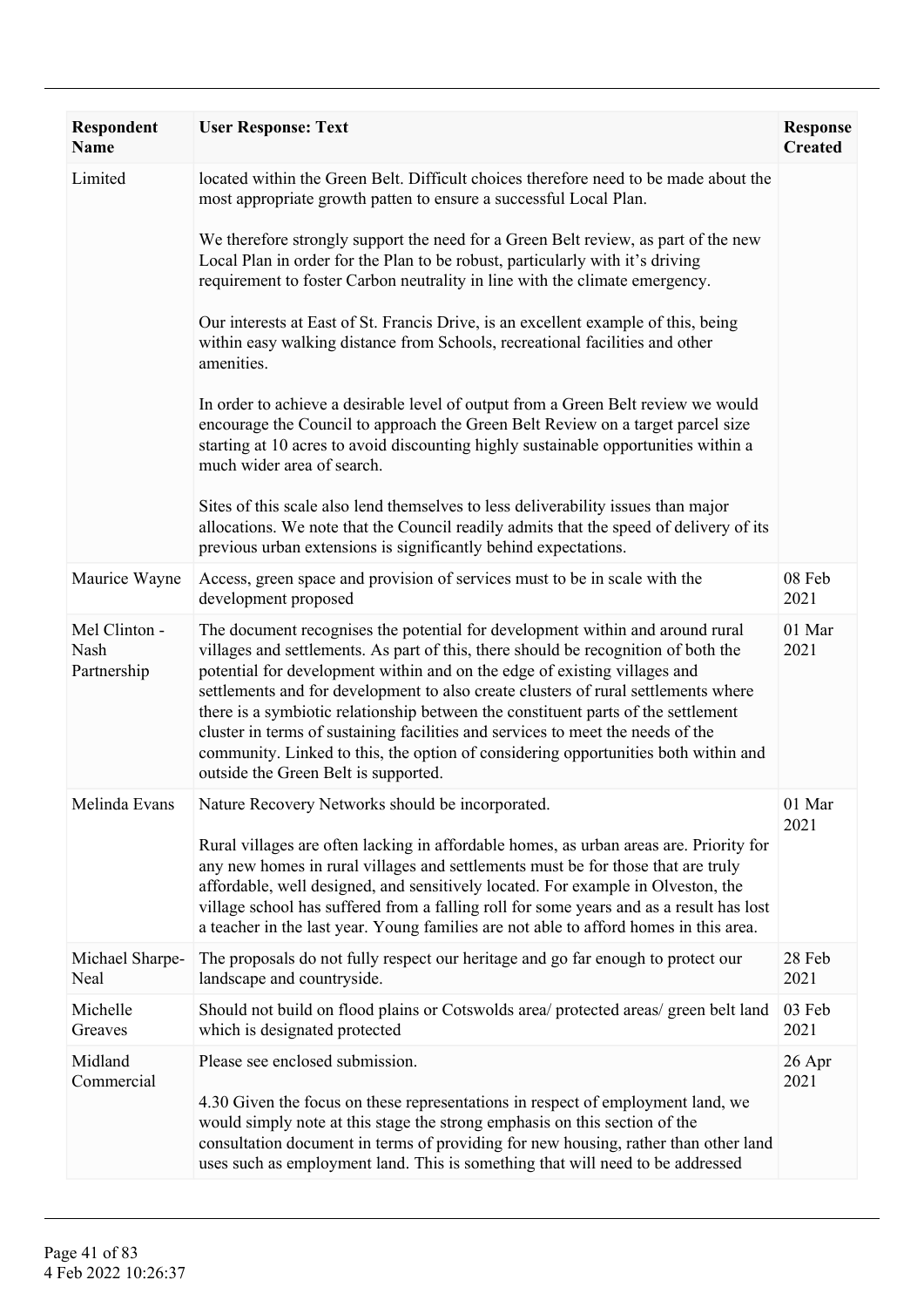| Respondent Name | User Response: Text | Response Created |
|---|---|---|
| Limited | located within the Green Belt. Difficult choices therefore need to be made about the most appropriate growth patten to ensure a successful Local Plan.<br><br>We therefore strongly support the need for a Green Belt review, as part of the new Local Plan in order for the Plan to be robust, particularly with it's driving requirement to foster Carbon neutrality in line with the climate emergency.<br><br>Our interests at East of St. Francis Drive, is an excellent example of this, being within easy walking distance from Schools, recreational facilities and other amenities.<br><br>In order to achieve a desirable level of output from a Green Belt review we would encourage the Council to approach the Green Belt Review on a target parcel size starting at 10 acres to avoid discounting highly sustainable opportunities within a much wider area of search.<br><br>Sites of this scale also lend themselves to less deliverability issues than major allocations. We note that the Council readily admits that the speed of delivery of its previous urban extensions is significantly behind expectations. | |
| Maurice Wayne | Access, green space and provision of services must to be in scale with the development proposed | 08 Feb 2021 |
| Mel Clinton - Nash Partnership | The document recognises the potential for development within and around rural villages and settlements. As part of this, there should be recognition of both the potential for development within and on the edge of existing villages and settlements and for development to also create clusters of rural settlements where there is a symbiotic relationship between the constituent parts of the settlement cluster in terms of sustaining facilities and services to meet the needs of the community. Linked to this, the option of considering opportunities both within and outside the Green Belt is supported. | 01 Mar 2021 |
| Melinda Evans | Nature Recovery Networks should be incorporated.<br><br>Rural villages are often lacking in affordable homes, as urban areas are. Priority for any new homes in rural villages and settlements must be for those that are truly affordable, well designed, and sensitively located. For example in Olveston, the village school has suffered from a falling roll for some years and as a result has lost a teacher in the last year. Young families are not able to afford homes in this area. | 01 Mar 2021 |
| Michael Sharpe-Neal | The proposals do not fully respect our heritage and go far enough to protect our landscape and countryside. | 28 Feb 2021 |
| Michelle Greaves | Should not build on flood plains or Cotswolds area/ protected areas/ green belt land which is designated protected | 03 Feb 2021 |
| Midland Commercial | Please see enclosed submission.<br><br>4.30 Given the focus on these representations in respect of employment land, we would simply note at this stage the strong emphasis on this section of the consultation document in terms of providing for new housing, rather than other land uses such as employment land. This is something that will need to be addressed | 26 Apr 2021 |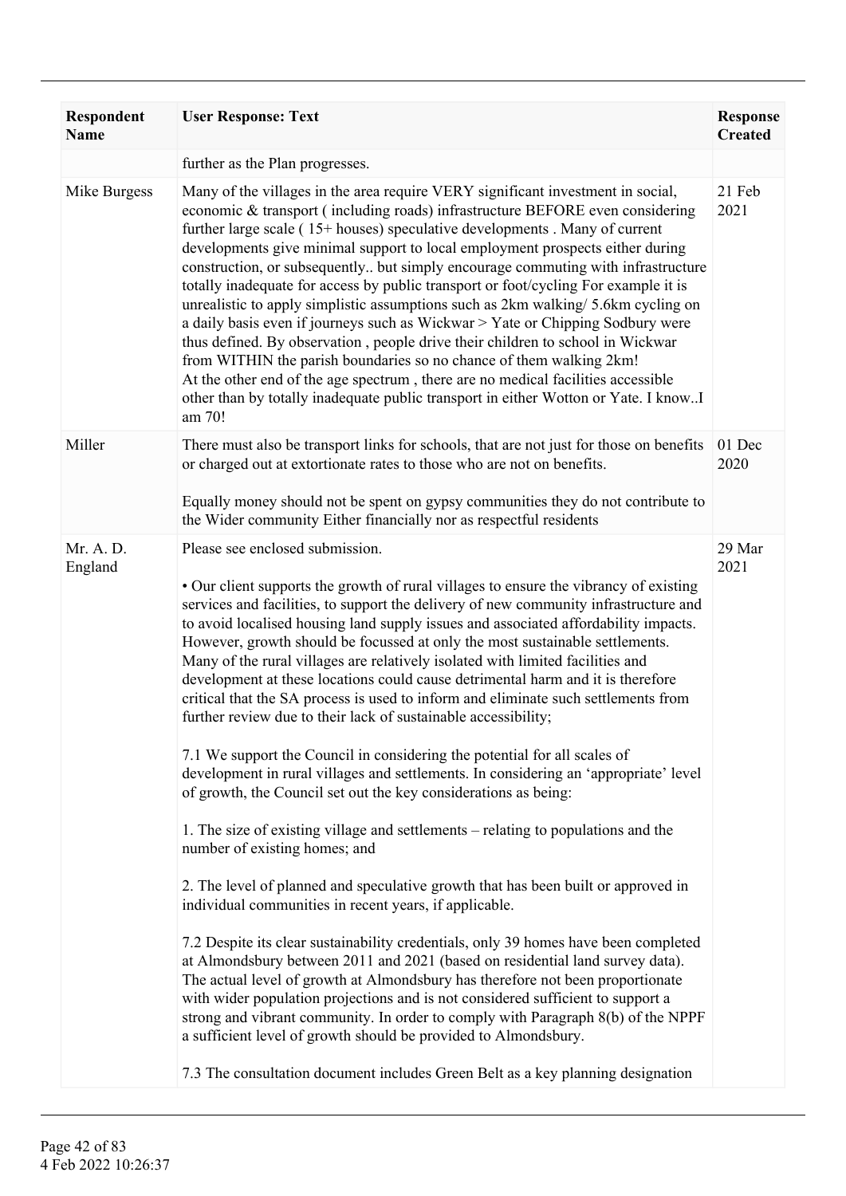| Respondent Name | User Response: Text | Response Created |
|---|---|---|
| | further as the Plan progresses. | |
| Mike Burgess | Many of the villages in the area require VERY significant investment in social, economic & transport ( including roads) infrastructure BEFORE even considering further large scale ( 15+ houses) speculative developments . Many of current developments give minimal support to local employment prospects either during construction, or subsequently.. but simply encourage commuting with infrastructure totally inadequate for access by public transport or foot/cycling For example it is unrealistic to apply simplistic assumptions such as 2km walking/ 5.6km cycling on a daily basis even if journeys such as Wickwar > Yate or Chipping Sodbury were thus defined. By observation , people drive their children to school in Wickwar from WITHIN the parish boundaries so no chance of them walking 2km!<br>At the other end of the age spectrum , there are no medical facilities accessible other than by totally inadequate public transport in either Wotton or Yate. I know..I am 70! | 21 Feb 2021 |
| Miller | There must also be transport links for schools, that are not just for those on benefits or charged out at extortionate rates to those who are not on benefits.<br><br>Equally money should not be spent on gypsy communities they do not contribute to the Wider community Either financially nor as respectful residents | 01 Dec 2020 |
| Mr. A. D. England | Please see enclosed submission.<br><br>• Our client supports the growth of rural villages to ensure the vibrancy of existing services and facilities, to support the delivery of new community infrastructure and to avoid localised housing land supply issues and associated affordability impacts. However, growth should be focussed at only the most sustainable settlements. Many of the rural villages are relatively isolated with limited facilities and development at these locations could cause detrimental harm and it is therefore critical that the SA process is used to inform and eliminate such settlements from further review due to their lack of sustainable accessibility;<br><br>7.1 We support the Council in considering the potential for all scales of development in rural villages and settlements. In considering an 'appropriate' level of growth, the Council set out the key considerations as being:<br><br>1. The size of existing village and settlements – relating to populations and the number of existing homes; and<br><br>2. The level of planned and speculative growth that has been built or approved in individual communities in recent years, if applicable.<br><br>7.2 Despite its clear sustainability credentials, only 39 homes have been completed at Almondsbury between 2011 and 2021 (based on residential land survey data). The actual level of growth at Almondsbury has therefore not been proportionate with wider population projections and is not considered sufficient to support a strong and vibrant community. In order to comply with Paragraph 8(b) of the NPPF a sufficient level of growth should be provided to Almondsbury.<br><br>7.3 The consultation document includes Green Belt as a key planning designation | 29 Mar 2021 |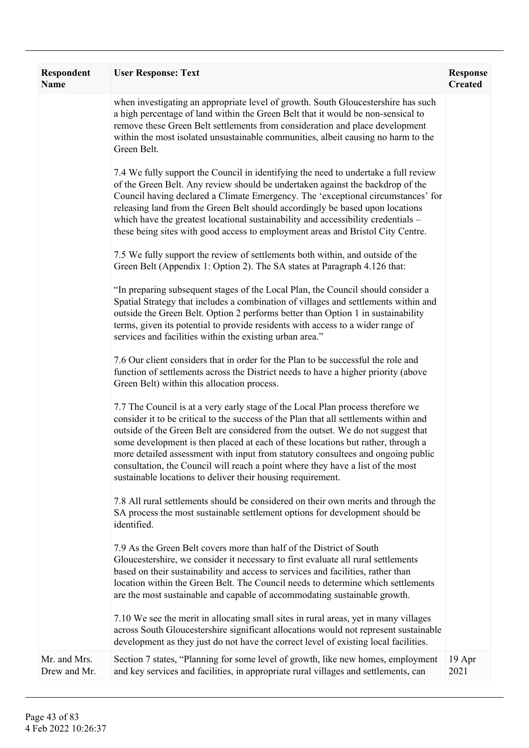| Respondent Name | User Response: Text | Response Created |
|---|---|---|
| | when investigating an appropriate level of growth. South Gloucestershire has such a high percentage of land within the Green Belt that it would be non-sensical to remove these Green Belt settlements from consideration and place development within the most isolated unsustainable communities, albeit causing no harm to the Green Belt.<br><br>7.4 We fully support the Council in identifying the need to undertake a full review of the Green Belt. Any review should be undertaken against the backdrop of the Council having declared a Climate Emergency. The 'exceptional circumstances' for releasing land from the Green Belt should accordingly be based upon locations which have the greatest locational sustainability and accessibility credentials – these being sites with good access to employment areas and Bristol City Centre.<br><br>7.5 We fully support the review of settlements both within, and outside of the Green Belt (Appendix 1: Option 2). The SA states at Paragraph 4.126 that:<br><br>"In preparing subsequent stages of the Local Plan, the Council should consider a Spatial Strategy that includes a combination of villages and settlements within and outside the Green Belt. Option 2 performs better than Option 1 in sustainability terms, given its potential to provide residents with access to a wider range of services and facilities within the existing urban area."<br><br>7.6 Our client considers that in order for the Plan to be successful the role and function of settlements across the District needs to have a higher priority (above Green Belt) within this allocation process.<br><br>7.7 The Council is at a very early stage of the Local Plan process therefore we consider it to be critical to the success of the Plan that all settlements within and outside of the Green Belt are considered from the outset. We do not suggest that some development is then placed at each of these locations but rather, through a more detailed assessment with input from statutory consultees and ongoing public consultation, the Council will reach a point where they have a list of the most sustainable locations to deliver their housing requirement.<br><br>7.8 All rural settlements should be considered on their own merits and through the SA process the most sustainable settlement options for development should be identified.<br><br>7.9 As the Green Belt covers more than half of the District of South Gloucestershire, we consider it necessary to first evaluate all rural settlements based on their sustainability and access to services and facilities, rather than location within the Green Belt. The Council needs to determine which settlements are the most sustainable and capable of accommodating sustainable growth.<br><br>7.10 We see the merit in allocating small sites in rural areas, yet in many villages across South Gloucestershire significant allocations would not represent sustainable development as they just do not have the correct level of existing local facilities. | |
| Mr. and Mrs. Drew and Mr. | Section 7 states, "Planning for some level of growth, like new homes, employment and key services and facilities, in appropriate rural villages and settlements, can | 19 Apr 2021 |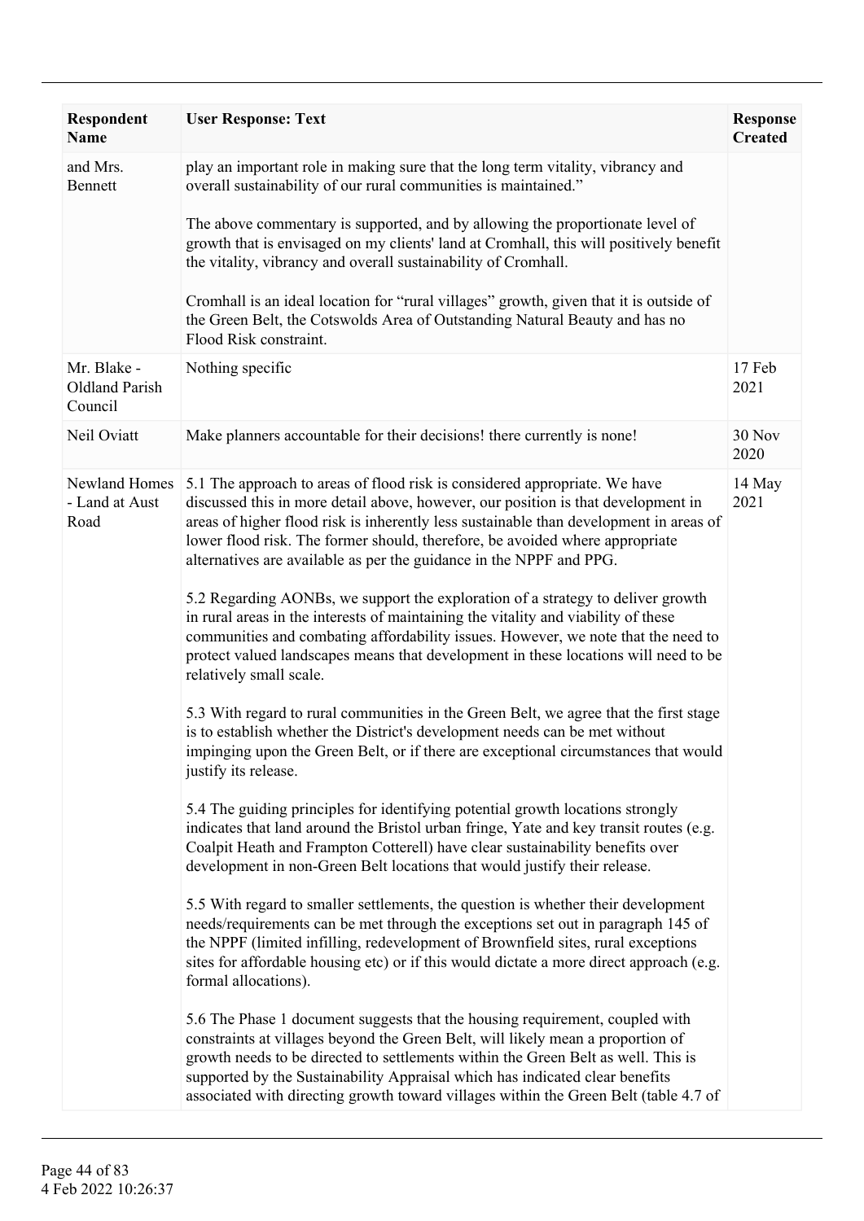| Respondent Name | User Response: Text | Response Created |
|---|---|---|
| and Mrs. Bennett | play an important role in making sure that the long term vitality, vibrancy and overall sustainability of our rural communities is maintained."<br><br>The above commentary is supported, and by allowing the proportionate level of growth that is envisaged on my clients' land at Cromhall, this will positively benefit the vitality, vibrancy and overall sustainability of Cromhall.<br><br>Cromhall is an ideal location for "rural villages" growth, given that it is outside of the Green Belt, the Cotswolds Area of Outstanding Natural Beauty and has no Flood Risk constraint. | |
| Mr. Blake - Oldland Parish Council | Nothing specific | 17 Feb 2021 |
| Neil Oviatt | Make planners accountable for their decisions! there currently is none! | 30 Nov 2020 |
| Newland Homes - Land at Aust Road | 5.1 The approach to areas of flood risk is considered appropriate. We have discussed this in more detail above, however, our position is that development in areas of higher flood risk is inherently less sustainable than development in areas of lower flood risk. The former should, therefore, be avoided where appropriate alternatives are available as per the guidance in the NPPF and PPG.<br><br>5.2 Regarding AONBs, we support the exploration of a strategy to deliver growth in rural areas in the interests of maintaining the vitality and viability of these communities and combating affordability issues. However, we note that the need to protect valued landscapes means that development in these locations will need to be relatively small scale.<br><br>5.3 With regard to rural communities in the Green Belt, we agree that the first stage is to establish whether the District's development needs can be met without impinging upon the Green Belt, or if there are exceptional circumstances that would justify its release.<br><br>5.4 The guiding principles for identifying potential growth locations strongly indicates that land around the Bristol urban fringe, Yate and key transit routes (e.g. Coalpit Heath and Frampton Cotterell) have clear sustainability benefits over development in non-Green Belt locations that would justify their release.<br><br>5.5 With regard to smaller settlements, the question is whether their development needs/requirements can be met through the exceptions set out in paragraph 145 of the NPPF (limited infilling, redevelopment of Brownfield sites, rural exceptions sites for affordable housing etc) or if this would dictate a more direct approach (e.g. formal allocations).<br><br>5.6 The Phase 1 document suggests that the housing requirement, coupled with constraints at villages beyond the Green Belt, will likely mean a proportion of growth needs to be directed to settlements within the Green Belt as well. This is supported by the Sustainability Appraisal which has indicated clear benefits associated with directing growth toward villages within the Green Belt (table 4.7 of | 14 May 2021 |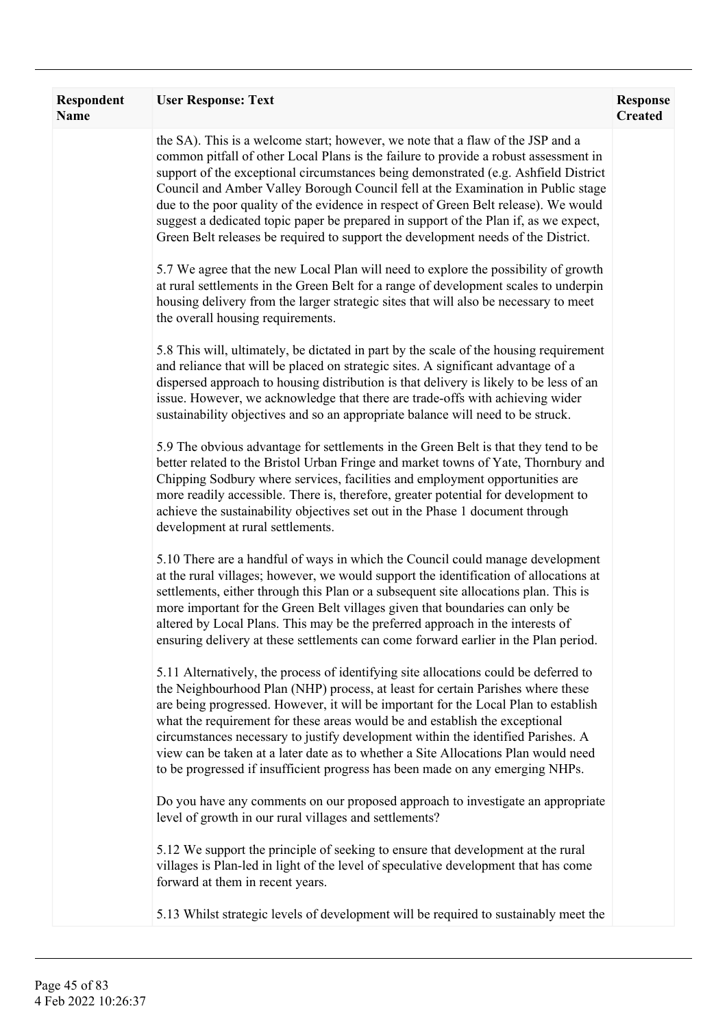| Respondent Name | User Response: Text | Response Created |
|---|---|---|
| | the SA). This is a welcome start; however, we note that a flaw of the JSP and a common pitfall of other Local Plans is the failure to provide a robust assessment in support of the exceptional circumstances being demonstrated (e.g. Ashfield District Council and Amber Valley Borough Council fell at the Examination in Public stage due to the poor quality of the evidence in respect of Green Belt release). We would suggest a dedicated topic paper be prepared in support of the Plan if, as we expect, Green Belt releases be required to support the development needs of the District.<br><br>5.7 We agree that the new Local Plan will need to explore the possibility of growth at rural settlements in the Green Belt for a range of development scales to underpin housing delivery from the larger strategic sites that will also be necessary to meet the overall housing requirements.<br><br>5.8 This will, ultimately, be dictated in part by the scale of the housing requirement and reliance that will be placed on strategic sites. A significant advantage of a dispersed approach to housing distribution is that delivery is likely to be less of an issue. However, we acknowledge that there are trade-offs with achieving wider sustainability objectives and so an appropriate balance will need to be struck.<br><br>5.9 The obvious advantage for settlements in the Green Belt is that they tend to be better related to the Bristol Urban Fringe and market towns of Yate, Thornbury and Chipping Sodbury where services, facilities and employment opportunities are more readily accessible. There is, therefore, greater potential for development to achieve the sustainability objectives set out in the Phase 1 document through development at rural settlements.<br><br>5.10 There are a handful of ways in which the Council could manage development at the rural villages; however, we would support the identification of allocations at settlements, either through this Plan or a subsequent site allocations plan. This is more important for the Green Belt villages given that boundaries can only be altered by Local Plans. This may be the preferred approach in the interests of ensuring delivery at these settlements can come forward earlier in the Plan period.<br><br>5.11 Alternatively, the process of identifying site allocations could be deferred to the Neighbourhood Plan (NHP) process, at least for certain Parishes where these are being progressed. However, it will be important for the Local Plan to establish what the requirement for these areas would be and establish the exceptional circumstances necessary to justify development within the identified Parishes. A view can be taken at a later date as to whether a Site Allocations Plan would need to be progressed if insufficient progress has been made on any emerging NHPs.<br><br>Do you have any comments on our proposed approach to investigate an appropriate level of growth in our rural villages and settlements?<br><br>5.12 We support the principle of seeking to ensure that development at the rural villages is Plan-led in light of the level of speculative development that has come forward at them in recent years.<br><br>5.13 Whilst strategic levels of development will be required to sustainably meet the | |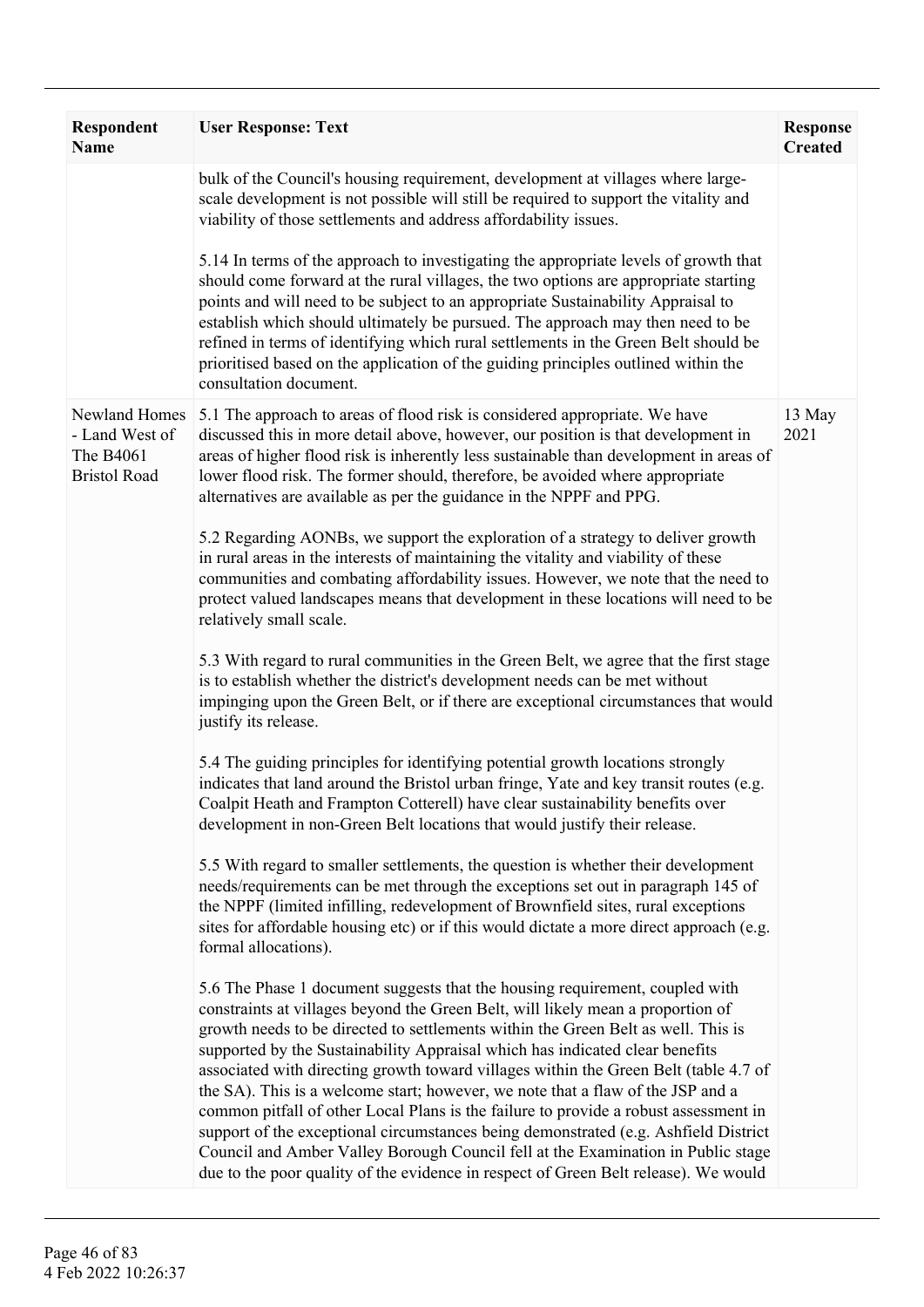| Respondent Name | User Response: Text | Response Created |
|---|---|---|
| | bulk of the Council's housing requirement, development at villages where large-scale development is not possible will still be required to support the vitality and viability of those settlements and address affordability issues.<br><br>5.14 In terms of the approach to investigating the appropriate levels of growth that should come forward at the rural villages, the two options are appropriate starting points and will need to be subject to an appropriate Sustainability Appraisal to establish which should ultimately be pursued. The approach may then need to be refined in terms of identifying which rural settlements in the Green Belt should be prioritised based on the application of the guiding principles outlined within the consultation document. | |
| Newland Homes - Land West of The B4061 Bristol Road | 5.1 The approach to areas of flood risk is considered appropriate. We have discussed this in more detail above, however, our position is that development in areas of higher flood risk is inherently less sustainable than development in areas of lower flood risk. The former should, therefore, be avoided where appropriate alternatives are available as per the guidance in the NPPF and PPG.<br><br>5.2 Regarding AONBs, we support the exploration of a strategy to deliver growth in rural areas in the interests of maintaining the vitality and viability of these communities and combating affordability issues. However, we note that the need to protect valued landscapes means that development in these locations will need to be relatively small scale.<br><br>5.3 With regard to rural communities in the Green Belt, we agree that the first stage is to establish whether the district's development needs can be met without impinging upon the Green Belt, or if there are exceptional circumstances that would justify its release.<br><br>5.4 The guiding principles for identifying potential growth locations strongly indicates that land around the Bristol urban fringe, Yate and key transit routes (e.g. Coalpit Heath and Frampton Cotterell) have clear sustainability benefits over development in non-Green Belt locations that would justify their release.<br><br>5.5 With regard to smaller settlements, the question is whether their development needs/requirements can be met through the exceptions set out in paragraph 145 of the NPPF (limited infilling, redevelopment of Brownfield sites, rural exceptions sites for affordable housing etc) or if this would dictate a more direct approach (e.g. formal allocations).<br><br>5.6 The Phase 1 document suggests that the housing requirement, coupled with constraints at villages beyond the Green Belt, will likely mean a proportion of growth needs to be directed to settlements within the Green Belt as well. This is supported by the Sustainability Appraisal which has indicated clear benefits associated with directing growth toward villages within the Green Belt (table 4.7 of the SA). This is a welcome start; however, we note that a flaw of the JSP and a common pitfall of other Local Plans is the failure to provide a robust assessment in support of the exceptional circumstances being demonstrated (e.g. Ashfield District Council and Amber Valley Borough Council fell at the Examination in Public stage due to the poor quality of the evidence in respect of Green Belt release). We would | 13 May 2021 |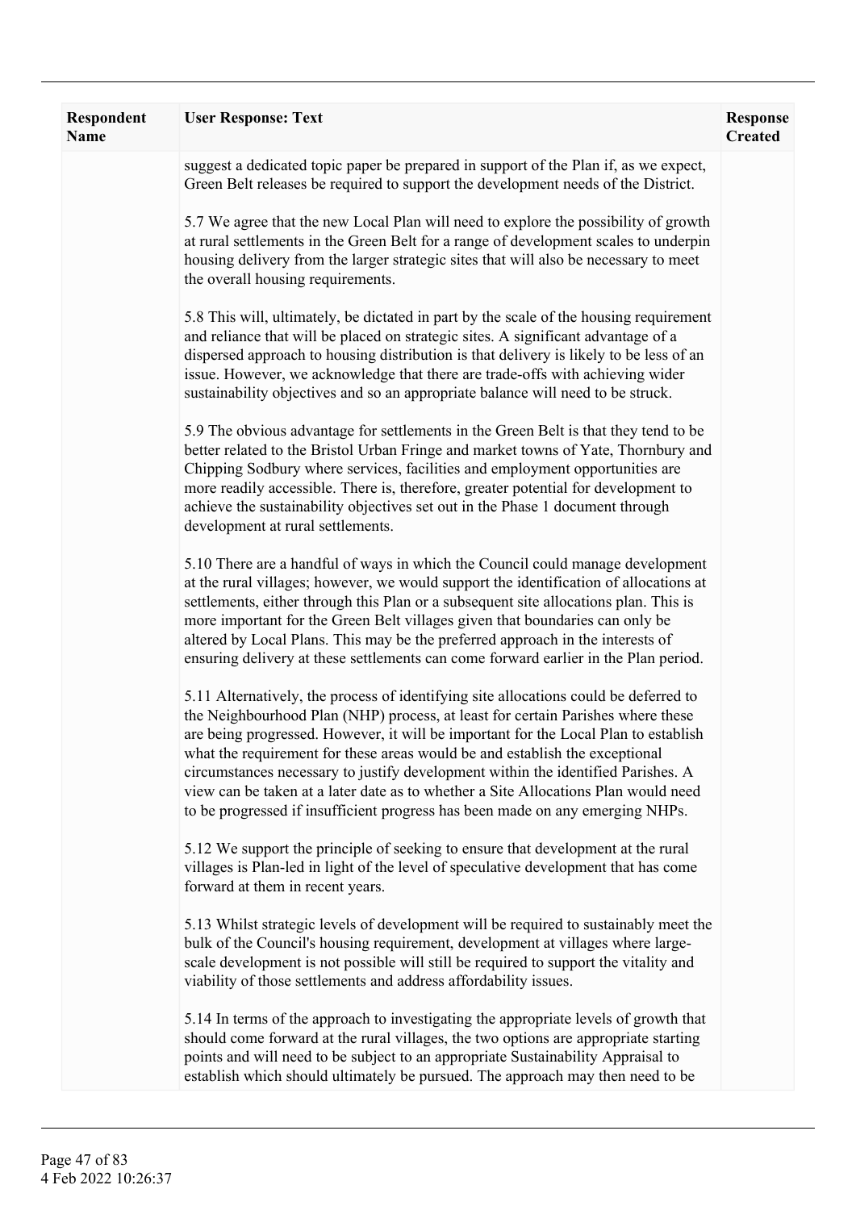| Respondent Name | User Response: Text | Response Created |
| --- | --- | --- |
| | suggest a dedicated topic paper be prepared in support of the Plan if, as we expect, Green Belt releases be required to support the development needs of the District.<br><br>5.7 We agree that the new Local Plan will need to explore the possibility of growth at rural settlements in the Green Belt for a range of development scales to underpin housing delivery from the larger strategic sites that will also be necessary to meet the overall housing requirements.<br><br>5.8 This will, ultimately, be dictated in part by the scale of the housing requirement and reliance that will be placed on strategic sites. A significant advantage of a dispersed approach to housing distribution is that delivery is likely to be less of an issue. However, we acknowledge that there are trade-offs with achieving wider sustainability objectives and so an appropriate balance will need to be struck.<br><br>5.9 The obvious advantage for settlements in the Green Belt is that they tend to be better related to the Bristol Urban Fringe and market towns of Yate, Thornbury and Chipping Sodbury where services, facilities and employment opportunities are more readily accessible. There is, therefore, greater potential for development to achieve the sustainability objectives set out in the Phase 1 document through development at rural settlements.<br><br>5.10 There are a handful of ways in which the Council could manage development at the rural villages; however, we would support the identification of allocations at settlements, either through this Plan or a subsequent site allocations plan. This is more important for the Green Belt villages given that boundaries can only be altered by Local Plans. This may be the preferred approach in the interests of ensuring delivery at these settlements can come forward earlier in the Plan period.<br><br>5.11 Alternatively, the process of identifying site allocations could be deferred to the Neighbourhood Plan (NHP) process, at least for certain Parishes where these are being progressed. However, it will be important for the Local Plan to establish what the requirement for these areas would be and establish the exceptional circumstances necessary to justify development within the identified Parishes. A view can be taken at a later date as to whether a Site Allocations Plan would need to be progressed if insufficient progress has been made on any emerging NHPs.<br><br>5.12 We support the principle of seeking to ensure that development at the rural villages is Plan-led in light of the level of speculative development that has come forward at them in recent years.<br><br>5.13 Whilst strategic levels of development will be required to sustainably meet the bulk of the Council's housing requirement, development at villages where large-scale development is not possible will still be required to support the vitality and viability of those settlements and address affordability issues.<br><br>5.14 In terms of the approach to investigating the appropriate levels of growth that should come forward at the rural villages, the two options are appropriate starting points and will need to be subject to an appropriate Sustainability Appraisal to establish which should ultimately be pursued. The approach may then need to be | |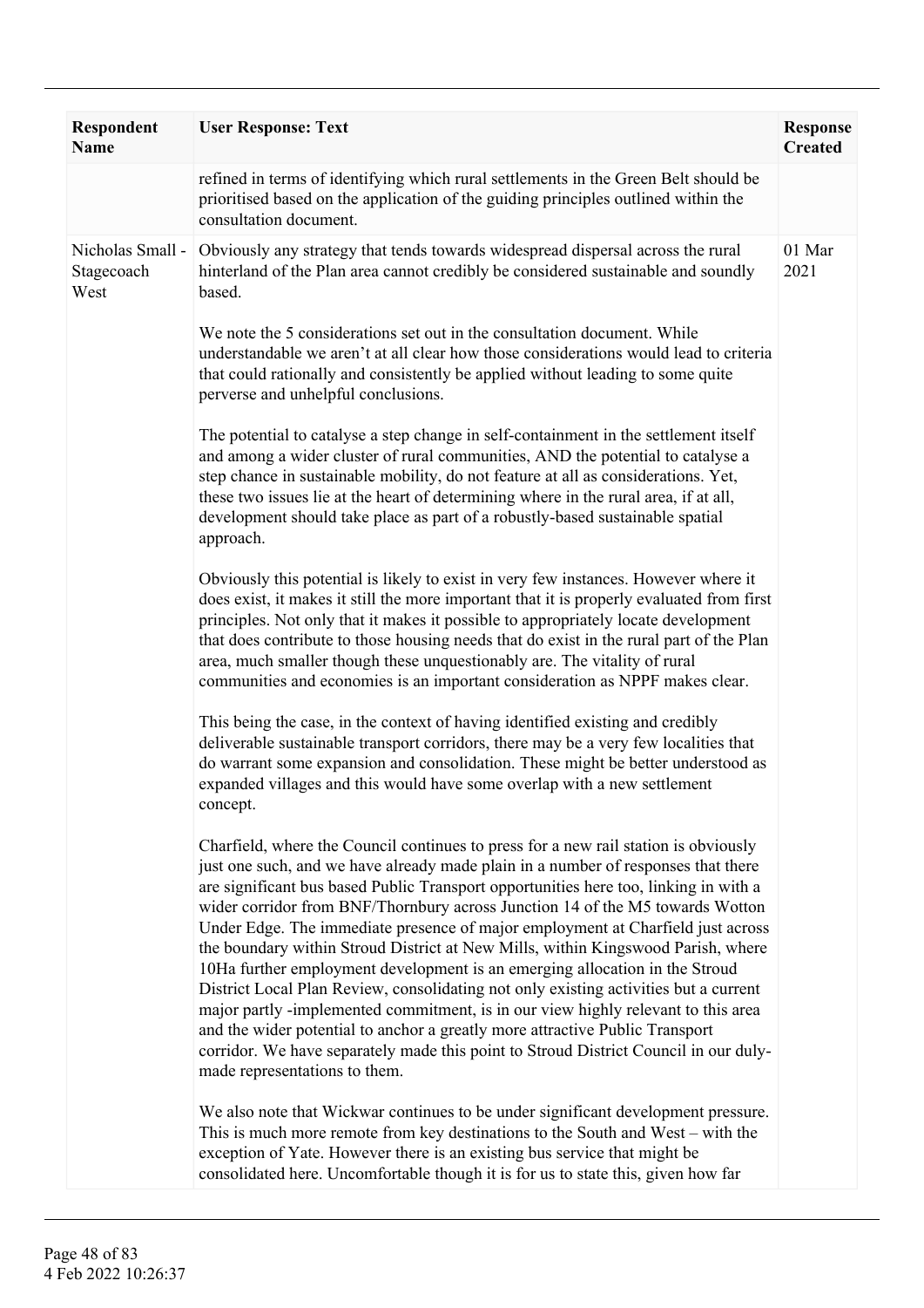| Respondent Name | User Response: Text | Response Created |
| --- | --- | --- |
| | refined in terms of identifying which rural settlements in the Green Belt should be prioritised based on the application of the guiding principles outlined within the consultation document. | |
| Nicholas Small - Stagecoach West | Obviously any strategy that tends towards widespread dispersal across the rural hinterland of the Plan area cannot credibly be considered sustainable and soundly based.<br><br>We note the 5 considerations set out in the consultation document. While understandable we aren't at all clear how those considerations would lead to criteria that could rationally and consistently be applied without leading to some quite perverse and unhelpful conclusions.<br><br>The potential to catalyse a step change in self-containment in the settlement itself and among a wider cluster of rural communities, AND the potential to catalyse a step chance in sustainable mobility, do not feature at all as considerations. Yet, these two issues lie at the heart of determining where in the rural area, if at all, development should take place as part of a robustly-based sustainable spatial approach.<br><br>Obviously this potential is likely to exist in very few instances. However where it does exist, it makes it still the more important that it is properly evaluated from first principles. Not only that it makes it possible to appropriately locate development that does contribute to those housing needs that do exist in the rural part of the Plan area, much smaller though these unquestionably are. The vitality of rural communities and economies is an important consideration as NPPF makes clear.<br><br>This being the case, in the context of having identified existing and credibly deliverable sustainable transport corridors, there may be a very few localities that do warrant some expansion and consolidation. These might be better understood as expanded villages and this would have some overlap with a new settlement concept.<br><br>Charfield, where the Council continues to press for a new rail station is obviously just one such, and we have already made plain in a number of responses that there are significant bus based Public Transport opportunities here too, linking in with a wider corridor from BNF/Thornbury across Junction 14 of the M5 towards Wotton Under Edge. The immediate presence of major employment at Charfield just across the boundary within Stroud District at New Mills, within Kingswood Parish, where 10Ha further employment development is an emerging allocation in the Stroud District Local Plan Review, consolidating not only existing activities but a current major partly -implemented commitment, is in our view highly relevant to this area and the wider potential to anchor a greatly more attractive Public Transport corridor. We have separately made this point to Stroud District Council in our duly-made representations to them.<br><br>We also note that Wickwar continues to be under significant development pressure. This is much more remote from key destinations to the South and West – with the exception of Yate. However there is an existing bus service that might be consolidated here. Uncomfortable though it is for us to state this, given how far | 01 Mar 2021 |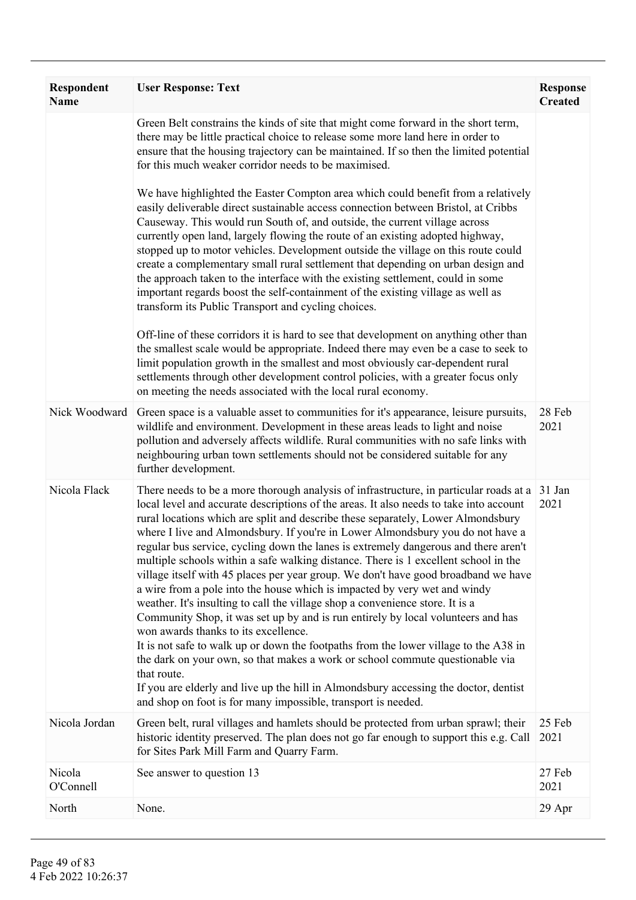| Respondent Name | User Response: Text | Response Created |
| --- | --- | --- |
| | Green Belt constrains the kinds of site that might come forward in the short term, there may be little practical choice to release some more land here in order to ensure that the housing trajectory can be maintained. If so then the limited potential for this much weaker corridor needs to be maximised.<br><br>We have highlighted the Easter Compton area which could benefit from a relatively easily deliverable direct sustainable access connection between Bristol, at Cribbs Causeway. This would run South of, and outside, the current village across currently open land, largely flowing the route of an existing adopted highway, stopped up to motor vehicles. Development outside the village on this route could create a complementary small rural settlement that depending on urban design and the approach taken to the interface with the existing settlement, could in some important regards boost the self-containment of the existing village as well as transform its Public Transport and cycling choices.<br><br>Off-line of these corridors it is hard to see that development on anything other than the smallest scale would be appropriate. Indeed there may even be a case to seek to limit population growth in the smallest and most obviously car-dependent rural settlements through other development control policies, with a greater focus only on meeting the needs associated with the local rural economy. | |
| Nick Woodward | Green space is a valuable asset to communities for it's appearance, leisure pursuits, wildlife and environment. Development in these areas leads to light and noise pollution and adversely affects wildlife. Rural communities with no safe links with neighbouring urban town settlements should not be considered suitable for any further development. | 28 Feb 2021 |
| Nicola Flack | There needs to be a more thorough analysis of infrastructure, in particular roads at a local level and accurate descriptions of the areas. It also needs to take into account rural locations which are split and describe these separately, Lower Almondsbury where I live and Almondsbury. If you're in Lower Almondsbury you do not have a regular bus service, cycling down the lanes is extremely dangerous and there aren't multiple schools within a safe walking distance. There is 1 excellent school in the village itself with 45 places per year group. We don't have good broadband we have a wire from a pole into the house which is impacted by very wet and windy weather. It's insulting to call the village shop a convenience store. It is a Community Shop, it was set up by and is run entirely by local volunteers and has won awards thanks to its excellence.<br>It is not safe to walk up or down the footpaths from the lower village to the A38 in the dark on your own, so that makes a work or school commute questionable via that route.<br>If you are elderly and live up the hill in Almondsbury accessing the doctor, dentist and shop on foot is for many impossible, transport is needed. | 31 Jan 2021 |
| Nicola Jordan | Green belt, rural villages and hamlets should be protected from urban sprawl; their historic identity preserved. The plan does not go far enough to support this e.g. Call for Sites Park Mill Farm and Quarry Farm. | 25 Feb 2021 |
| Nicola O'Connell | See answer to question 13 | 27 Feb 2021 |
| North | None. | 29 Apr |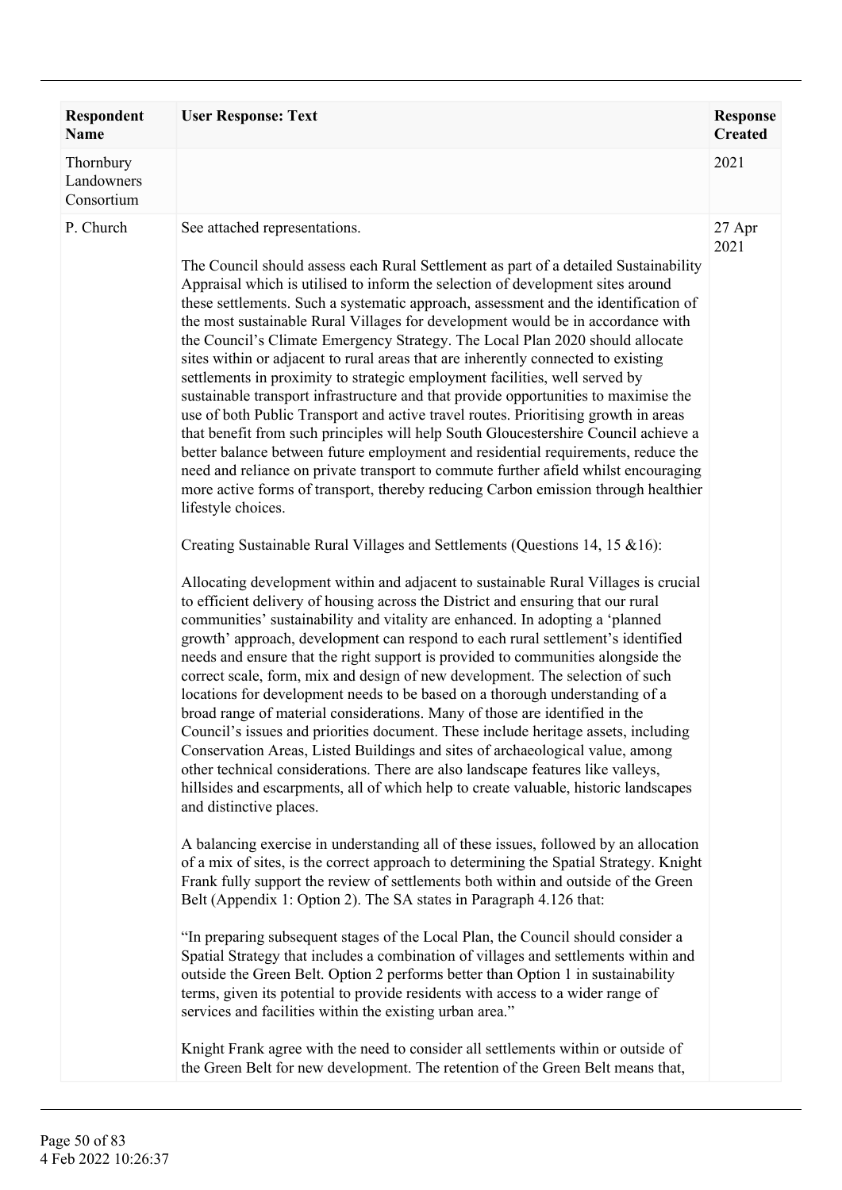| Respondent Name | User Response: Text | Response Created |
|---|---|---|
| Thornbury Landowners Consortium | | 2021 |
| P. Church | See attached representations.<br><br>The Council should assess each Rural Settlement as part of a detailed Sustainability Appraisal which is utilised to inform the selection of development sites around these settlements. Such a systematic approach, assessment and the identification of the most sustainable Rural Villages for development would be in accordance with the Council's Climate Emergency Strategy. The Local Plan 2020 should allocate sites within or adjacent to rural areas that are inherently connected to existing settlements in proximity to strategic employment facilities, well served by sustainable transport infrastructure and that provide opportunities to maximise the use of both Public Transport and active travel routes. Prioritising growth in areas that benefit from such principles will help South Gloucestershire Council achieve a better balance between future employment and residential requirements, reduce the need and reliance on private transport to commute further afield whilst encouraging more active forms of transport, thereby reducing Carbon emission through healthier lifestyle choices.<br><br>Creating Sustainable Rural Villages and Settlements (Questions 14, 15 &16):<br><br>Allocating development within and adjacent to sustainable Rural Villages is crucial to efficient delivery of housing across the District and ensuring that our rural communities' sustainability and vitality are enhanced. In adopting a 'planned growth' approach, development can respond to each rural settlement's identified needs and ensure that the right support is provided to communities alongside the correct scale, form, mix and design of new development. The selection of such locations for development needs to be based on a thorough understanding of a broad range of material considerations. Many of those are identified in the Council's issues and priorities document. These include heritage assets, including Conservation Areas, Listed Buildings and sites of archaeological value, among other technical considerations. There are also landscape features like valleys, hillsides and escarpments, all of which help to create valuable, historic landscapes and distinctive places.<br><br>A balancing exercise in understanding all of these issues, followed by an allocation of a mix of sites, is the correct approach to determining the Spatial Strategy. Knight Frank fully support the review of settlements both within and outside of the Green Belt (Appendix 1: Option 2). The SA states in Paragraph 4.126 that:<br><br>"In preparing subsequent stages of the Local Plan, the Council should consider a Spatial Strategy that includes a combination of villages and settlements within and outside the Green Belt. Option 2 performs better than Option 1 in sustainability terms, given its potential to provide residents with access to a wider range of services and facilities within the existing urban area."<br><br>Knight Frank agree with the need to consider all settlements within or outside of the Green Belt for new development. The retention of the Green Belt means that, | 27 Apr 2021 |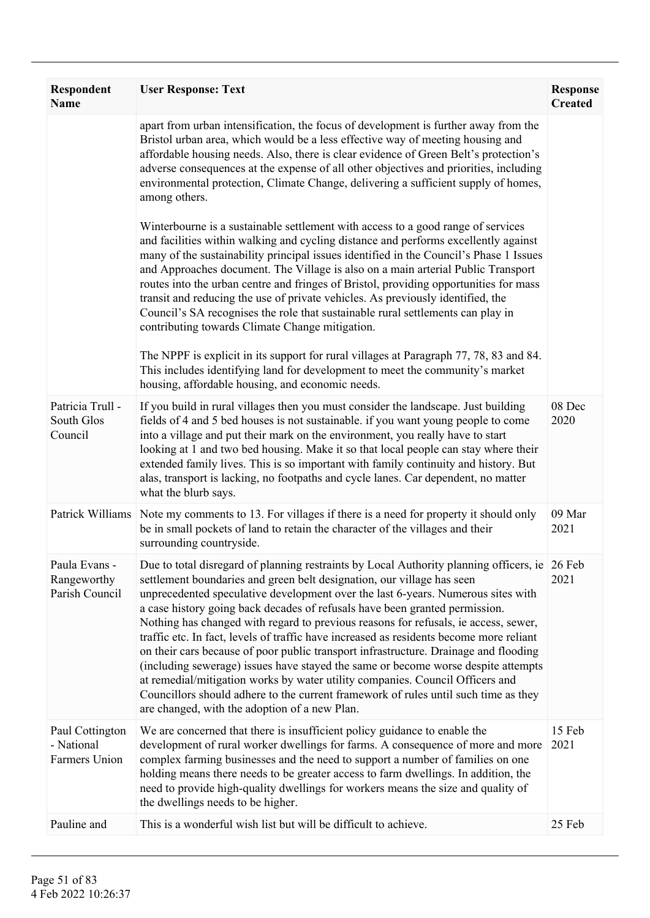| Respondent Name | User Response: Text | Response Created |
|---|---|---|
| | apart from urban intensification, the focus of development is further away from the Bristol urban area, which would be a less effective way of meeting housing and affordable housing needs. Also, there is clear evidence of Green Belt's protection's adverse consequences at the expense of all other objectives and priorities, including environmental protection, Climate Change, delivering a sufficient supply of homes, among others.<br><br>Winterbourne is a sustainable settlement with access to a good range of services and facilities within walking and cycling distance and performs excellently against many of the sustainability principal issues identified in the Council's Phase 1 Issues and Approaches document. The Village is also on a main arterial Public Transport routes into the urban centre and fringes of Bristol, providing opportunities for mass transit and reducing the use of private vehicles. As previously identified, the Council's SA recognises the role that sustainable rural settlements can play in contributing towards Climate Change mitigation.<br><br>The NPPF is explicit in its support for rural villages at Paragraph 77, 78, 83 and 84. This includes identifying land for development to meet the community's market housing, affordable housing, and economic needs. | |
| Patricia Trull - South Glos Council | If you build in rural villages then you must consider the landscape. Just building fields of 4 and 5 bed houses is not sustainable. if you want young people to come into a village and put their mark on the environment, you really have to start looking at 1 and two bed housing. Make it so that local people can stay where their extended family lives. This is so important with family continuity and history. But alas, transport is lacking, no footpaths and cycle lanes. Car dependent, no matter what the blurb says. | 08 Dec 2020 |
| Patrick Williams | Note my comments to 13. For villages if there is a need for property it should only be in small pockets of land to retain the character of the villages and their surrounding countryside. | 09 Mar 2021 |
| Paula Evans - Rangeworthy Parish Council | Due to total disregard of planning restraints by Local Authority planning officers, ie settlement boundaries and green belt designation, our village has seen unprecedented speculative development over the last 6-years. Numerous sites with a case history going back decades of refusals have been granted permission. Nothing has changed with regard to previous reasons for refusals, ie access, sewer, traffic etc. In fact, levels of traffic have increased as residents become more reliant on their cars because of poor public transport infrastructure. Drainage and flooding (including sewerage) issues have stayed the same or become worse despite attempts at remedial/mitigation works by water utility companies. Council Officers and Councillors should adhere to the current framework of rules until such time as they are changed, with the adoption of a new Plan. | 26 Feb 2021 |
| Paul Cottington - National Farmers Union | We are concerned that there is insufficient policy guidance to enable the development of rural worker dwellings for farms. A consequence of more and more complex farming businesses and the need to support a number of families on one holding means there needs to be greater access to farm dwellings. In addition, the need to provide high-quality dwellings for workers means the size and quality of the dwellings needs to be higher. | 15 Feb 2021 |
| Pauline and | This is a wonderful wish list but will be difficult to achieve. | 25 Feb |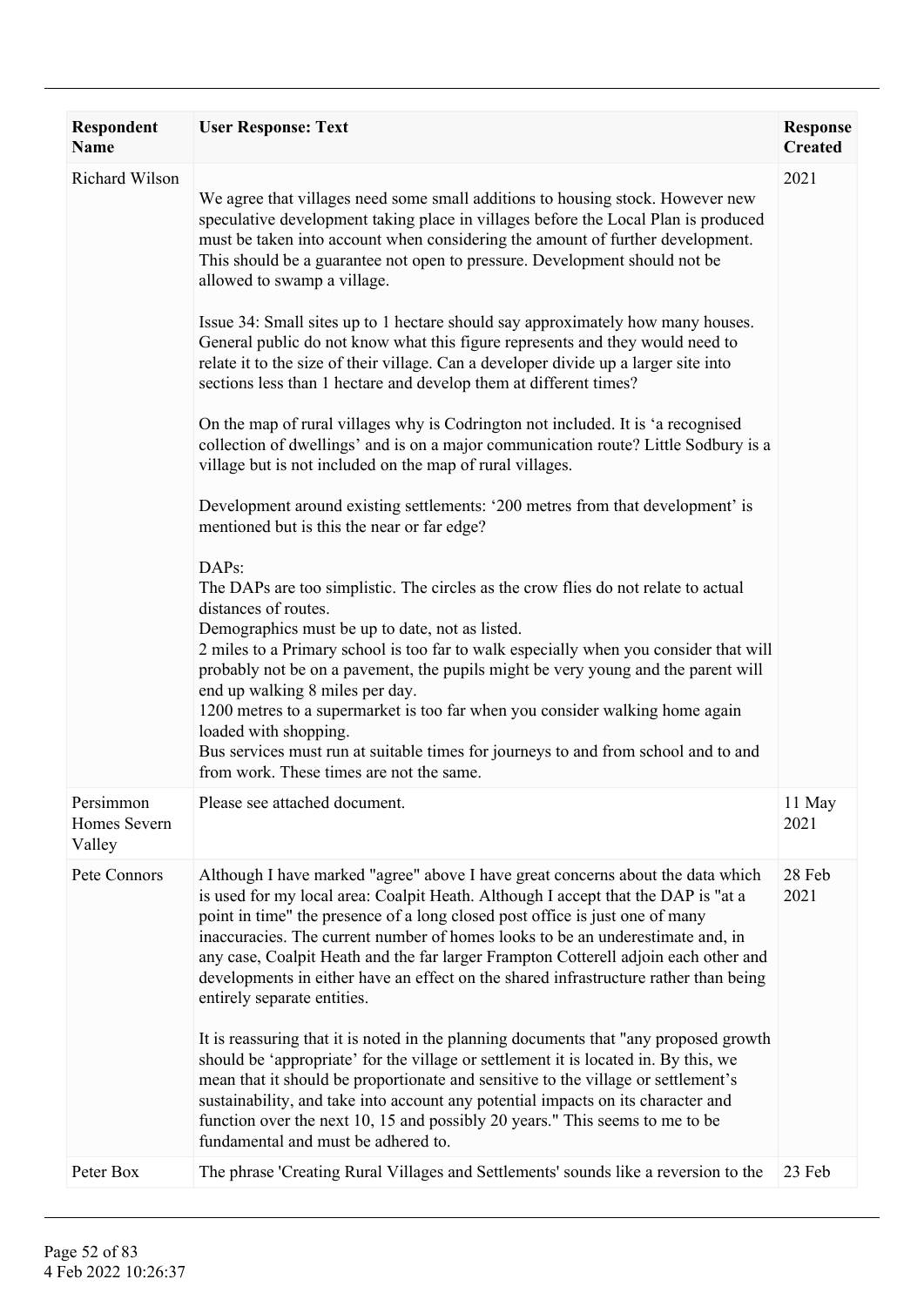| Respondent Name | User Response: Text | Response Created |
|---|---|---|
| Richard Wilson | We agree that villages need some small additions to housing stock. However new speculative development taking place in villages before the Local Plan is produced must be taken into account when considering the amount of further development. This should be a guarantee not open to pressure. Development should not be allowed to swamp a village.<br><br>Issue 34: Small sites up to 1 hectare should say approximately how many houses. General public do not know what this figure represents and they would need to relate it to the size of their village. Can a developer divide up a larger site into sections less than 1 hectare and develop them at different times?<br><br>On the map of rural villages why is Codrington not included. It is 'a recognised collection of dwellings' and is on a major communication route? Little Sodbury is a village but is not included on the map of rural villages.<br><br>Development around existing settlements: '200 metres from that development' is mentioned but is this the near or far edge?<br><br>DAPs:<br>The DAPs are too simplistic. The circles as the crow flies do not relate to actual distances of routes.<br>Demographics must be up to date, not as listed.<br>2 miles to a Primary school is too far to walk especially when you consider that will probably not be on a pavement, the pupils might be very young and the parent will end up walking 8 miles per day.<br>1200 metres to a supermarket is too far when you consider walking home again loaded with shopping.<br>Bus services must run at suitable times for journeys to and from school and to and from work. These times are not the same. | 2021 |
| Persimmon Homes Severn Valley | Please see attached document. | 11 May 2021 |
| Pete Connors | Although I have marked "agree" above I have great concerns about the data which is used for my local area: Coalpit Heath. Although I accept that the DAP is "at a point in time" the presence of a long closed post office is just one of many inaccuracies. The current number of homes looks to be an underestimate and, in any case, Coalpit Heath and the far larger Frampton Cotterell adjoin each other and developments in either have an effect on the shared infrastructure rather than being entirely separate entities.<br><br>It is reassuring that it is noted in the planning documents that "any proposed growth should be 'appropriate' for the village or settlement it is located in. By this, we mean that it should be proportionate and sensitive to the village or settlement's sustainability, and take into account any potential impacts on its character and function over the next 10, 15 and possibly 20 years." This seems to me to be fundamental and must be adhered to. | 28 Feb 2021 |
| Peter Box | The phrase 'Creating Rural Villages and Settlements' sounds like a reversion to the | 23 Feb |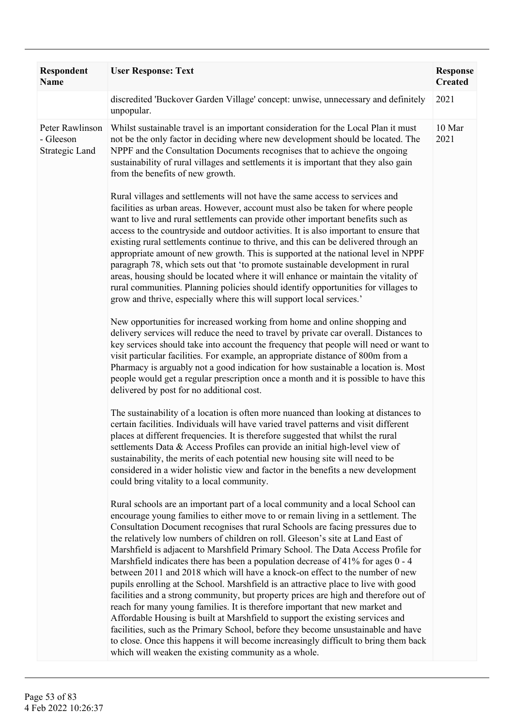| Respondent Name | User Response: Text | Response Created |
|---|---|---|
| | discredited 'Buckover Garden Village' concept: unwise, unnecessary and definitely unpopular. | 2021 |
| Peter Rawlinson - Gleeson Strategic Land | Whilst sustainable travel is an important consideration for the Local Plan it must not be the only factor in deciding where new development should be located. The NPPF and the Consultation Documents recognises that to achieve the ongoing sustainability of rural villages and settlements it is important that they also gain from the benefits of new growth.<br><br>Rural villages and settlements will not have the same access to services and facilities as urban areas. However, account must also be taken for where people want to live and rural settlements can provide other important benefits such as access to the countryside and outdoor activities. It is also important to ensure that existing rural settlements continue to thrive, and this can be delivered through an appropriate amount of new growth. This is supported at the national level in NPPF paragraph 78, which sets out that 'to promote sustainable development in rural areas, housing should be located where it will enhance or maintain the vitality of rural communities. Planning policies should identify opportunities for villages to grow and thrive, especially where this will support local services.'<br><br>New opportunities for increased working from home and online shopping and delivery services will reduce the need to travel by private car overall. Distances to key services should take into account the frequency that people will need or want to visit particular facilities. For example, an appropriate distance of 800m from a Pharmacy is arguably not a good indication for how sustainable a location is. Most people would get a regular prescription once a month and it is possible to have this delivered by post for no additional cost.<br><br>The sustainability of a location is often more nuanced than looking at distances to certain facilities. Individuals will have varied travel patterns and visit different places at different frequencies. It is therefore suggested that whilst the rural settlements Data & Access Profiles can provide an initial high-level view of sustainability, the merits of each potential new housing site will need to be considered in a wider holistic view and factor in the benefits a new development could bring vitality to a local community.<br><br>Rural schools are an important part of a local community and a local School can encourage young families to either move to or remain living in a settlement. The Consultation Document recognises that rural Schools are facing pressures due to the relatively low numbers of children on roll. Gleeson's site at Land East of Marshfield is adjacent to Marshfield Primary School. The Data Access Profile for Marshfield indicates there has been a population decrease of 41% for ages 0 - 4 between 2011 and 2018 which will have a knock-on effect to the number of new pupils enrolling at the School. Marshfield is an attractive place to live with good facilities and a strong community, but property prices are high and therefore out of reach for many young families. It is therefore important that new market and Affordable Housing is built at Marshfield to support the existing services and facilities, such as the Primary School, before they become unsustainable and have to close. Once this happens it will become increasingly difficult to bring them back which will weaken the existing community as a whole. | 10 Mar 2021 |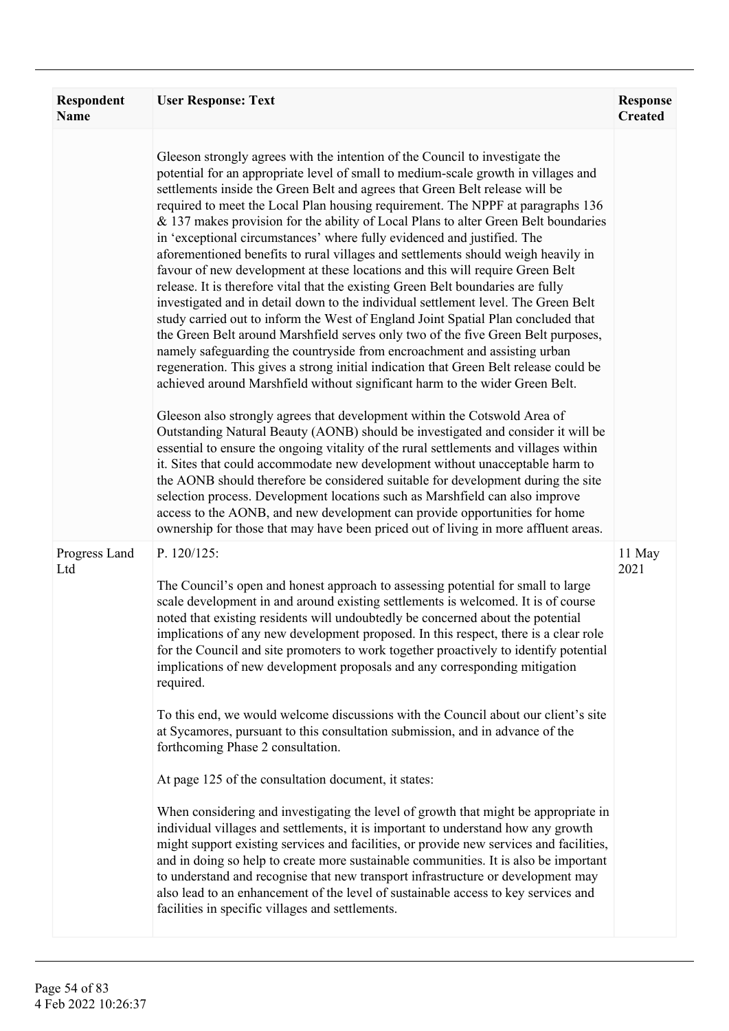| Respondent Name | User Response: Text | Response Created |
|---|---|---|
| | Gleeson strongly agrees with the intention of the Council to investigate the potential for an appropriate level of small to medium-scale growth in villages and settlements inside the Green Belt and agrees that Green Belt release will be required to meet the Local Plan housing requirement. The NPPF at paragraphs 136 & 137 makes provision for the ability of Local Plans to alter Green Belt boundaries in 'exceptional circumstances' where fully evidenced and justified. The aforementioned benefits to rural villages and settlements should weigh heavily in favour of new development at these locations and this will require Green Belt release. It is therefore vital that the existing Green Belt boundaries are fully investigated and in detail down to the individual settlement level. The Green Belt study carried out to inform the West of England Joint Spatial Plan concluded that the Green Belt around Marshfield serves only two of the five Green Belt purposes, namely safeguarding the countryside from encroachment and assisting urban regeneration. This gives a strong initial indication that Green Belt release could be achieved around Marshfield without significant harm to the wider Green Belt.<br><br>Gleeson also strongly agrees that development within the Cotswold Area of Outstanding Natural Beauty (AONB) should be investigated and consider it will be essential to ensure the ongoing vitality of the rural settlements and villages within it. Sites that could accommodate new development without unacceptable harm to the AONB should therefore be considered suitable for development during the site selection process. Development locations such as Marshfield can also improve access to the AONB, and new development can provide opportunities for home ownership for those that may have been priced out of living in more affluent areas. | |
| Progress Land Ltd | P. 120/125:<br><br>The Council's open and honest approach to assessing potential for small to large scale development in and around existing settlements is welcomed. It is of course noted that existing residents will undoubtedly be concerned about the potential implications of any new development proposed. In this respect, there is a clear role for the Council and site promoters to work together proactively to identify potential implications of new development proposals and any corresponding mitigation required.<br><br>To this end, we would welcome discussions with the Council about our client's site at Sycamores, pursuant to this consultation submission, and in advance of the forthcoming Phase 2 consultation.<br><br>At page 125 of the consultation document, it states:<br><br>When considering and investigating the level of growth that might be appropriate in individual villages and settlements, it is important to understand how any growth might support existing services and facilities, or provide new services and facilities, and in doing so help to create more sustainable communities. It is also be important to understand and recognise that new transport infrastructure or development may also lead to an enhancement of the level of sustainable access to key services and facilities in specific villages and settlements. | 11 May 2021 |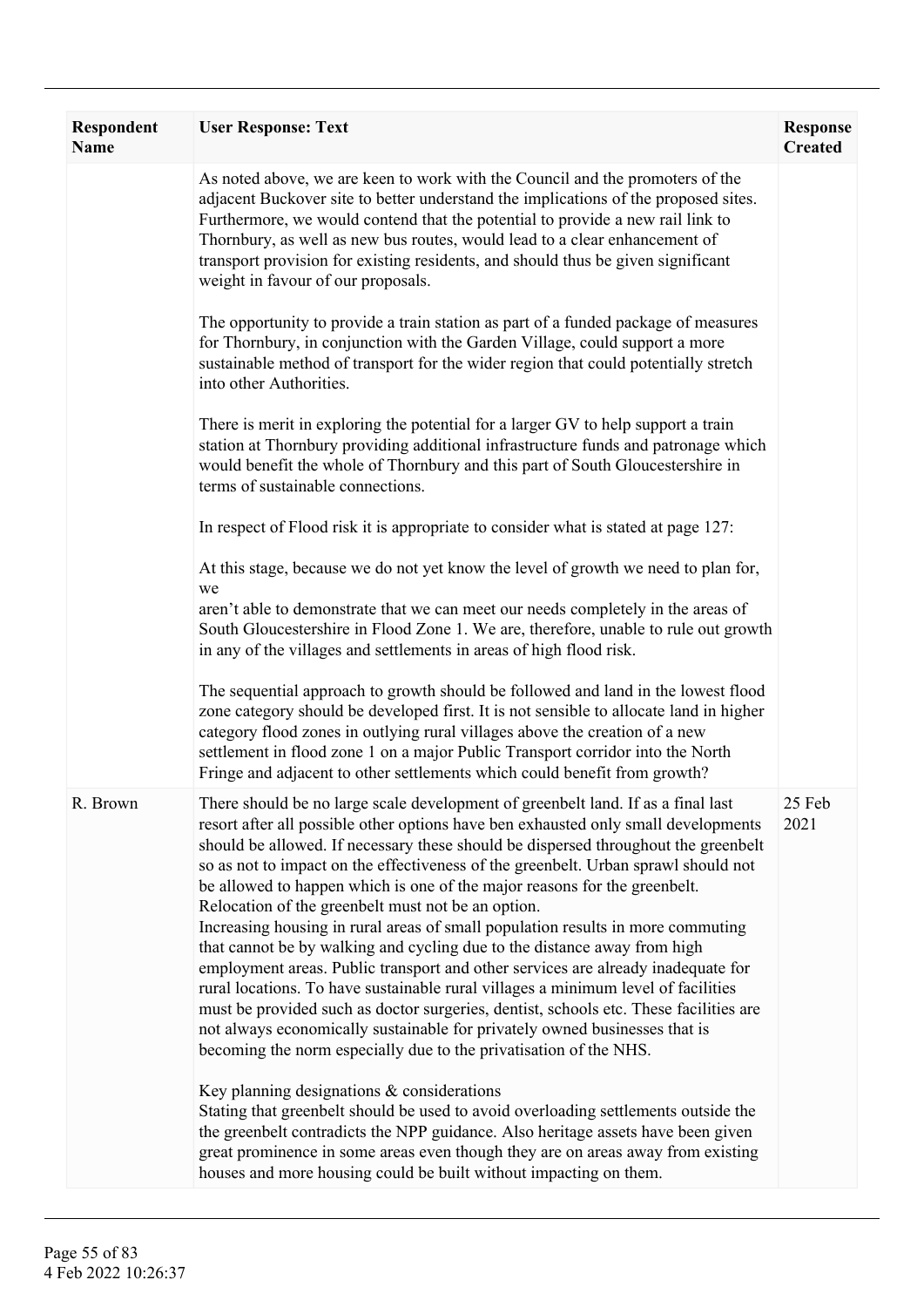| Respondent Name | User Response: Text | Response Created |
|---|---|---|
| | As noted above, we are keen to work with the Council and the promoters of the adjacent Buckover site to better understand the implications of the proposed sites. Furthermore, we would contend that the potential to provide a new rail link to Thornbury, as well as new bus routes, would lead to a clear enhancement of transport provision for existing residents, and should thus be given significant weight in favour of our proposals.<br><br>The opportunity to provide a train station as part of a funded package of measures for Thornbury, in conjunction with the Garden Village, could support a more sustainable method of transport for the wider region that could potentially stretch into other Authorities.<br><br>There is merit in exploring the potential for a larger GV to help support a train station at Thornbury providing additional infrastructure funds and patronage which would benefit the whole of Thornbury and this part of South Gloucestershire in terms of sustainable connections.<br><br>In respect of Flood risk it is appropriate to consider what is stated at page 127:<br><br>At this stage, because we do not yet know the level of growth we need to plan for, we<br>aren't able to demonstrate that we can meet our needs completely in the areas of South Gloucestershire in Flood Zone 1. We are, therefore, unable to rule out growth in any of the villages and settlements in areas of high flood risk.<br><br>The sequential approach to growth should be followed and land in the lowest flood zone category should be developed first. It is not sensible to allocate land in higher category flood zones in outlying rural villages above the creation of a new settlement in flood zone 1 on a major Public Transport corridor into the North Fringe and adjacent to other settlements which could benefit from growth? | |
| R. Brown | There should be no large scale development of greenbelt land. If as a final last resort after all possible other options have ben exhausted only small developments should be allowed. If necessary these should be dispersed throughout the greenbelt so as not to impact on the effectiveness of the greenbelt. Urban sprawl should not be allowed to happen which is one of the major reasons for the greenbelt. Relocation of the greenbelt must not be an option.<br>Increasing housing in rural areas of small population results in more commuting that cannot be by walking and cycling due to the distance away from high employment areas. Public transport and other services are already inadequate for rural locations. To have sustainable rural villages a minimum level of facilities must be provided such as doctor surgeries, dentist, schools etc. These facilities are not always economically sustainable for privately owned businesses that is becoming the norm especially due to the privatisation of the NHS.<br><br>Key planning designations & considerations<br>Stating that greenbelt should be used to avoid overloading settlements outside the the greenbelt contradicts the NPP guidance. Also heritage assets have been given great prominence in some areas even though they are on areas away from existing houses and more housing could be built without impacting on them. | 25 Feb 2021 |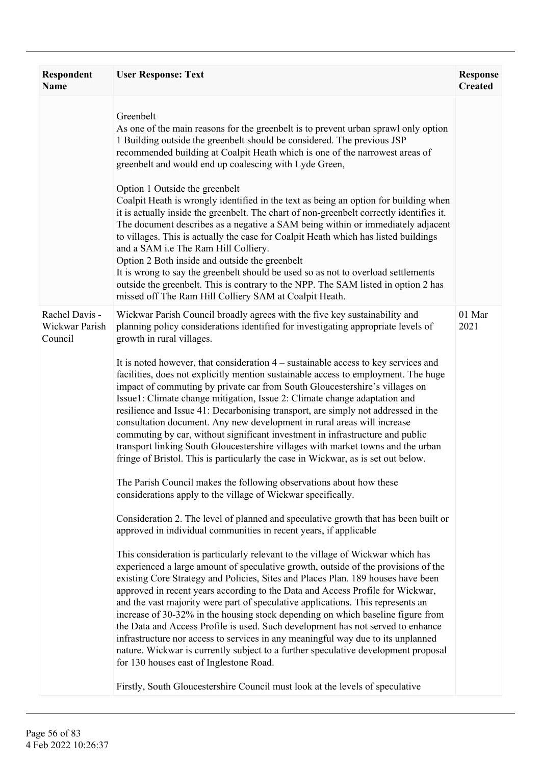| Respondent Name | User Response: Text | Response Created |
|---|---|---|
| | Greenbelt<br>As one of the main reasons for the greenbelt is to prevent urban sprawl only option 1 Building outside the greenbelt should be considered. The previous JSP recommended building at Coalpit Heath which is one of the narrowest areas of greenbelt and would end up coalescing with Lyde Green,<br><br>Option 1 Outside the greenbelt<br>Coalpit Heath is wrongly identified in the text as being an option for building when it is actually inside the greenbelt. The chart of non-greenbelt correctly identifies it. The document describes as a negative a SAM being within or immediately adjacent to villages. This is actually the case for Coalpit Heath which has listed buildings and a SAM i.e The Ram Hill Colliery.<br>Option 2 Both inside and outside the greenbelt<br>It is wrong to say the greenbelt should be used so as not to overload settlements outside the greenbelt. This is contrary to the NPP. The SAM listed in option 2 has missed off The Ram Hill Colliery SAM at Coalpit Heath. | |
| Rachel Davis - Wickwar Parish Council | Wickwar Parish Council broadly agrees with the five key sustainability and planning policy considerations identified for investigating appropriate levels of growth in rural villages.<br><br>It is noted however, that consideration 4 – sustainable access to key services and facilities, does not explicitly mention sustainable access to employment. The huge impact of commuting by private car from South Gloucestershire's villages on Issue1: Climate change mitigation, Issue 2: Climate change adaptation and resilience and Issue 41: Decarbonising transport, are simply not addressed in the consultation document. Any new development in rural areas will increase commuting by car, without significant investment in infrastructure and public transport linking South Gloucestershire villages with market towns and the urban fringe of Bristol. This is particularly the case in Wickwar, as is set out below.<br><br>The Parish Council makes the following observations about how these considerations apply to the village of Wickwar specifically.<br><br>Consideration 2. The level of planned and speculative growth that has been built or approved in individual communities in recent years, if applicable<br><br>This consideration is particularly relevant to the village of Wickwar which has experienced a large amount of speculative growth, outside of the provisions of the existing Core Strategy and Policies, Sites and Places Plan. 189 houses have been approved in recent years according to the Data and Access Profile for Wickwar, and the vast majority were part of speculative applications. This represents an increase of 30-32% in the housing stock depending on which baseline figure from the Data and Access Profile is used. Such development has not served to enhance infrastructure nor access to services in any meaningful way due to its unplanned nature. Wickwar is currently subject to a further speculative development proposal for 130 houses east of Inglestone Road.<br><br>Firstly, South Gloucestershire Council must look at the levels of speculative | 01 Mar 2021 |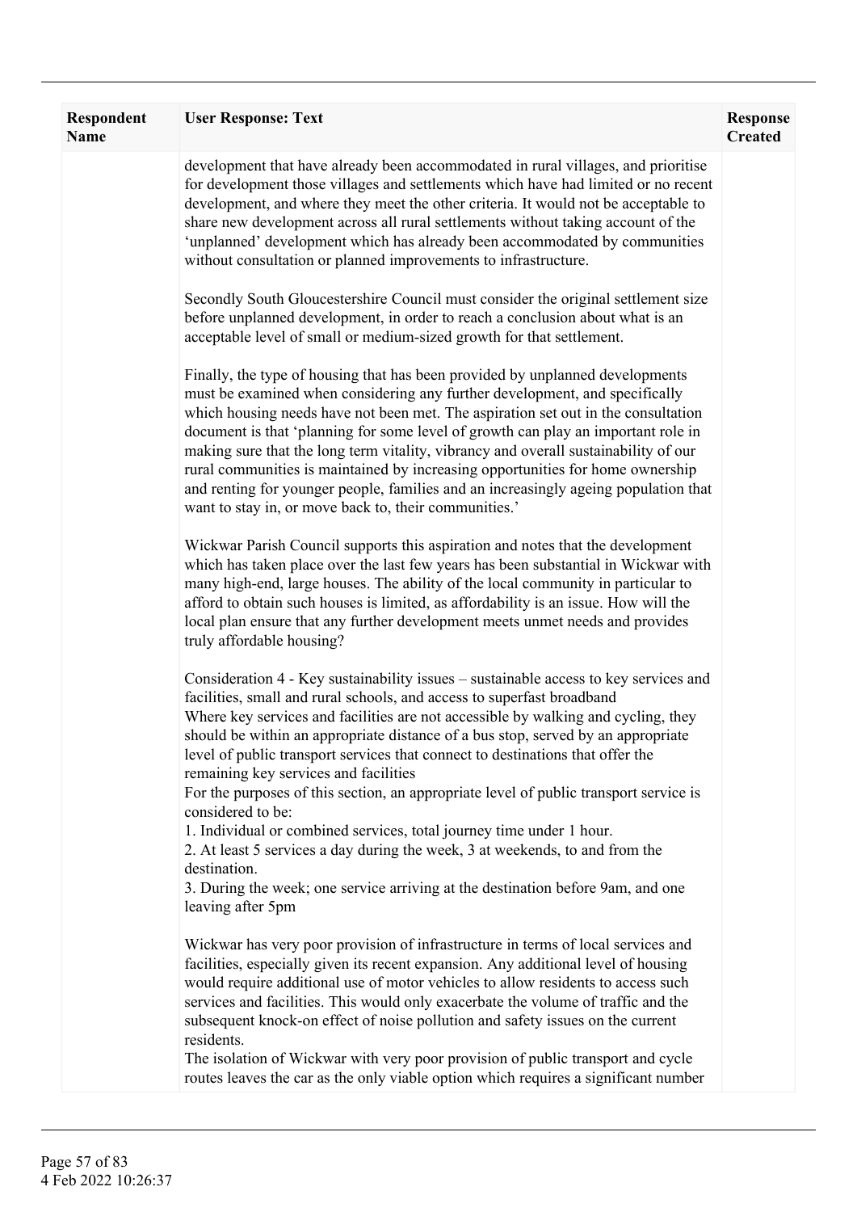| Respondent Name | User Response: Text | Response Created |
|---|---|---|
| | development that have already been accommodated in rural villages, and prioritise for development those villages and settlements which have had limited or no recent development, and where they meet the other criteria. It would not be acceptable to share new development across all rural settlements without taking account of the 'unplanned' development which has already been accommodated by communities without consultation or planned improvements to infrastructure.<br><br>Secondly South Gloucestershire Council must consider the original settlement size before unplanned development, in order to reach a conclusion about what is an acceptable level of small or medium-sized growth for that settlement.<br><br>Finally, the type of housing that has been provided by unplanned developments must be examined when considering any further development, and specifically which housing needs have not been met. The aspiration set out in the consultation document is that 'planning for some level of growth can play an important role in making sure that the long term vitality, vibrancy and overall sustainability of our rural communities is maintained by increasing opportunities for home ownership and renting for younger people, families and an increasingly ageing population that want to stay in, or move back to, their communities.'<br><br>Wickwar Parish Council supports this aspiration and notes that the development which has taken place over the last few years has been substantial in Wickwar with many high-end, large houses. The ability of the local community in particular to afford to obtain such houses is limited, as affordability is an issue. How will the local plan ensure that any further development meets unmet needs and provides truly affordable housing?<br><br>Consideration 4 - Key sustainability issues – sustainable access to key services and facilities, small and rural schools, and access to superfast broadband<br>Where key services and facilities are not accessible by walking and cycling, they should be within an appropriate distance of a bus stop, served by an appropriate level of public transport services that connect to destinations that offer the remaining key services and facilities<br>For the purposes of this section, an appropriate level of public transport service is considered to be:<br>1. Individual or combined services, total journey time under 1 hour.<br>2. At least 5 services a day during the week, 3 at weekends, to and from the destination.<br>3. During the week; one service arriving at the destination before 9am, and one leaving after 5pm<br><br>Wickwar has very poor provision of infrastructure in terms of local services and facilities, especially given its recent expansion. Any additional level of housing would require additional use of motor vehicles to allow residents to access such services and facilities. This would only exacerbate the volume of traffic and the subsequent knock-on effect of noise pollution and safety issues on the current residents.<br>The isolation of Wickwar with very poor provision of public transport and cycle routes leaves the car as the only viable option which requires a significant number | |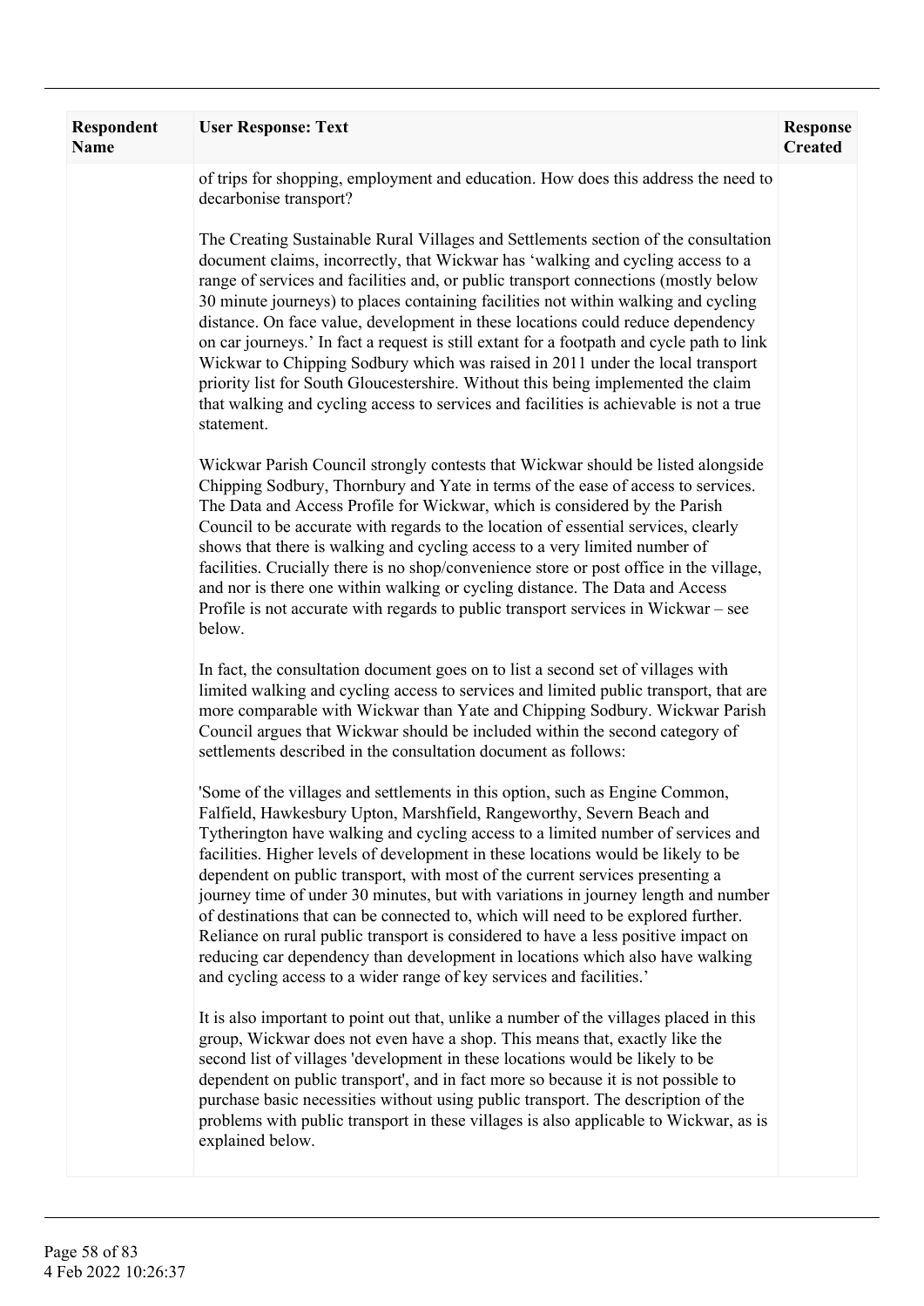| Respondent Name | User Response: Text | Response Created |
| --- | --- | --- |
| | of trips for shopping, employment and education. How does this address the need to decarbonise transport?<br><br>The Creating Sustainable Rural Villages and Settlements section of the consultation document claims, incorrectly, that Wickwar has 'walking and cycling access to a range of services and facilities and, or public transport connections (mostly below 30 minute journeys) to places containing facilities not within walking and cycling distance. On face value, development in these locations could reduce dependency on car journeys.' In fact a request is still extant for a footpath and cycle path to link Wickwar to Chipping Sodbury which was raised in 2011 under the local transport priority list for South Gloucestershire. Without this being implemented the claim that walking and cycling access to services and facilities is achievable is not a true statement.<br><br>Wickwar Parish Council strongly contests that Wickwar should be listed alongside Chipping Sodbury, Thornbury and Yate in terms of the ease of access to services. The Data and Access Profile for Wickwar, which is considered by the Parish Council to be accurate with regards to the location of essential services, clearly shows that there is walking and cycling access to a very limited number of facilities. Crucially there is no shop/convenience store or post office in the village, and nor is there one within walking or cycling distance. The Data and Access Profile is not accurate with regards to public transport services in Wickwar – see below.<br><br>In fact, the consultation document goes on to list a second set of villages with limited walking and cycling access to services and limited public transport, that are more comparable with Wickwar than Yate and Chipping Sodbury. Wickwar Parish Council argues that Wickwar should be included within the second category of settlements described in the consultation document as follows:<br><br>'Some of the villages and settlements in this option, such as Engine Common, Falfield, Hawkesbury Upton, Marshfield, Rangeworthy, Severn Beach and Tytherington have walking and cycling access to a limited number of services and facilities. Higher levels of development in these locations would be likely to be dependent on public transport, with most of the current services presenting a journey time of under 30 minutes, but with variations in journey length and number of destinations that can be connected to, which will need to be explored further. Reliance on rural public transport is considered to have a less positive impact on reducing car dependency than development in locations which also have walking and cycling access to a wider range of key services and facilities.'<br><br>It is also important to point out that, unlike a number of the villages placed in this group, Wickwar does not even have a shop. This means that, exactly like the second list of villages 'development in these locations would be likely to be dependent on public transport', and in fact more so because it is not possible to purchase basic necessities without using public transport. The description of the problems with public transport in these villages is also applicable to Wickwar, as is explained below. | |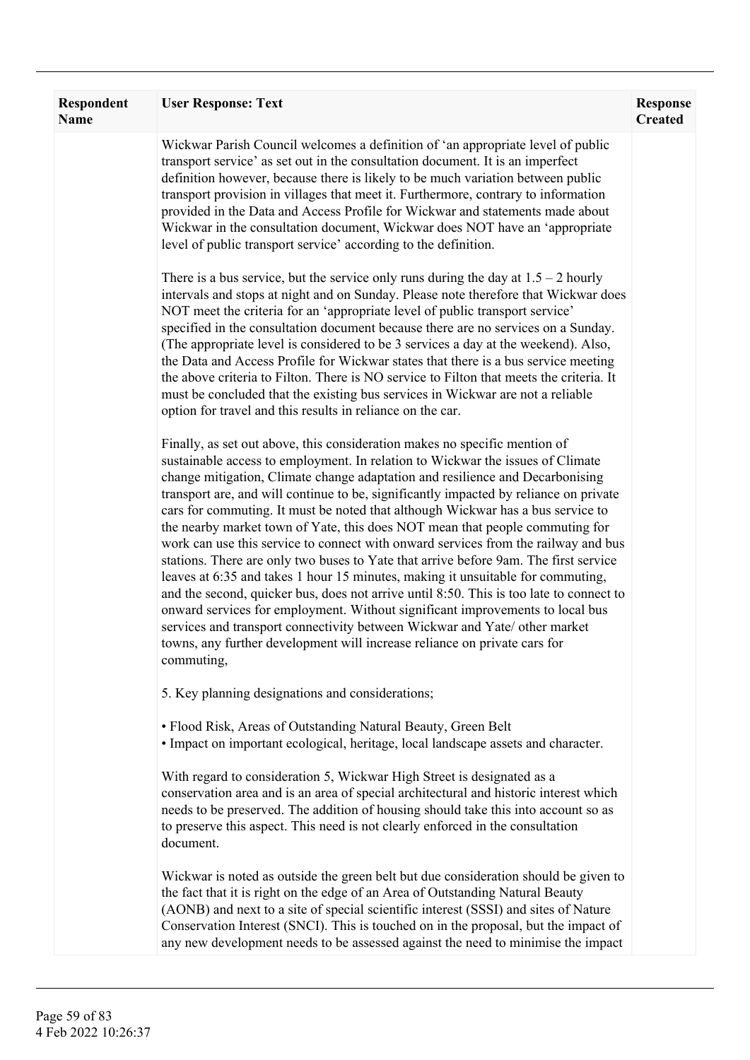| Respondent Name | User Response: Text | Response Created |
|---|---|---|
| | Wickwar Parish Council welcomes a definition of 'an appropriate level of public transport service' as set out in the consultation document. It is an imperfect definition however, because there is likely to be much variation between public transport provision in villages that meet it. Furthermore, contrary to information provided in the Data and Access Profile for Wickwar and statements made about Wickwar in the consultation document, Wickwar does NOT have an 'appropriate level of public transport service' according to the definition.<br><br>There is a bus service, but the service only runs during the day at 1.5 – 2 hourly intervals and stops at night and on Sunday. Please note therefore that Wickwar does NOT meet the criteria for an 'appropriate level of public transport service' specified in the consultation document because there are no services on a Sunday. (The appropriate level is considered to be 3 services a day at the weekend). Also, the Data and Access Profile for Wickwar states that there is a bus service meeting the above criteria to Filton. There is NO service to Filton that meets the criteria. It must be concluded that the existing bus services in Wickwar are not a reliable option for travel and this results in reliance on the car.<br><br>Finally, as set out above, this consideration makes no specific mention of sustainable access to employment. In relation to Wickwar the issues of Climate change mitigation, Climate change adaptation and resilience and Decarbonising transport are, and will continue to be, significantly impacted by reliance on private cars for commuting. It must be noted that although Wickwar has a bus service to the nearby market town of Yate, this does NOT mean that people commuting for work can use this service to connect with onward services from the railway and bus stations. There are only two buses to Yate that arrive before 9am. The first service leaves at 6:35 and takes 1 hour 15 minutes, making it unsuitable for commuting, and the second, quicker bus, does not arrive until 8:50. This is too late to connect to onward services for employment. Without significant improvements to local bus services and transport connectivity between Wickwar and Yate/ other market towns, any further development will increase reliance on private cars for commuting,<br><br>5. Key planning designations and considerations;<br><br>• Flood Risk, Areas of Outstanding Natural Beauty, Green Belt<br>• Impact on important ecological, heritage, local landscape assets and character.<br><br>With regard to consideration 5, Wickwar High Street is designated as a conservation area and is an area of special architectural and historic interest which needs to be preserved. The addition of housing should take this into account so as to preserve this aspect. This need is not clearly enforced in the consultation document.<br><br>Wickwar is noted as outside the green belt but due consideration should be given to the fact that it is right on the edge of an Area of Outstanding Natural Beauty (AONB) and next to a site of special scientific interest (SSSI) and sites of Nature Conservation Interest (SNCI). This is touched on in the proposal, but the impact of any new development needs to be assessed against the need to minimise the impact | |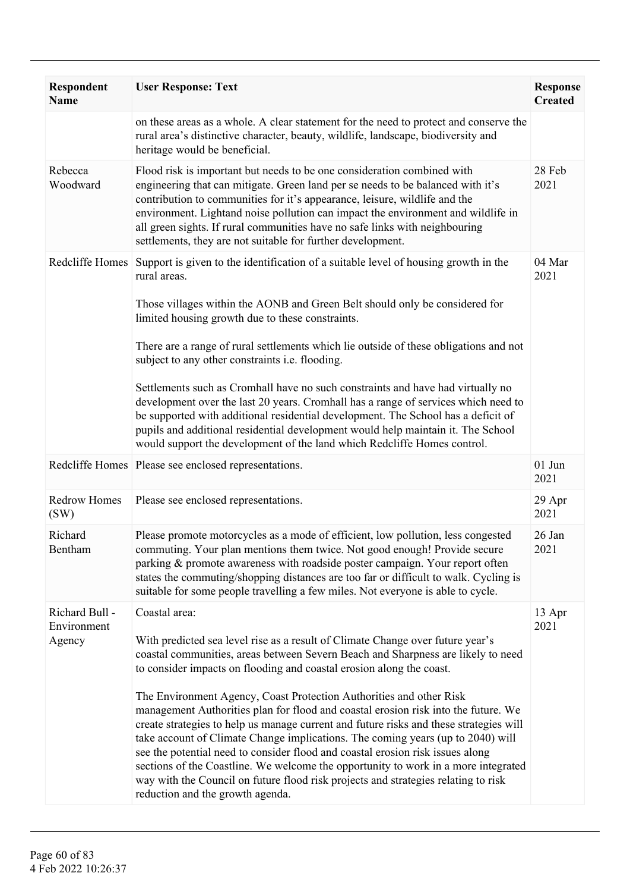| Respondent Name | User Response: Text | Response Created |
|---|---|---|
| | on these areas as a whole. A clear statement for the need to protect and conserve the rural area's distinctive character, beauty, wildlife, landscape, biodiversity and heritage would be beneficial. | |
| Rebecca Woodward | Flood risk is important but needs to be one consideration combined with engineering that can mitigate. Green land per se needs to be balanced with it's contribution to communities for it's appearance, leisure, wildlife and the environment. Lightand noise pollution can impact the environment and wildlife in all green sights. If rural communities have no safe links with neighbouring settlements, they are not suitable for further development. | 28 Feb 2021 |
| Redcliffe Homes | Support is given to the identification of a suitable level of housing growth in the rural areas.<br><br>Those villages within the AONB and Green Belt should only be considered for limited housing growth due to these constraints.<br><br>There are a range of rural settlements which lie outside of these obligations and not subject to any other constraints i.e. flooding.<br><br>Settlements such as Cromhall have no such constraints and have had virtually no development over the last 20 years. Cromhall has a range of services which need to be supported with additional residential development. The School has a deficit of pupils and additional residential development would help maintain it. The School would support the development of the land which Redcliffe Homes control. | 04 Mar 2021 |
| Redcliffe Homes | Please see enclosed representations. | 01 Jun 2021 |
| Redrow Homes (SW) | Please see enclosed representations. | 29 Apr 2021 |
| Richard Bentham | Please promote motorcycles as a mode of efficient, low pollution, less congested commuting. Your plan mentions them twice. Not good enough! Provide secure parking & promote awareness with roadside poster campaign. Your report often states the commuting/shopping distances are too far or difficult to walk. Cycling is suitable for some people travelling a few miles. Not everyone is able to cycle. | 26 Jan 2021 |
| Richard Bull - Environment Agency | Coastal area:<br><br>With predicted sea level rise as a result of Climate Change over future year's coastal communities, areas between Severn Beach and Sharpness are likely to need to consider impacts on flooding and coastal erosion along the coast.<br><br>The Environment Agency, Coast Protection Authorities and other Risk management Authorities plan for flood and coastal erosion risk into the future. We create strategies to help us manage current and future risks and these strategies will take account of Climate Change implications. The coming years (up to 2040) will see the potential need to consider flood and coastal erosion risk issues along sections of the Coastline. We welcome the opportunity to work in a more integrated way with the Council on future flood risk projects and strategies relating to risk reduction and the growth agenda. | 13 Apr 2021 |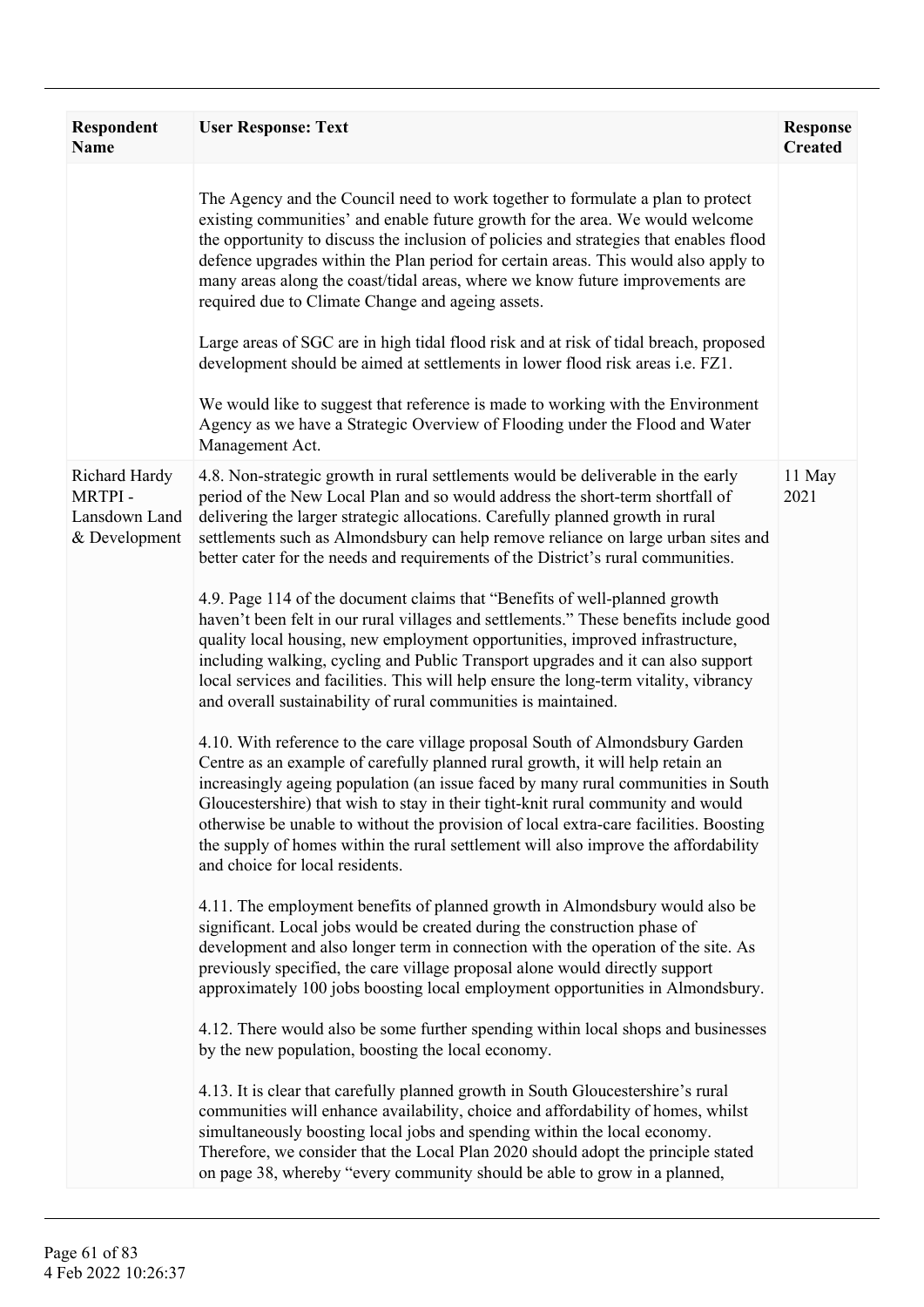| Respondent Name | User Response: Text | Response Created |
| --- | --- | --- |
| | The Agency and the Council need to work together to formulate a plan to protect existing communities' and enable future growth for the area. We would welcome the opportunity to discuss the inclusion of policies and strategies that enables flood defence upgrades within the Plan period for certain areas. This would also apply to many areas along the coast/tidal areas, where we know future improvements are required due to Climate Change and ageing assets.<br><br>Large areas of SGC are in high tidal flood risk and at risk of tidal breach, proposed development should be aimed at settlements in lower flood risk areas i.e. FZ1.<br><br>We would like to suggest that reference is made to working with the Environment Agency as we have a Strategic Overview of Flooding under the Flood and Water Management Act. | |
| Richard Hardy MRTPI - Lansdown Land & Development | 4.8. Non-strategic growth in rural settlements would be deliverable in the early period of the New Local Plan and so would address the short-term shortfall of delivering the larger strategic allocations. Carefully planned growth in rural settlements such as Almondsbury can help remove reliance on large urban sites and better cater for the needs and requirements of the District's rural communities.<br><br>4.9. Page 114 of the document claims that "Benefits of well-planned growth haven't been felt in our rural villages and settlements." These benefits include good quality local housing, new employment opportunities, improved infrastructure, including walking, cycling and Public Transport upgrades and it can also support local services and facilities. This will help ensure the long-term vitality, vibrancy and overall sustainability of rural communities is maintained.<br><br>4.10. With reference to the care village proposal South of Almondsbury Garden Centre as an example of carefully planned rural growth, it will help retain an increasingly ageing population (an issue faced by many rural communities in South Gloucestershire) that wish to stay in their tight-knit rural community and would otherwise be unable to without the provision of local extra-care facilities. Boosting the supply of homes within the rural settlement will also improve the affordability and choice for local residents.<br><br>4.11. The employment benefits of planned growth in Almondsbury would also be significant. Local jobs would be created during the construction phase of development and also longer term in connection with the operation of the site. As previously specified, the care village proposal alone would directly support approximately 100 jobs boosting local employment opportunities in Almondsbury.<br><br>4.12. There would also be some further spending within local shops and businesses by the new population, boosting the local economy.<br><br>4.13. It is clear that carefully planned growth in South Gloucestershire's rural communities will enhance availability, choice and affordability of homes, whilst simultaneously boosting local jobs and spending within the local economy. Therefore, we consider that the Local Plan 2020 should adopt the principle stated on page 38, whereby "every community should be able to grow in a planned, | 11 May 2021 |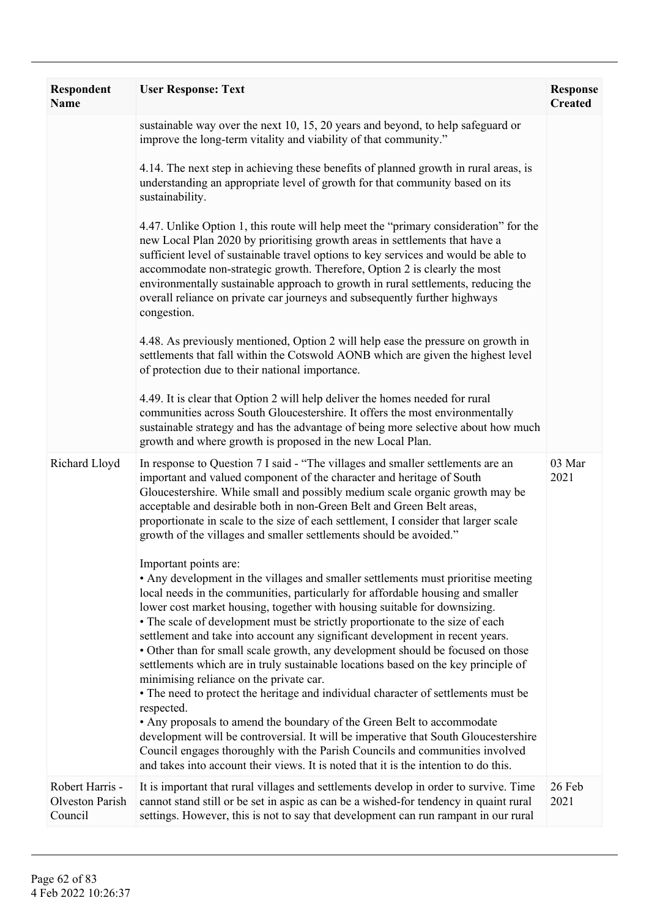| Respondent Name | User Response: Text | Response Created |
|---|---|---|
| | sustainable way over the next 10, 15, 20 years and beyond, to help safeguard or improve the long-term vitality and viability of that community."<br><br>4.14. The next step in achieving these benefits of planned growth in rural areas, is understanding an appropriate level of growth for that community based on its sustainability.<br><br>4.47. Unlike Option 1, this route will help meet the "primary consideration" for the new Local Plan 2020 by prioritising growth areas in settlements that have a sufficient level of sustainable travel options to key services and would be able to accommodate non-strategic growth. Therefore, Option 2 is clearly the most environmentally sustainable approach to growth in rural settlements, reducing the overall reliance on private car journeys and subsequently further highways congestion.<br><br>4.48. As previously mentioned, Option 2 will help ease the pressure on growth in settlements that fall within the Cotswold AONB which are given the highest level of protection due to their national importance.<br><br>4.49. It is clear that Option 2 will help deliver the homes needed for rural communities across South Gloucestershire. It offers the most environmentally sustainable strategy and has the advantage of being more selective about how much growth and where growth is proposed in the new Local Plan. | |
| Richard Lloyd | In response to Question 7 I said - "The villages and smaller settlements are an important and valued component of the character and heritage of South Gloucestershire. While small and possibly medium scale organic growth may be acceptable and desirable both in non-Green Belt and Green Belt areas, proportionate in scale to the size of each settlement, I consider that larger scale growth of the villages and smaller settlements should be avoided."<br><br>Important points are:<br>• Any development in the villages and smaller settlements must prioritise meeting local needs in the communities, particularly for affordable housing and smaller lower cost market housing, together with housing suitable for downsizing.<br>• The scale of development must be strictly proportionate to the size of each settlement and take into account any significant development in recent years.<br>• Other than for small scale growth, any development should be focused on those settlements which are in truly sustainable locations based on the key principle of minimising reliance on the private car.<br>• The need to protect the heritage and individual character of settlements must be respected.<br>• Any proposals to amend the boundary of the Green Belt to accommodate development will be controversial. It will be imperative that South Gloucestershire Council engages thoroughly with the Parish Councils and communities involved and takes into account their views. It is noted that it is the intention to do this. | 03 Mar 2021 |
| Robert Harris - Olveston Parish Council | It is important that rural villages and settlements develop in order to survive. Time cannot stand still or be set in aspic as can be a wished-for tendency in quaint rural settings. However, this is not to say that development can run rampant in our rural | 26 Feb 2021 |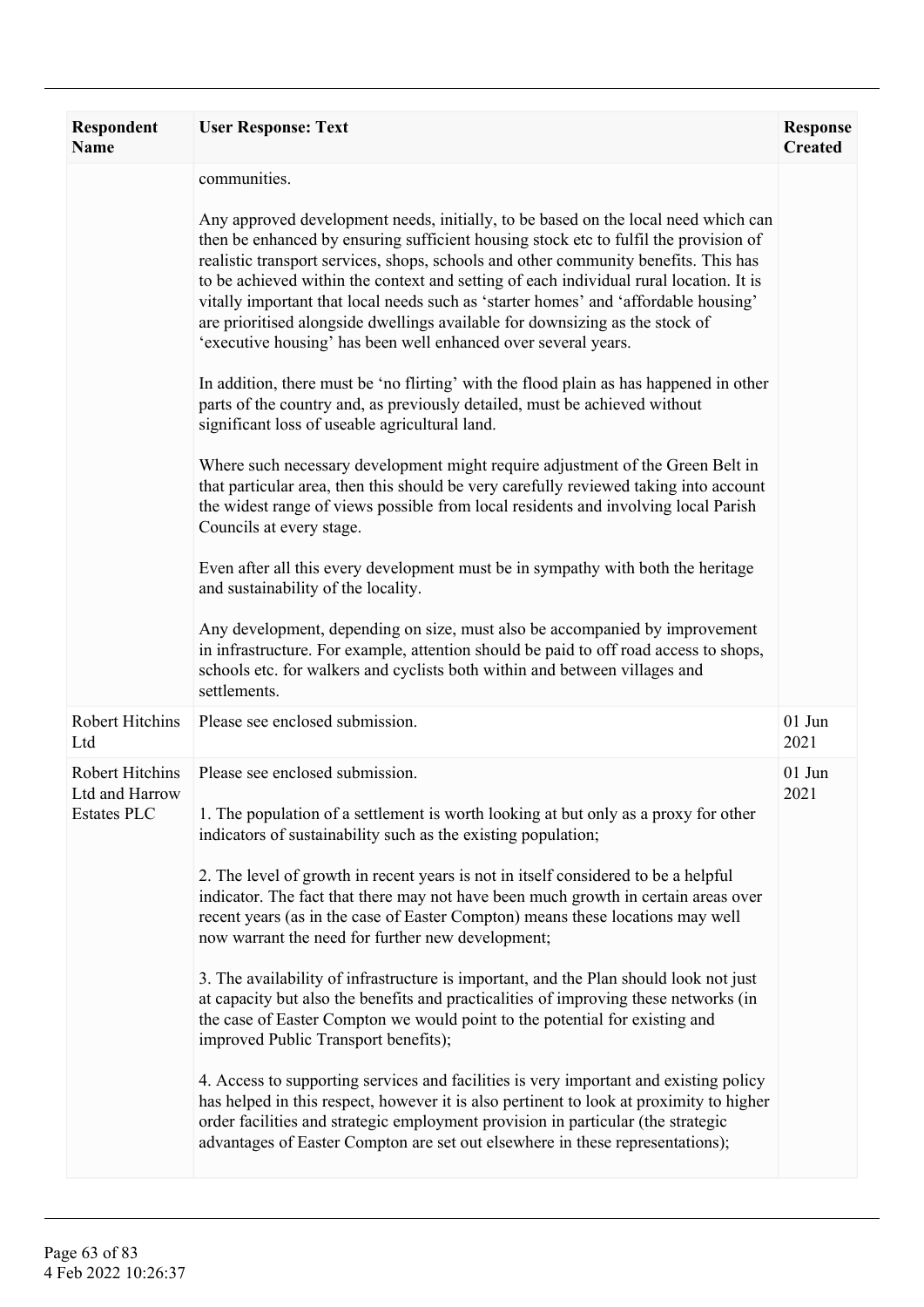| Respondent Name | User Response: Text | Response Created |
|---|---|---|
| | communities.<br><br>Any approved development needs, initially, to be based on the local need which can then be enhanced by ensuring sufficient housing stock etc to fulfil the provision of realistic transport services, shops, schools and other community benefits. This has to be achieved within the context and setting of each individual rural location. It is vitally important that local needs such as 'starter homes' and 'affordable housing' are prioritised alongside dwellings available for downsizing as the stock of 'executive housing' has been well enhanced over several years.<br><br>In addition, there must be 'no flirting' with the flood plain as has happened in other parts of the country and, as previously detailed, must be achieved without significant loss of useable agricultural land.<br><br>Where such necessary development might require adjustment of the Green Belt in that particular area, then this should be very carefully reviewed taking into account the widest range of views possible from local residents and involving local Parish Councils at every stage.<br><br>Even after all this every development must be in sympathy with both the heritage and sustainability of the locality.<br><br>Any development, depending on size, must also be accompanied by improvement in infrastructure. For example, attention should be paid to off road access to shops, schools etc. for walkers and cyclists both within and between villages and settlements. | |
| Robert Hitchins Ltd | Please see enclosed submission. | 01 Jun 2021 |
| Robert Hitchins Ltd and Harrow Estates PLC | Please see enclosed submission.<br><br>1. The population of a settlement is worth looking at but only as a proxy for other indicators of sustainability such as the existing population;<br><br>2. The level of growth in recent years is not in itself considered to be a helpful indicator. The fact that there may not have been much growth in certain areas over recent years (as in the case of Easter Compton) means these locations may well now warrant the need for further new development;<br><br>3. The availability of infrastructure is important, and the Plan should look not just at capacity but also the benefits and practicalities of improving these networks (in the case of Easter Compton we would point to the potential for existing and improved Public Transport benefits);<br><br>4. Access to supporting services and facilities is very important and existing policy has helped in this respect, however it is also pertinent to look at proximity to higher order facilities and strategic employment provision in particular (the strategic advantages of Easter Compton are set out elsewhere in these representations); | 01 Jun 2021 |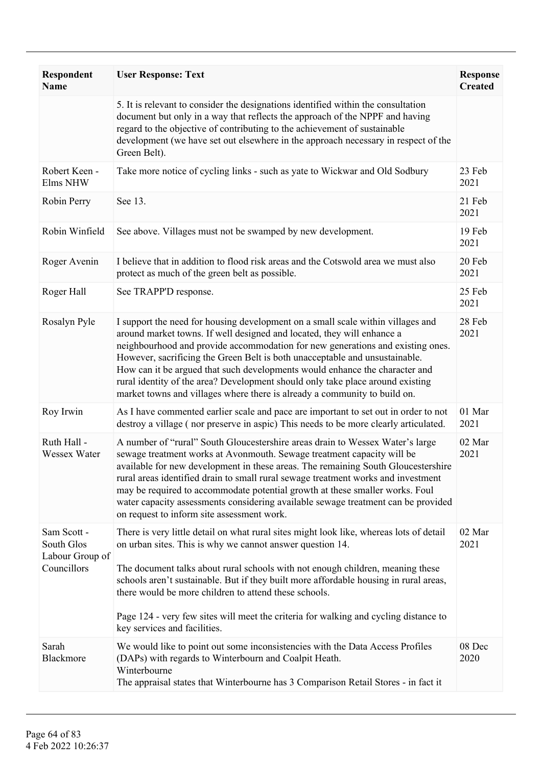| Respondent Name | User Response: Text | Response Created |
|---|---|---|
| | 5. It is relevant to consider the designations identified within the consultation document but only in a way that reflects the approach of the NPPF and having regard to the objective of contributing to the achievement of sustainable development (we have set out elsewhere in the approach necessary in respect of the Green Belt). | |
| Robert Keen - Elms NHW | Take more notice of cycling links - such as yate to Wickwar and Old Sodbury | 23 Feb 2021 |
| Robin Perry | See 13. | 21 Feb 2021 |
| Robin Winfield | See above. Villages must not be swamped by new development. | 19 Feb 2021 |
| Roger Avenin | I believe that in addition to flood risk areas and the Cotswold area we must also protect as much of the green belt as possible. | 20 Feb 2021 |
| Roger Hall | See TRAPP'D response. | 25 Feb 2021 |
| Rosalyn Pyle | I support the need for housing development on a small scale within villages and around market towns. If well designed and located, they will enhance a neighbourhood and provide accommodation for new generations and existing ones. However, sacrificing the Green Belt is both unacceptable and unsustainable.<br>How can it be argued that such developments would enhance the character and rural identity of the area? Development should only take place around existing market towns and villages where there is already a community to build on. | 28 Feb 2021 |
| Roy Irwin | As I have commented earlier scale and pace are important to set out in order to not destroy a village ( nor preserve in aspic) This needs to be more clearly articulated. | 01 Mar 2021 |
| Ruth Hall - Wessex Water | A number of "rural" South Gloucestershire areas drain to Wessex Water's large sewage treatment works at Avonmouth. Sewage treatment capacity will be available for new development in these areas. The remaining South Gloucestershire rural areas identified drain to small rural sewage treatment works and investment may be required to accommodate potential growth at these smaller works. Foul water capacity assessments considering available sewage treatment can be provided on request to inform site assessment work. | 02 Mar 2021 |
| Sam Scott - South Glos Labour Group of Councillors | There is very little detail on what rural sites might look like, whereas lots of detail on urban sites. This is why we cannot answer question 14.<br><br>The document talks about rural schools with not enough children, meaning these schools aren't sustainable. But if they built more affordable housing in rural areas, there would be more children to attend these schools.<br><br>Page 124 - very few sites will meet the criteria for walking and cycling distance to key services and facilities. | 02 Mar 2021 |
| Sarah Blackmore | We would like to point out some inconsistencies with the Data Access Profiles (DAPs) with regards to Winterbourn and Coalpit Heath.<br>Winterbourne<br>The appraisal states that Winterbourne has 3 Comparison Retail Stores - in fact it | 08 Dec 2020 |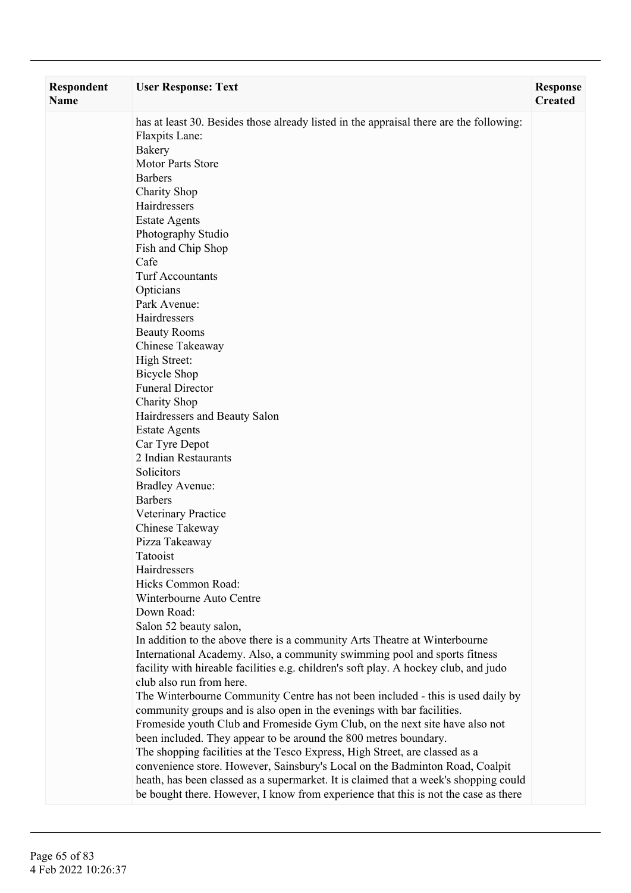| Respondent Name | User Response: Text | Response Created |
| --- | --- | --- |
| | has at least 30. Besides those already listed in the appraisal there are the following:<br>Flaxpits Lane:<br>Bakery<br>Motor Parts Store<br>Barbers<br>Charity Shop<br>Hairdressers<br>Estate Agents<br>Photography Studio<br>Fish and Chip Shop<br>Cafe<br>Turf Accountants<br>Opticians<br>Park Avenue:<br>Hairdressers<br>Beauty Rooms<br>Chinese Takeaway<br>High Street:<br>Bicycle Shop<br>Funeral Director<br>Charity Shop<br>Hairdressers and Beauty Salon<br>Estate Agents<br>Car Tyre Depot<br>2 Indian Restaurants<br>Solicitors<br>Bradley Avenue:<br>Barbers<br>Veterinary Practice<br>Chinese Takeway<br>Pizza Takeaway<br>Tatooist<br>Hairdressers<br>Hicks Common Road:<br>Winterbourne Auto Centre<br>Down Road:<br>Salon 52 beauty salon,<br>In addition to the above there is a community Arts Theatre at Winterbourne International Academy. Also, a community swimming pool and sports fitness facility with hireable facilities e.g. children's soft play. A hockey club, and judo club also run from here.<br>The Winterbourne Community Centre has not been included - this is used daily by community groups and is also open in the evenings with bar facilities.<br>Fromeside youth Club and Fromeside Gym Club, on the next site have also not been included. They appear to be around the 800 metres boundary.<br>The shopping facilities at the Tesco Express, High Street, are classed as a convenience store. However, Sainsbury's Local on the Badminton Road, Coalpit heath, has been classed as a supermarket. It is claimed that a week's shopping could be bought there. However, I know from experience that this is not the case as there | |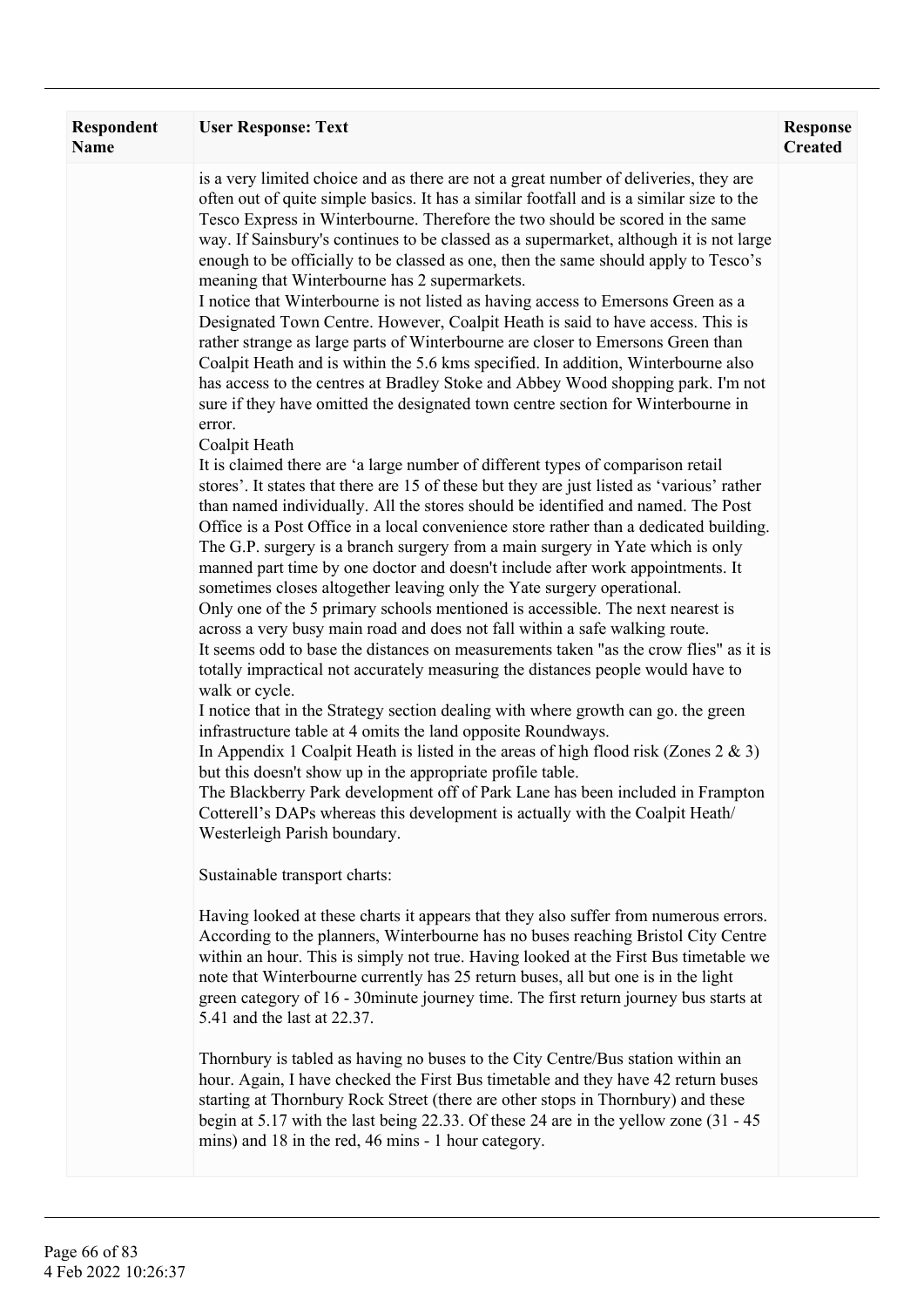| Respondent Name | User Response: Text | Response Created |
| --- | --- | --- |
| | is a very limited choice and as there are not a great number of deliveries, they are often out of quite simple basics. It has a similar footfall and is a similar size to the Tesco Express in Winterbourne. Therefore the two should be scored in the same way. If Sainsbury's continues to be classed as a supermarket, although it is not large enough to be officially to be classed as one, then the same should apply to Tesco's meaning that Winterbourne has 2 supermarkets.<br>I notice that Winterbourne is not listed as having access to Emersons Green as a Designated Town Centre. However, Coalpit Heath is said to have access. This is rather strange as large parts of Winterbourne are closer to Emersons Green than Coalpit Heath and is within the 5.6 kms specified. In addition, Winterbourne also has access to the centres at Bradley Stoke and Abbey Wood shopping park. I'm not sure if they have omitted the designated town centre section for Winterbourne in error.<br>Coalpit Heath<br>It is claimed there are 'a large number of different types of comparison retail stores'. It states that there are 15 of these but they are just listed as 'various' rather than named individually. All the stores should be identified and named. The Post Office is a Post Office in a local convenience store rather than a dedicated building. The G.P. surgery is a branch surgery from a main surgery in Yate which is only manned part time by one doctor and doesn't include after work appointments. It sometimes closes altogether leaving only the Yate surgery operational.<br>Only one of the 5 primary schools mentioned is accessible. The next nearest is across a very busy main road and does not fall within a safe walking route.<br>It seems odd to base the distances on measurements taken "as the crow flies" as it is totally impractical not accurately measuring the distances people would have to walk or cycle.<br>I notice that in the Strategy section dealing with where growth can go. the green infrastructure table at 4 omits the land opposite Roundways.<br>In Appendix 1 Coalpit Heath is listed in the areas of high flood risk (Zones 2 & 3) but this doesn't show up in the appropriate profile table.<br>The Blackberry Park development off of Park Lane has been included in Frampton Cotterell's DAPs whereas this development is actually with the Coalpit Heath/ Westerleigh Parish boundary.<br><br>Sustainable transport charts:<br><br>Having looked at these charts it appears that they also suffer from numerous errors. According to the planners, Winterbourne has no buses reaching Bristol City Centre within an hour. This is simply not true. Having looked at the First Bus timetable we note that Winterbourne currently has 25 return buses, all but one is in the light green category of 16 - 30minute journey time. The first return journey bus starts at 5.41 and the last at 22.37.<br><br>Thornbury is tabled as having no buses to the City Centre/Bus station within an hour. Again, I have checked the First Bus timetable and they have 42 return buses starting at Thornbury Rock Street (there are other stops in Thornbury) and these begin at 5.17 with the last being 22.33. Of these 24 are in the yellow zone (31 - 45 mins) and 18 in the red, 46 mins - 1 hour category. | |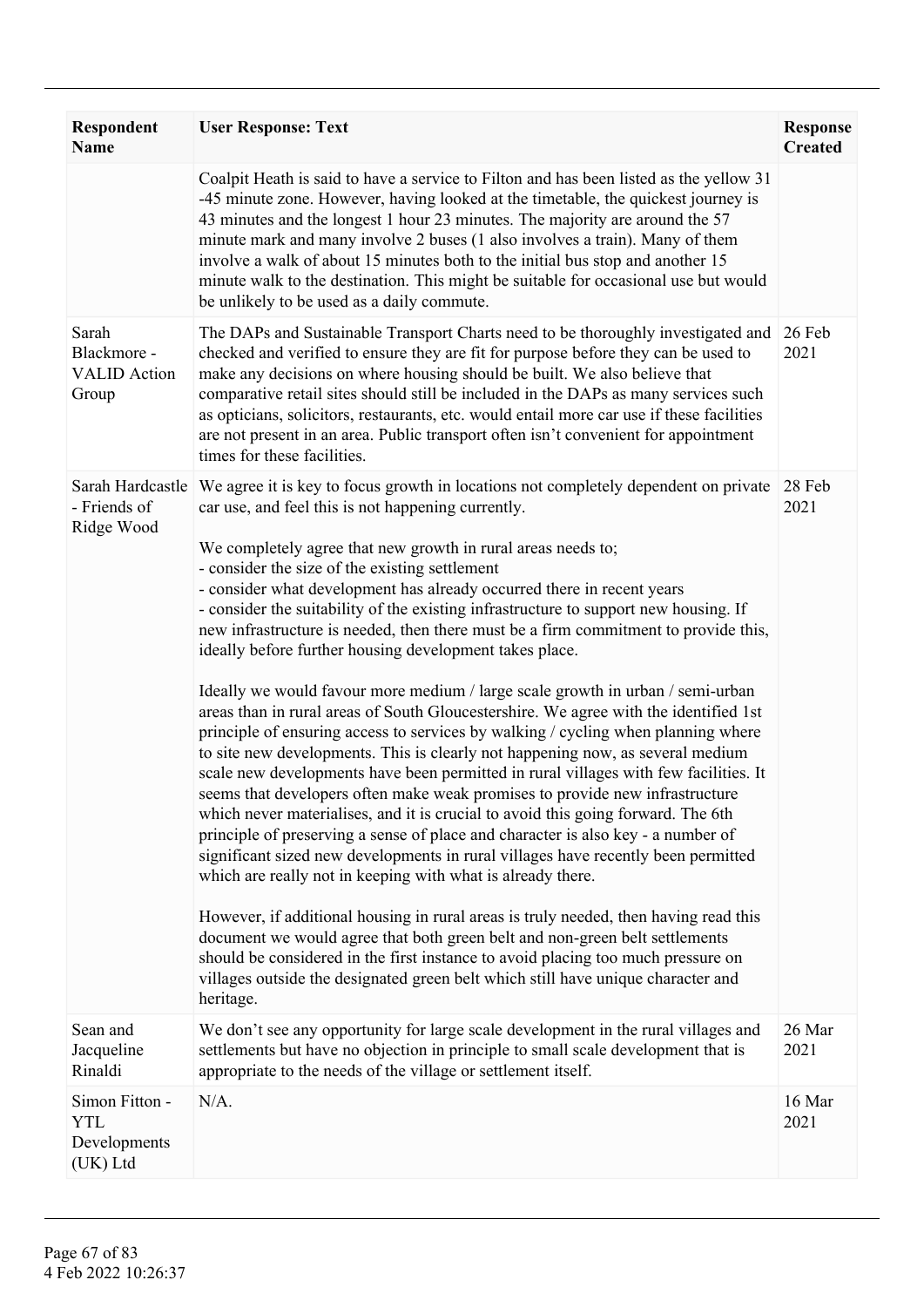| Respondent Name | User Response: Text | Response Created |
|---|---|---|
| | Coalpit Heath is said to have a service to Filton and has been listed as the yellow 31 -45 minute zone. However, having looked at the timetable, the quickest journey is 43 minutes and the longest 1 hour 23 minutes. The majority are around the 57 minute mark and many involve 2 buses (1 also involves a train). Many of them involve a walk of about 15 minutes both to the initial bus stop and another 15 minute walk to the destination. This might be suitable for occasional use but would be unlikely to be used as a daily commute. | |
| Sarah Blackmore - VALID Action Group | The DAPs and Sustainable Transport Charts need to be thoroughly investigated and checked and verified to ensure they are fit for purpose before they can be used to make any decisions on where housing should be built. We also believe that comparative retail sites should still be included in the DAPs as many services such as opticians, solicitors, restaurants, etc. would entail more car use if these facilities are not present in an area. Public transport often isn't convenient for appointment times for these facilities. | 26 Feb 2021 |
| Sarah Hardcastle - Friends of Ridge Wood | We agree it is key to focus growth in locations not completely dependent on private car use, and feel this is not happening currently.<br><br>We completely agree that new growth in rural areas needs to;<br>- consider the size of the existing settlement<br>- consider what development has already occurred there in recent years<br>- consider the suitability of the existing infrastructure to support new housing. If new infrastructure is needed, then there must be a firm commitment to provide this, ideally before further housing development takes place.<br><br>Ideally we would favour more medium / large scale growth in urban / semi-urban areas than in rural areas of South Gloucestershire. We agree with the identified 1st principle of ensuring access to services by walking / cycling when planning where to site new developments. This is clearly not happening now, as several medium scale new developments have been permitted in rural villages with few facilities. It seems that developers often make weak promises to provide new infrastructure which never materialises, and it is crucial to avoid this going forward. The 6th principle of preserving a sense of place and character is also key - a number of significant sized new developments in rural villages have recently been permitted which are really not in keeping with what is already there.<br><br>However, if additional housing in rural areas is truly needed, then having read this document we would agree that both green belt and non-green belt settlements should be considered in the first instance to avoid placing too much pressure on villages outside the designated green belt which still have unique character and heritage. | 28 Feb 2021 |
| Sean and Jacqueline Rinaldi | We don't see any opportunity for large scale development in the rural villages and settlements but have no objection in principle to small scale development that is appropriate to the needs of the village or settlement itself. | 26 Mar 2021 |
| Simon Fitton - YTL Developments (UK) Ltd | N/A. | 16 Mar 2021 |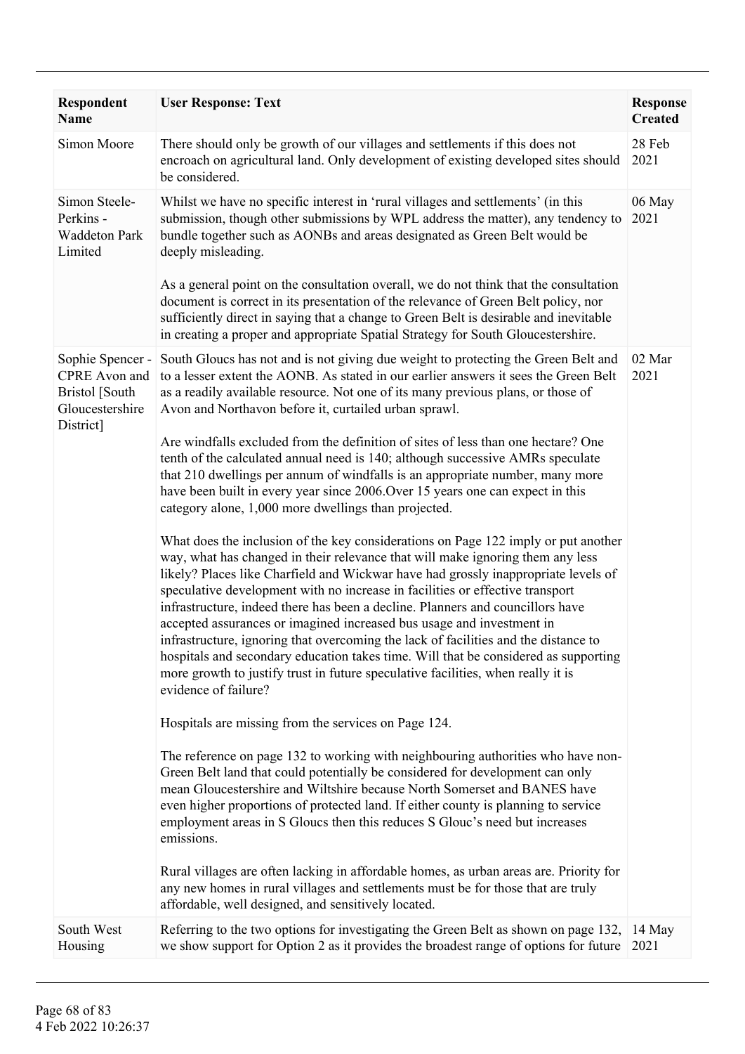| Respondent Name | User Response: Text | Response Created |
|---|---|---|
| Simon Moore | There should only be growth of our villages and settlements if this does not encroach on agricultural land. Only development of existing developed sites should be considered. | 28 Feb 2021 |
| Simon Steele-Perkins - Waddeton Park Limited | Whilst we have no specific interest in 'rural villages and settlements' (in this submission, though other submissions by WPL address the matter), any tendency to bundle together such as AONBs and areas designated as Green Belt would be deeply misleading.<br><br>As a general point on the consultation overall, we do not think that the consultation document is correct in its presentation of the relevance of Green Belt policy, nor sufficiently direct in saying that a change to Green Belt is desirable and inevitable in creating a proper and appropriate Spatial Strategy for South Gloucestershire. | 06 May 2021 |
| Sophie Spencer - CPRE Avon and Bristol [South Gloucestershire District] | South Gloucs has not and is not giving due weight to protecting the Green Belt and to a lesser extent the AONB. As stated in our earlier answers it sees the Green Belt as a readily available resource. Not one of its many previous plans, or those of Avon and Northavon before it, curtailed urban sprawl.<br><br>Are windfalls excluded from the definition of sites of less than one hectare? One tenth of the calculated annual need is 140; although successive AMRs speculate that 210 dwellings per annum of windfalls is an appropriate number, many more have been built in every year since 2006.Over 15 years one can expect in this category alone, 1,000 more dwellings than projected.<br><br>What does the inclusion of the key considerations on Page 122 imply or put another way, what has changed in their relevance that will make ignoring them any less likely? Places like Charfield and Wickwar have had grossly inappropriate levels of speculative development with no increase in facilities or effective transport infrastructure, indeed there has been a decline. Planners and councillors have accepted assurances or imagined increased bus usage and investment in infrastructure, ignoring that overcoming the lack of facilities and the distance to hospitals and secondary education takes time. Will that be considered as supporting more growth to justify trust in future speculative facilities, when really it is evidence of failure?<br><br>Hospitals are missing from the services on Page 124.<br><br>The reference on page 132 to working with neighbouring authorities who have non-Green Belt land that could potentially be considered for development can only mean Gloucestershire and Wiltshire because North Somerset and BANES have even higher proportions of protected land. If either county is planning to service employment areas in S Gloucs then this reduces S Glouc's need but increases emissions.<br><br>Rural villages are often lacking in affordable homes, as urban areas are. Priority for any new homes in rural villages and settlements must be for those that are truly affordable, well designed, and sensitively located. | 02 Mar 2021 |
| South West Housing | Referring to the two options for investigating the Green Belt as shown on page 132, we show support for Option 2 as it provides the broadest range of options for future | 14 May 2021 |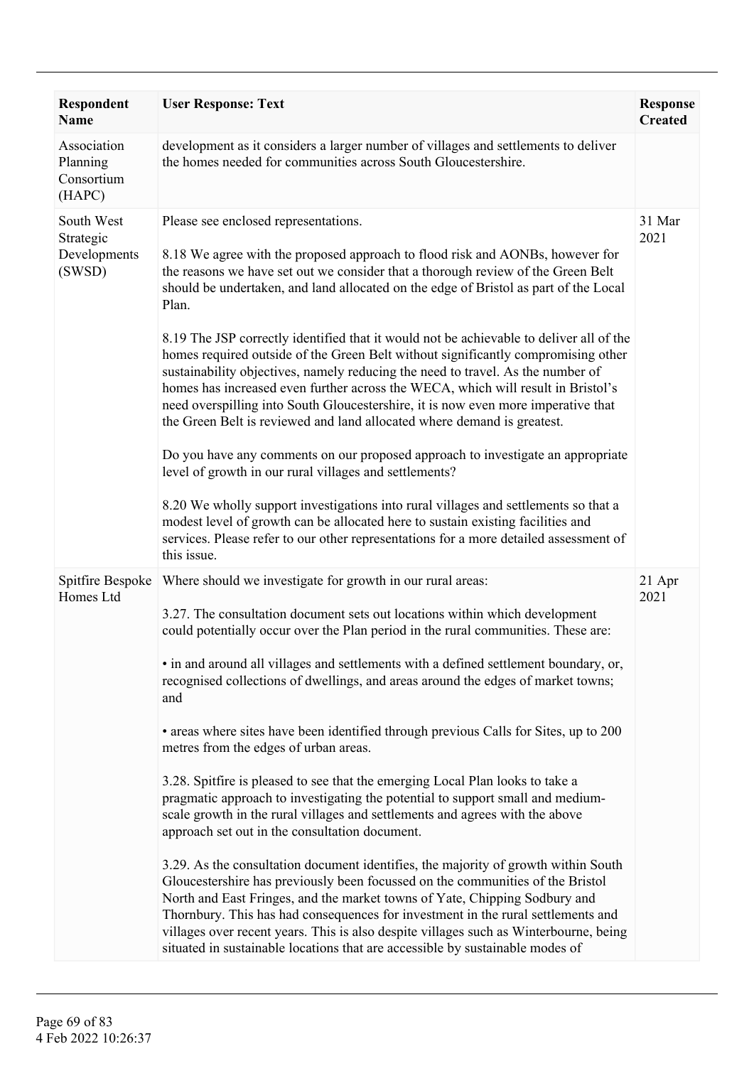| Respondent Name | User Response: Text | Response Created |
|---|---|---|
| Association Planning Consortium (HAPC) | development as it considers a larger number of villages and settlements to deliver the homes needed for communities across South Gloucestershire. | |
| South West Strategic Developments (SWSD) | Please see enclosed representations.<br><br>8.18 We agree with the proposed approach to flood risk and AONBs, however for the reasons we have set out we consider that a thorough review of the Green Belt should be undertaken, and land allocated on the edge of Bristol as part of the Local Plan.<br><br>8.19 The JSP correctly identified that it would not be achievable to deliver all of the homes required outside of the Green Belt without significantly compromising other sustainability objectives, namely reducing the need to travel. As the number of homes has increased even further across the WECA, which will result in Bristol's need overspilling into South Gloucestershire, it is now even more imperative that the Green Belt is reviewed and land allocated where demand is greatest.<br><br>Do you have any comments on our proposed approach to investigate an appropriate level of growth in our rural villages and settlements?<br><br>8.20 We wholly support investigations into rural villages and settlements so that a modest level of growth can be allocated here to sustain existing facilities and services. Please refer to our other representations for a more detailed assessment of this issue. | 31 Mar 2021 |
| Spitfire Bespoke Homes Ltd | Where should we investigate for growth in our rural areas:<br><br>3.27. The consultation document sets out locations within which development could potentially occur over the Plan period in the rural communities. These are:<br><br>• in and around all villages and settlements with a defined settlement boundary, or, recognised collections of dwellings, and areas around the edges of market towns; and<br><br>• areas where sites have been identified through previous Calls for Sites, up to 200 metres from the edges of urban areas.<br><br>3.28. Spitfire is pleased to see that the emerging Local Plan looks to take a pragmatic approach to investigating the potential to support small and medium-scale growth in the rural villages and settlements and agrees with the above approach set out in the consultation document.<br><br>3.29. As the consultation document identifies, the majority of growth within South Gloucestershire has previously been focussed on the communities of the Bristol North and East Fringes, and the market towns of Yate, Chipping Sodbury and Thornbury. This has had consequences for investment in the rural settlements and villages over recent years. This is also despite villages such as Winterbourne, being situated in sustainable locations that are accessible by sustainable modes of | 21 Apr 2021 |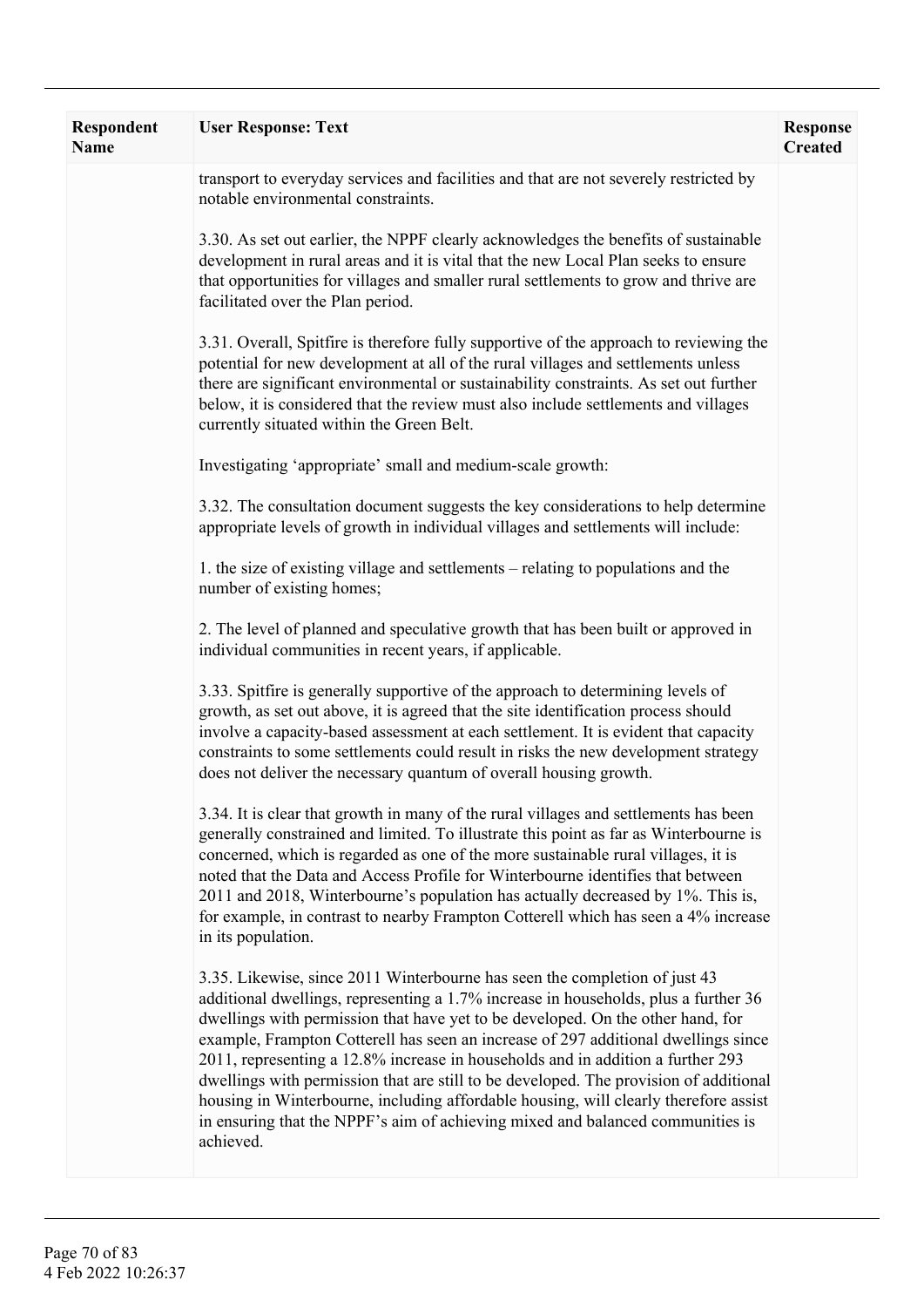| Respondent Name | User Response: Text | Response Created |
| --- | --- | --- |
| | transport to everyday services and facilities and that are not severely restricted by notable environmental constraints.<br><br>3.30. As set out earlier, the NPPF clearly acknowledges the benefits of sustainable development in rural areas and it is vital that the new Local Plan seeks to ensure that opportunities for villages and smaller rural settlements to grow and thrive are facilitated over the Plan period.<br><br>3.31. Overall, Spitfire is therefore fully supportive of the approach to reviewing the potential for new development at all of the rural villages and settlements unless there are significant environmental or sustainability constraints. As set out further below, it is considered that the review must also include settlements and villages currently situated within the Green Belt.<br><br>Investigating 'appropriate' small and medium-scale growth:<br><br>3.32. The consultation document suggests the key considerations to help determine appropriate levels of growth in individual villages and settlements will include:<br><br>1. the size of existing village and settlements – relating to populations and the number of existing homes;<br><br>2. The level of planned and speculative growth that has been built or approved in individual communities in recent years, if applicable.<br><br>3.33. Spitfire is generally supportive of the approach to determining levels of growth, as set out above, it is agreed that the site identification process should involve a capacity-based assessment at each settlement. It is evident that capacity constraints to some settlements could result in risks the new development strategy does not deliver the necessary quantum of overall housing growth.<br><br>3.34. It is clear that growth in many of the rural villages and settlements has been generally constrained and limited. To illustrate this point as far as Winterbourne is concerned, which is regarded as one of the more sustainable rural villages, it is noted that the Data and Access Profile for Winterbourne identifies that between 2011 and 2018, Winterbourne's population has actually decreased by 1%. This is, for example, in contrast to nearby Frampton Cotterell which has seen a 4% increase in its population.<br><br>3.35. Likewise, since 2011 Winterbourne has seen the completion of just 43 additional dwellings, representing a 1.7% increase in households, plus a further 36 dwellings with permission that have yet to be developed. On the other hand, for example, Frampton Cotterell has seen an increase of 297 additional dwellings since 2011, representing a 12.8% increase in households and in addition a further 293 dwellings with permission that are still to be developed. The provision of additional housing in Winterbourne, including affordable housing, will clearly therefore assist in ensuring that the NPPF's aim of achieving mixed and balanced communities is achieved. | |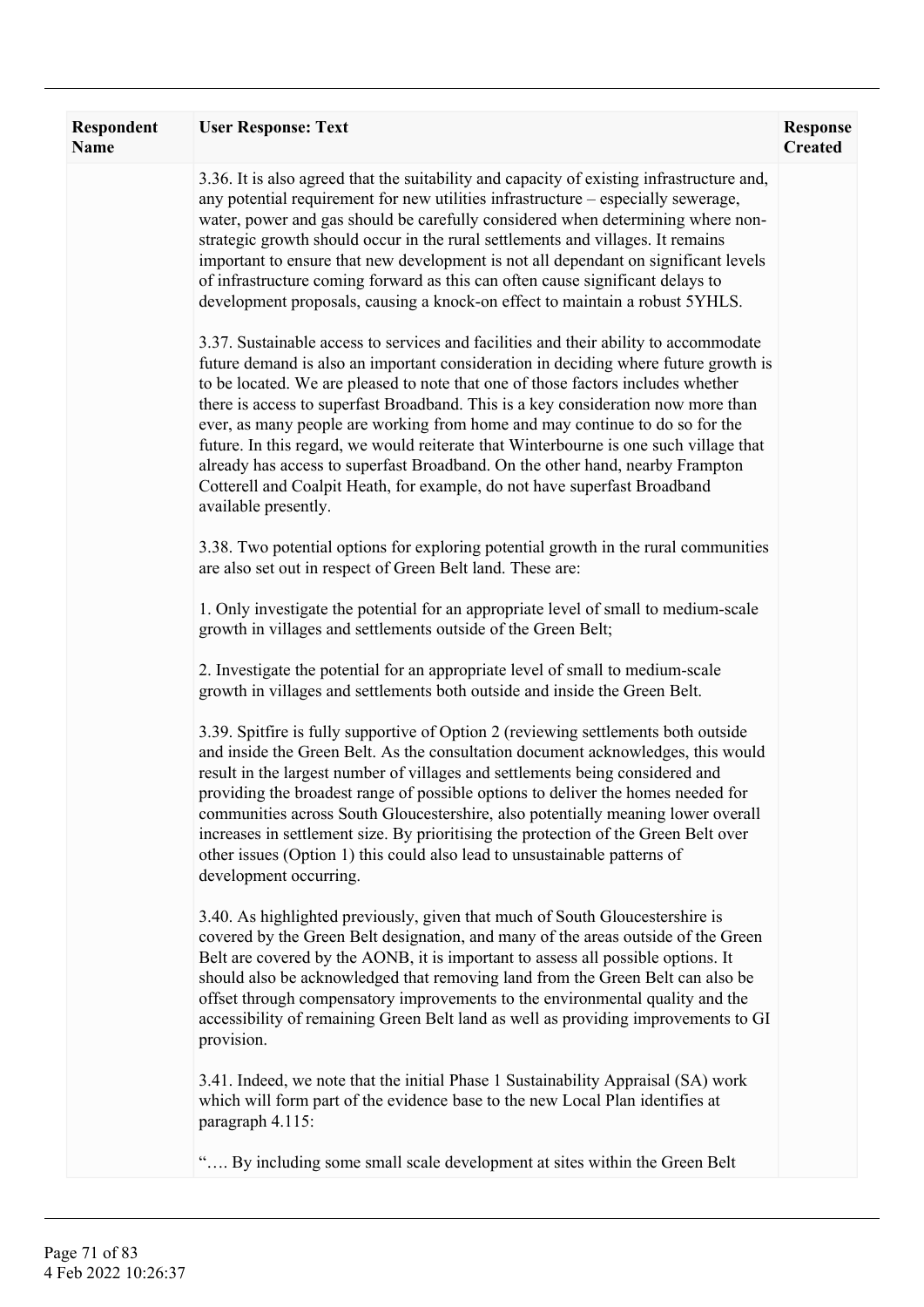| Respondent Name | User Response: Text | Response Created |
| --- | --- | --- |
| | 3.36. It is also agreed that the suitability and capacity of existing infrastructure and, any potential requirement for new utilities infrastructure – especially sewerage, water, power and gas should be carefully considered when determining where non-strategic growth should occur in the rural settlements and villages. It remains important to ensure that new development is not all dependant on significant levels of infrastructure coming forward as this can often cause significant delays to development proposals, causing a knock-on effect to maintain a robust 5YHLS.<br><br>3.37. Sustainable access to services and facilities and their ability to accommodate future demand is also an important consideration in deciding where future growth is to be located. We are pleased to note that one of those factors includes whether there is access to superfast Broadband. This is a key consideration now more than ever, as many people are working from home and may continue to do so for the future. In this regard, we would reiterate that Winterbourne is one such village that already has access to superfast Broadband. On the other hand, nearby Frampton Cotterell and Coalpit Heath, for example, do not have superfast Broadband available presently.<br><br>3.38. Two potential options for exploring potential growth in the rural communities are also set out in respect of Green Belt land. These are:<br><br>1. Only investigate the potential for an appropriate level of small to medium-scale growth in villages and settlements outside of the Green Belt;<br><br>2. Investigate the potential for an appropriate level of small to medium-scale growth in villages and settlements both outside and inside the Green Belt.<br><br>3.39. Spitfire is fully supportive of Option 2 (reviewing settlements both outside and inside the Green Belt. As the consultation document acknowledges, this would result in the largest number of villages and settlements being considered and providing the broadest range of possible options to deliver the homes needed for communities across South Gloucestershire, also potentially meaning lower overall increases in settlement size. By prioritising the protection of the Green Belt over other issues (Option 1) this could also lead to unsustainable patterns of development occurring.<br><br>3.40. As highlighted previously, given that much of South Gloucestershire is covered by the Green Belt designation, and many of the areas outside of the Green Belt are covered by the AONB, it is important to assess all possible options. It should also be acknowledged that removing land from the Green Belt can also be offset through compensatory improvements to the environmental quality and the accessibility of remaining Green Belt land as well as providing improvements to GI provision.<br><br>3.41. Indeed, we note that the initial Phase 1 Sustainability Appraisal (SA) work which will form part of the evidence base to the new Local Plan identifies at paragraph 4.115:<br><br>"…. By including some small scale development at sites within the Green Belt | |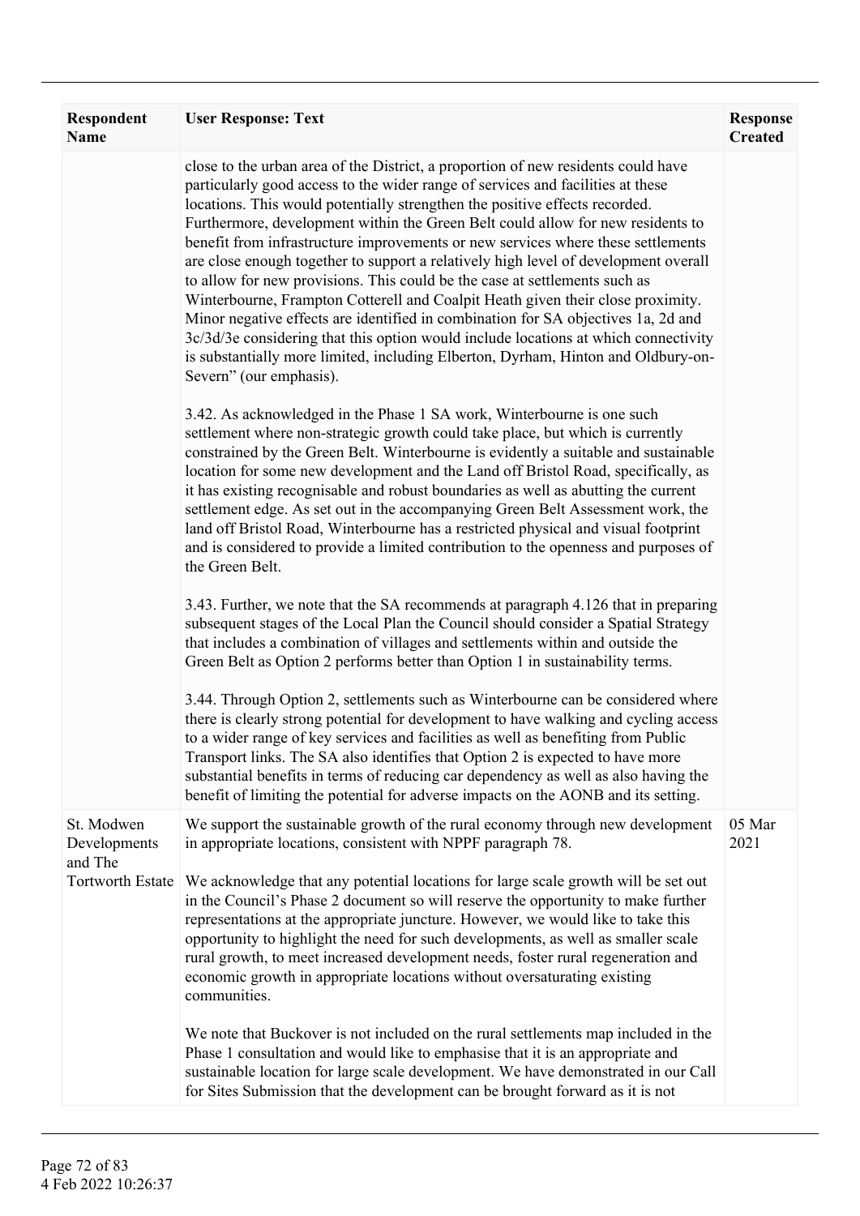| Respondent Name | User Response: Text | Response Created |
|---|---|---|
| | close to the urban area of the District, a proportion of new residents could have particularly good access to the wider range of services and facilities at these locations. This would potentially strengthen the positive effects recorded. Furthermore, development within the Green Belt could allow for new residents to benefit from infrastructure improvements or new services where these settlements are close enough together to support a relatively high level of development overall to allow for new provisions. This could be the case at settlements such as Winterbourne, Frampton Cotterell and Coalpit Heath given their close proximity. Minor negative effects are identified in combination for SA objectives 1a, 2d and 3c/3d/3e considering that this option would include locations at which connectivity is substantially more limited, including Elberton, Dyrham, Hinton and Oldbury-on-Severn" (our emphasis).<br><br>3.42. As acknowledged in the Phase 1 SA work, Winterbourne is one such settlement where non-strategic growth could take place, but which is currently constrained by the Green Belt. Winterbourne is evidently a suitable and sustainable location for some new development and the Land off Bristol Road, specifically, as it has existing recognisable and robust boundaries as well as abutting the current settlement edge. As set out in the accompanying Green Belt Assessment work, the land off Bristol Road, Winterbourne has a restricted physical and visual footprint and is considered to provide a limited contribution to the openness and purposes of the Green Belt.<br><br>3.43. Further, we note that the SA recommends at paragraph 4.126 that in preparing subsequent stages of the Local Plan the Council should consider a Spatial Strategy that includes a combination of villages and settlements within and outside the Green Belt as Option 2 performs better than Option 1 in sustainability terms.<br><br>3.44. Through Option 2, settlements such as Winterbourne can be considered where there is clearly strong potential for development to have walking and cycling access to a wider range of key services and facilities as well as benefiting from Public Transport links. The SA also identifies that Option 2 is expected to have more substantial benefits in terms of reducing car dependency as well as also having the benefit of limiting the potential for adverse impacts on the AONB and its setting. | |
| St. Modwen Developments and The Tortworth Estate | We support the sustainable growth of the rural economy through new development in appropriate locations, consistent with NPPF paragraph 78.<br><br>We acknowledge that any potential locations for large scale growth will be set out in the Council's Phase 2 document so will reserve the opportunity to make further representations at the appropriate juncture. However, we would like to take this opportunity to highlight the need for such developments, as well as smaller scale rural growth, to meet increased development needs, foster rural regeneration and economic growth in appropriate locations without oversaturating existing communities.<br><br>We note that Buckover is not included on the rural settlements map included in the Phase 1 consultation and would like to emphasise that it is an appropriate and sustainable location for large scale development. We have demonstrated in our Call for Sites Submission that the development can be brought forward as it is not | 05 Mar 2021 |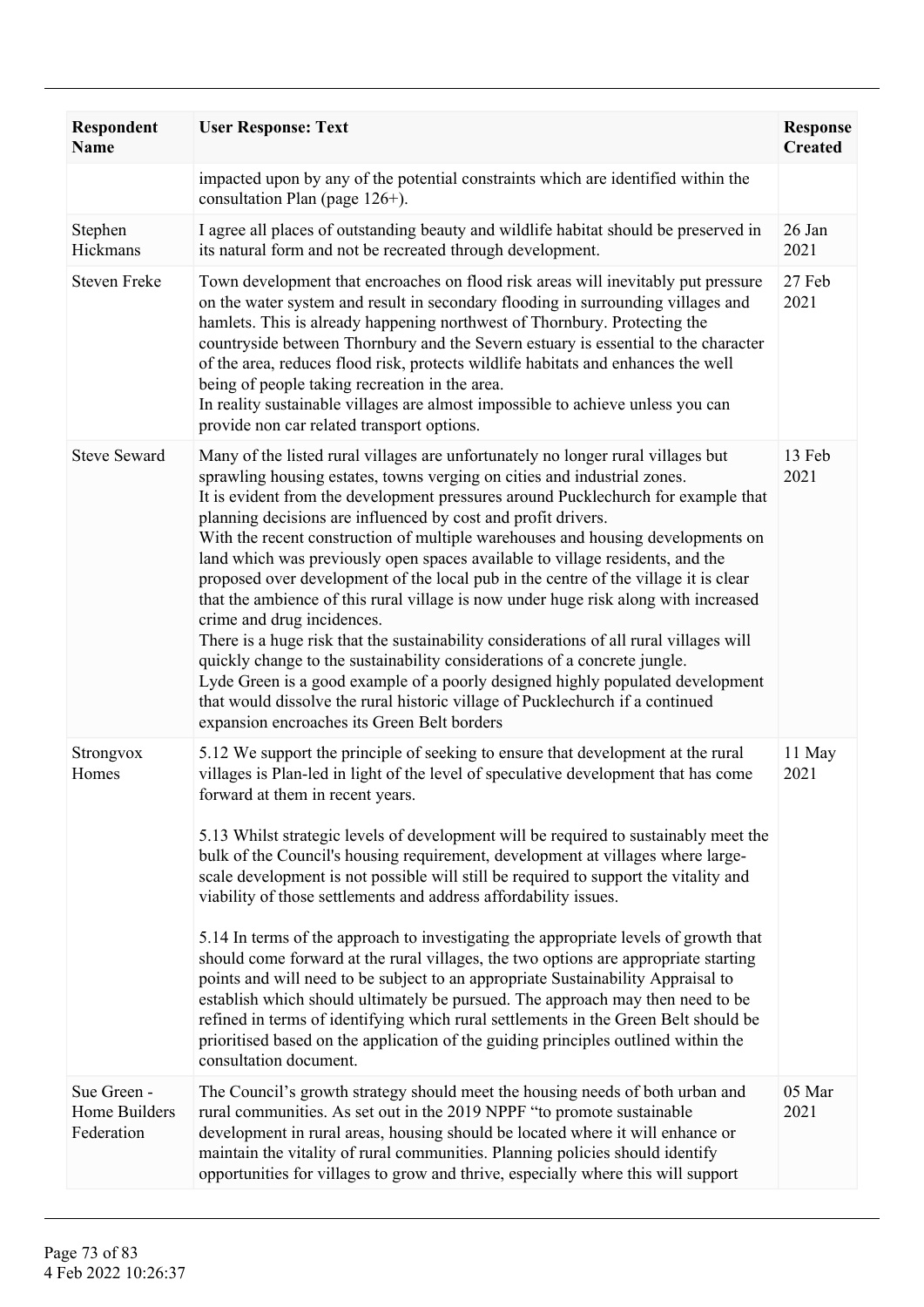| Respondent Name | User Response: Text | Response Created |
|---|---|---|
| | impacted upon by any of the potential constraints which are identified within the consultation Plan (page 126+). | |
| Stephen Hickmans | I agree all places of outstanding beauty and wildlife habitat should be preserved in its natural form and not be recreated through development. | 26 Jan 2021 |
| Steven Freke | Town development that encroaches on flood risk areas will inevitably put pressure on the water system and result in secondary flooding in surrounding villages and hamlets. This is already happening northwest of Thornbury. Protecting the countryside between Thornbury and the Severn estuary is essential to the character of the area, reduces flood risk, protects wildlife habitats and enhances the well being of people taking recreation in the area.<br>In reality sustainable villages are almost impossible to achieve unless you can provide non car related transport options. | 27 Feb 2021 |
| Steve Seward | Many of the listed rural villages are unfortunately no longer rural villages but sprawling housing estates, towns verging on cities and industrial zones.<br>It is evident from the development pressures around Pucklechurch for example that planning decisions are influenced by cost and profit drivers.<br>With the recent construction of multiple warehouses and housing developments on land which was previously open spaces available to village residents, and the proposed over development of the local pub in the centre of the village it is clear that the ambience of this rural village is now under huge risk along with increased crime and drug incidences.<br>There is a huge risk that the sustainability considerations of all rural villages will quickly change to the sustainability considerations of a concrete jungle.<br>Lyde Green is a good example of a poorly designed highly populated development that would dissolve the rural historic village of Pucklechurch if a continued expansion encroaches its Green Belt borders | 13 Feb 2021 |
| Strongvox Homes | 5.12 We support the principle of seeking to ensure that development at the rural villages is Plan-led in light of the level of speculative development that has come forward at them in recent years.<br><br>5.13 Whilst strategic levels of development will be required to sustainably meet the bulk of the Council's housing requirement, development at villages where large-scale development is not possible will still be required to support the vitality and viability of those settlements and address affordability issues.<br><br>5.14 In terms of the approach to investigating the appropriate levels of growth that should come forward at the rural villages, the two options are appropriate starting points and will need to be subject to an appropriate Sustainability Appraisal to establish which should ultimately be pursued. The approach may then need to be refined in terms of identifying which rural settlements in the Green Belt should be prioritised based on the application of the guiding principles outlined within the consultation document. | 11 May 2021 |
| Sue Green - Home Builders Federation | The Council's growth strategy should meet the housing needs of both urban and rural communities. As set out in the 2019 NPPF "to promote sustainable development in rural areas, housing should be located where it will enhance or maintain the vitality of rural communities. Planning policies should identify opportunities for villages to grow and thrive, especially where this will support | 05 Mar 2021 |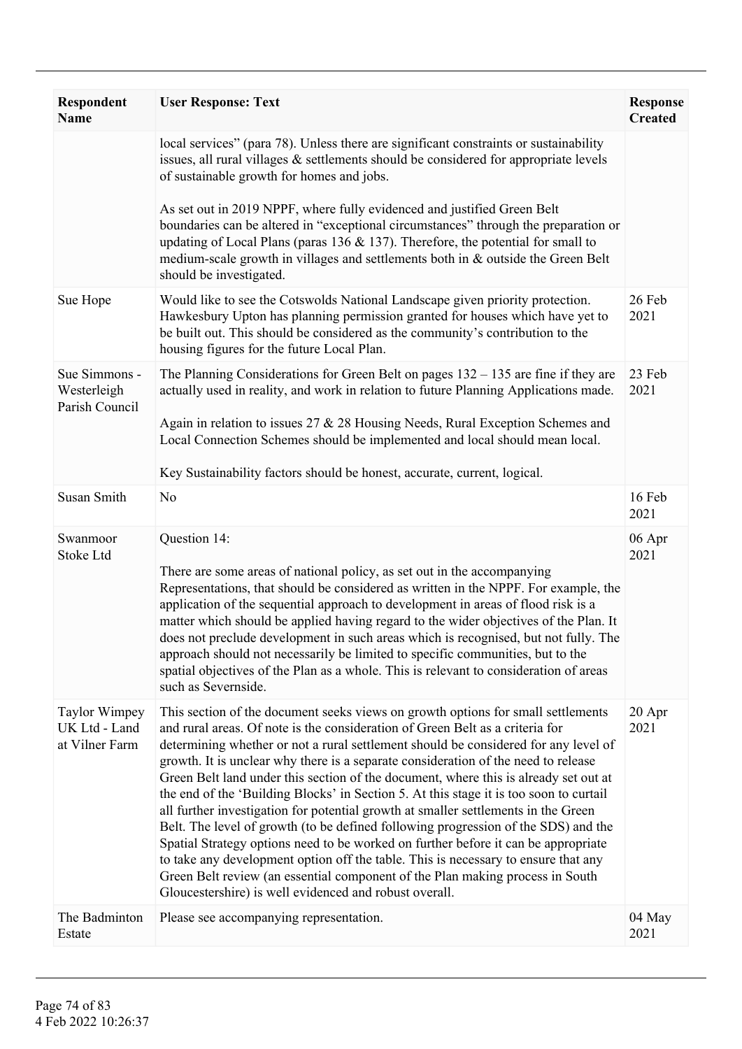| Respondent Name | User Response: Text | Response Created |
|---|---|---|
| | local services" (para 78). Unless there are significant constraints or sustainability issues, all rural villages & settlements should be considered for appropriate levels of sustainable growth for homes and jobs.<br><br>As set out in 2019 NPPF, where fully evidenced and justified Green Belt boundaries can be altered in "exceptional circumstances" through the preparation or updating of Local Plans (paras 136 & 137). Therefore, the potential for small to medium-scale growth in villages and settlements both in & outside the Green Belt should be investigated. | |
| Sue Hope | Would like to see the Cotswolds National Landscape given priority protection. Hawkesbury Upton has planning permission granted for houses which have yet to be built out. This should be considered as the community's contribution to the housing figures for the future Local Plan. | 26 Feb 2021 |
| Sue Simmons - Westerleigh Parish Council | The Planning Considerations for Green Belt on pages 132 – 135 are fine if they are actually used in reality, and work in relation to future Planning Applications made.<br><br>Again in relation to issues 27 & 28 Housing Needs, Rural Exception Schemes and Local Connection Schemes should be implemented and local should mean local.<br><br>Key Sustainability factors should be honest, accurate, current, logical. | 23 Feb 2021 |
| Susan Smith | No | 16 Feb 2021 |
| Swanmoor Stoke Ltd | Question 14:<br><br>There are some areas of national policy, as set out in the accompanying Representations, that should be considered as written in the NPPF. For example, the application of the sequential approach to development in areas of flood risk is a matter which should be applied having regard to the wider objectives of the Plan. It does not preclude development in such areas which is recognised, but not fully. The approach should not necessarily be limited to specific communities, but to the spatial objectives of the Plan as a whole. This is relevant to consideration of areas such as Severnside. | 06 Apr 2021 |
| Taylor Wimpey UK Ltd - Land at Vilner Farm | This section of the document seeks views on growth options for small settlements and rural areas. Of note is the consideration of Green Belt as a criteria for determining whether or not a rural settlement should be considered for any level of growth. It is unclear why there is a separate consideration of the need to release Green Belt land under this section of the document, where this is already set out at the end of the 'Building Blocks' in Section 5. At this stage it is too soon to curtail all further investigation for potential growth at smaller settlements in the Green Belt. The level of growth (to be defined following progression of the SDS) and the Spatial Strategy options need to be worked on further before it can be appropriate to take any development option off the table. This is necessary to ensure that any Green Belt review (an essential component of the Plan making process in South Gloucestershire) is well evidenced and robust overall. | 20 Apr 2021 |
| The Badminton Estate | Please see accompanying representation. | 04 May 2021 |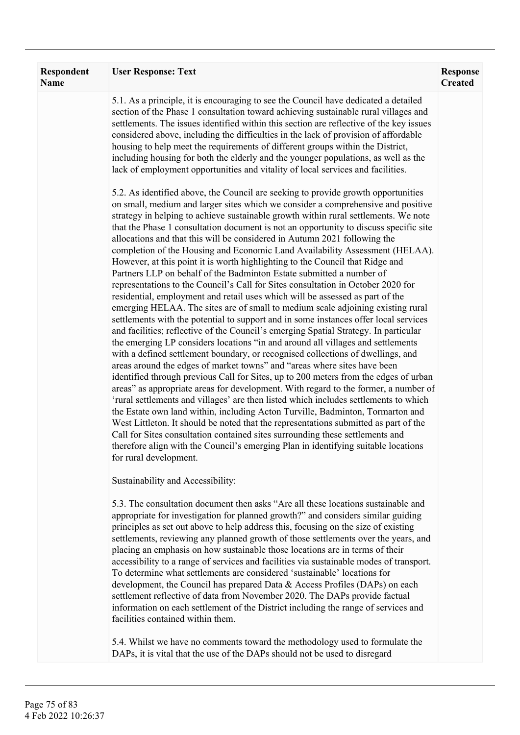| Respondent Name | User Response: Text | Response Created |
|---|---|---|
| | 5.1. As a principle, it is encouraging to see the Council have dedicated a detailed section of the Phase 1 consultation toward achieving sustainable rural villages and settlements. The issues identified within this section are reflective of the key issues considered above, including the difficulties in the lack of provision of affordable housing to help meet the requirements of different groups within the District, including housing for both the elderly and the younger populations, as well as the lack of employment opportunities and vitality of local services and facilities.<br><br>5.2. As identified above, the Council are seeking to provide growth opportunities on small, medium and larger sites which we consider a comprehensive and positive strategy in helping to achieve sustainable growth within rural settlements. We note that the Phase 1 consultation document is not an opportunity to discuss specific site allocations and that this will be considered in Autumn 2021 following the completion of the Housing and Economic Land Availability Assessment (HELAA). However, at this point it is worth highlighting to the Council that Ridge and Partners LLP on behalf of the Badminton Estate submitted a number of representations to the Council's Call for Sites consultation in October 2020 for residential, employment and retail uses which will be assessed as part of the emerging HELAA. The sites are of small to medium scale adjoining existing rural settlements with the potential to support and in some instances offer local services and facilities; reflective of the Council's emerging Spatial Strategy. In particular the emerging LP considers locations "in and around all villages and settlements with a defined settlement boundary, or recognised collections of dwellings, and areas around the edges of market towns" and "areas where sites have been identified through previous Call for Sites, up to 200 meters from the edges of urban areas" as appropriate areas for development. With regard to the former, a number of 'rural settlements and villages' are then listed which includes settlements to which the Estate own land within, including Acton Turville, Badminton, Tormarton and West Littleton. It should be noted that the representations submitted as part of the Call for Sites consultation contained sites surrounding these settlements and therefore align with the Council's emerging Plan in identifying suitable locations for rural development.<br><br>Sustainability and Accessibility:<br><br>5.3. The consultation document then asks "Are all these locations sustainable and appropriate for investigation for planned growth?" and considers similar guiding principles as set out above to help address this, focusing on the size of existing settlements, reviewing any planned growth of those settlements over the years, and placing an emphasis on how sustainable those locations are in terms of their accessibility to a range of services and facilities via sustainable modes of transport. To determine what settlements are considered 'sustainable' locations for development, the Council has prepared Data & Access Profiles (DAPs) on each settlement reflective of data from November 2020. The DAPs provide factual information on each settlement of the District including the range of services and facilities contained within them.<br><br>5.4. Whilst we have no comments toward the methodology used to formulate the DAPs, it is vital that the use of the DAPs should not be used to disregard | |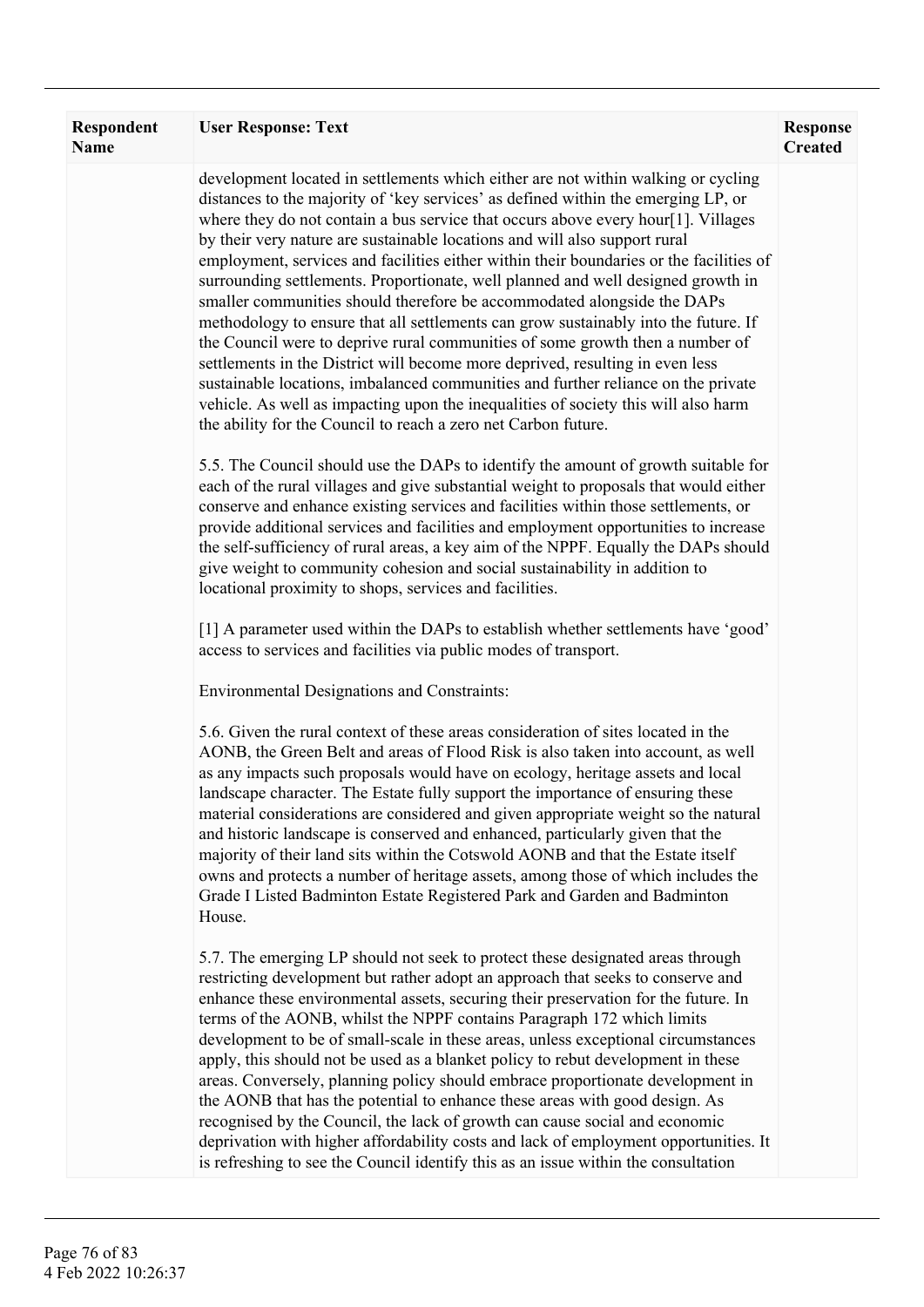| Respondent Name | User Response: Text | Response Created |
|---|---|---|
| | development located in settlements which either are not within walking or cycling distances to the majority of 'key services' as defined within the emerging LP, or where they do not contain a bus service that occurs above every hour[1]. Villages by their very nature are sustainable locations and will also support rural employment, services and facilities either within their boundaries or the facilities of surrounding settlements. Proportionate, well planned and well designed growth in smaller communities should therefore be accommodated alongside the DAPs methodology to ensure that all settlements can grow sustainably into the future. If the Council were to deprive rural communities of some growth then a number of settlements in the District will become more deprived, resulting in even less sustainable locations, imbalanced communities and further reliance on the private vehicle. As well as impacting upon the inequalities of society this will also harm the ability for the Council to reach a zero net Carbon future.<br><br>5.5. The Council should use the DAPs to identify the amount of growth suitable for each of the rural villages and give substantial weight to proposals that would either conserve and enhance existing services and facilities within those settlements, or provide additional services and facilities and employment opportunities to increase the self-sufficiency of rural areas, a key aim of the NPPF. Equally the DAPs should give weight to community cohesion and social sustainability in addition to locational proximity to shops, services and facilities.<br><br>[1] A parameter used within the DAPs to establish whether settlements have 'good' access to services and facilities via public modes of transport.<br><br>Environmental Designations and Constraints:<br><br>5.6. Given the rural context of these areas consideration of sites located in the AONB, the Green Belt and areas of Flood Risk is also taken into account, as well as any impacts such proposals would have on ecology, heritage assets and local landscape character. The Estate fully support the importance of ensuring these material considerations are considered and given appropriate weight so the natural and historic landscape is conserved and enhanced, particularly given that the majority of their land sits within the Cotswold AONB and that the Estate itself owns and protects a number of heritage assets, among those of which includes the Grade I Listed Badminton Estate Registered Park and Garden and Badminton House.<br><br>5.7. The emerging LP should not seek to protect these designated areas through restricting development but rather adopt an approach that seeks to conserve and enhance these environmental assets, securing their preservation for the future. In terms of the AONB, whilst the NPPF contains Paragraph 172 which limits development to be of small-scale in these areas, unless exceptional circumstances apply, this should not be used as a blanket policy to rebut development in these areas. Conversely, planning policy should embrace proportionate development in the AONB that has the potential to enhance these areas with good design. As recognised by the Council, the lack of growth can cause social and economic deprivation with higher affordability costs and lack of employment opportunities. It is refreshing to see the Council identify this as an issue within the consultation | |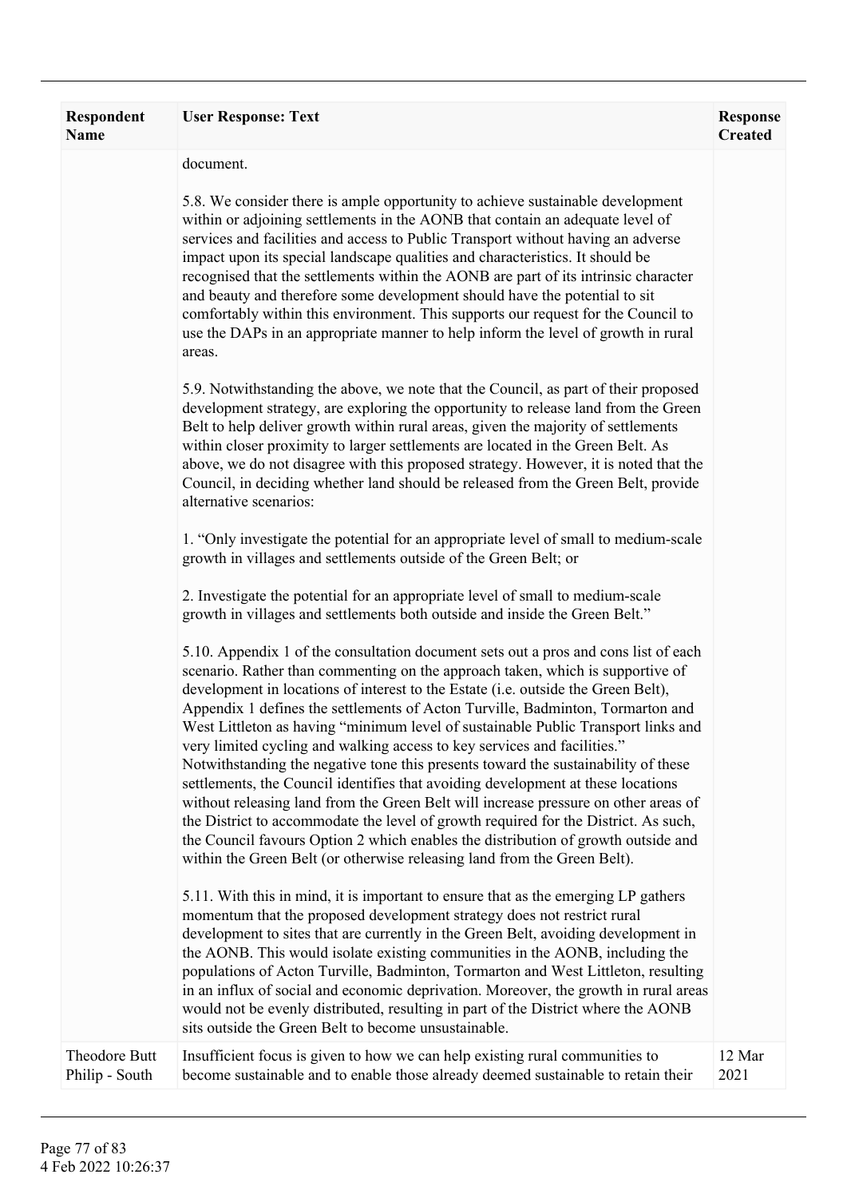| Respondent Name | User Response: Text | Response Created |
|---|---|---|
| | document.<br><br>5.8. We consider there is ample opportunity to achieve sustainable development within or adjoining settlements in the AONB that contain an adequate level of services and facilities and access to Public Transport without having an adverse impact upon its special landscape qualities and characteristics. It should be recognised that the settlements within the AONB are part of its intrinsic character and beauty and therefore some development should have the potential to sit comfortably within this environment. This supports our request for the Council to use the DAPs in an appropriate manner to help inform the level of growth in rural areas.<br><br>5.9. Notwithstanding the above, we note that the Council, as part of their proposed development strategy, are exploring the opportunity to release land from the Green Belt to help deliver growth within rural areas, given the majority of settlements within closer proximity to larger settlements are located in the Green Belt. As above, we do not disagree with this proposed strategy. However, it is noted that the Council, in deciding whether land should be released from the Green Belt, provide alternative scenarios:<br><br>1. "Only investigate the potential for an appropriate level of small to medium-scale growth in villages and settlements outside of the Green Belt; or<br><br>2. Investigate the potential for an appropriate level of small to medium-scale growth in villages and settlements both outside and inside the Green Belt."<br><br>5.10. Appendix 1 of the consultation document sets out a pros and cons list of each scenario. Rather than commenting on the approach taken, which is supportive of development in locations of interest to the Estate (i.e. outside the Green Belt), Appendix 1 defines the settlements of Acton Turville, Badminton, Tormarton and West Littleton as having "minimum level of sustainable Public Transport links and very limited cycling and walking access to key services and facilities." Notwithstanding the negative tone this presents toward the sustainability of these settlements, the Council identifies that avoiding development at these locations without releasing land from the Green Belt will increase pressure on other areas of the District to accommodate the level of growth required for the District. As such, the Council favours Option 2 which enables the distribution of growth outside and within the Green Belt (or otherwise releasing land from the Green Belt).<br><br>5.11. With this in mind, it is important to ensure that as the emerging LP gathers momentum that the proposed development strategy does not restrict rural development to sites that are currently in the Green Belt, avoiding development in the AONB. This would isolate existing communities in the AONB, including the populations of Acton Turville, Badminton, Tormarton and West Littleton, resulting in an influx of social and economic deprivation. Moreover, the growth in rural areas would not be evenly distributed, resulting in part of the District where the AONB sits outside the Green Belt to become unsustainable. | |
| Theodore Butt Philip - South | Insufficient focus is given to how we can help existing rural communities to become sustainable and to enable those already deemed sustainable to retain their | 12 Mar 2021 |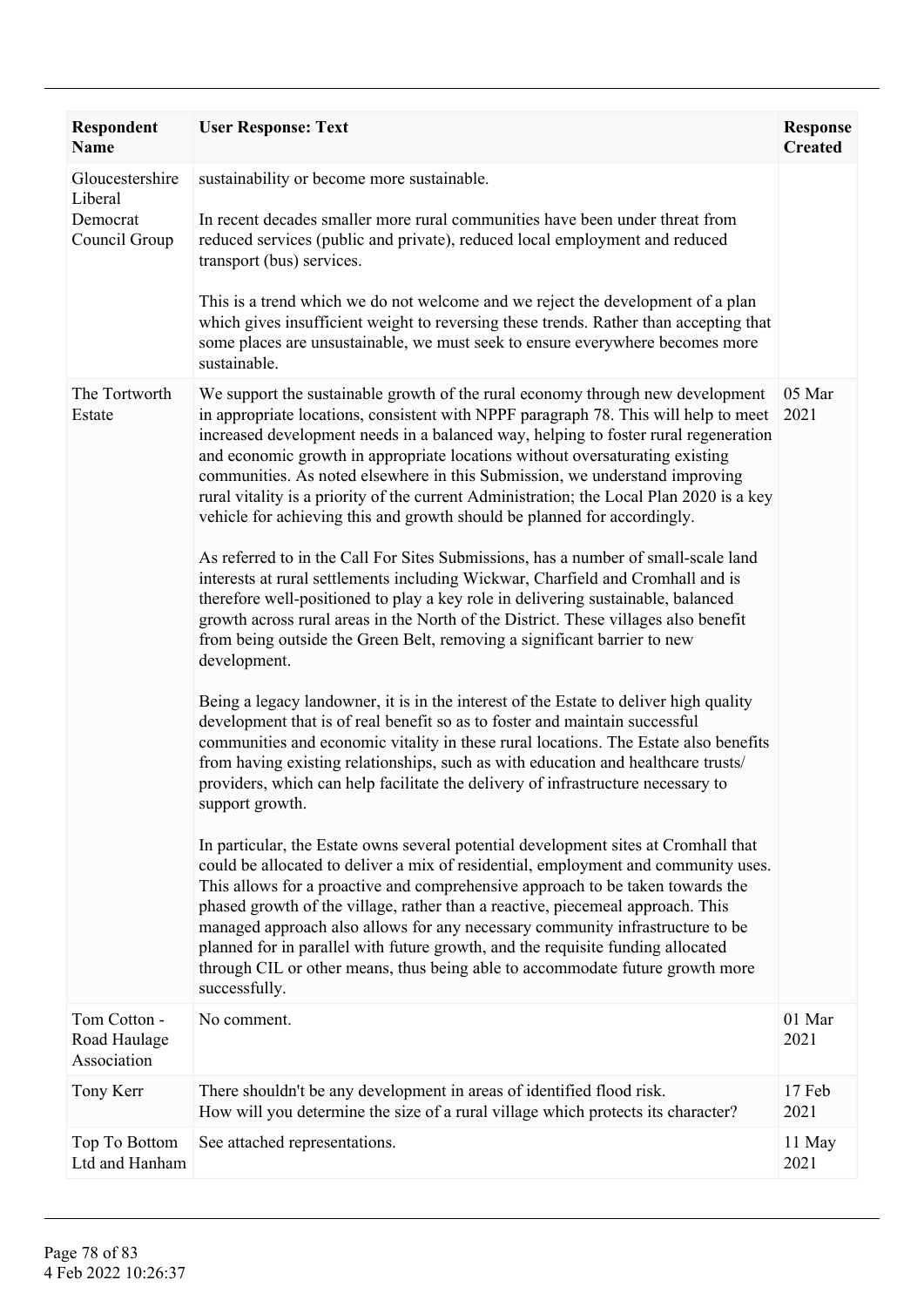| Respondent Name | User Response: Text | Response Created |
| --- | --- | --- |
| Gloucestershire Liberal Democrat Council Group | sustainability or become more sustainable.<br><br>In recent decades smaller more rural communities have been under threat from reduced services (public and private), reduced local employment and reduced transport (bus) services.<br><br>This is a trend which we do not welcome and we reject the development of a plan which gives insufficient weight to reversing these trends. Rather than accepting that some places are unsustainable, we must seek to ensure everywhere becomes more sustainable. | |
| The Tortworth Estate | We support the sustainable growth of the rural economy through new development in appropriate locations, consistent with NPPF paragraph 78. This will help to meet increased development needs in a balanced way, helping to foster rural regeneration and economic growth in appropriate locations without oversaturating existing communities. As noted elsewhere in this Submission, we understand improving rural vitality is a priority of the current Administration; the Local Plan 2020 is a key vehicle for achieving this and growth should be planned for accordingly.<br><br>As referred to in the Call For Sites Submissions, has a number of small-scale land interests at rural settlements including Wickwar, Charfield and Cromhall and is therefore well-positioned to play a key role in delivering sustainable, balanced growth across rural areas in the North of the District. These villages also benefit from being outside the Green Belt, removing a significant barrier to new development.<br><br>Being a legacy landowner, it is in the interest of the Estate to deliver high quality development that is of real benefit so as to foster and maintain successful communities and economic vitality in these rural locations. The Estate also benefits from having existing relationships, such as with education and healthcare trusts/ providers, which can help facilitate the delivery of infrastructure necessary to support growth.<br><br>In particular, the Estate owns several potential development sites at Cromhall that could be allocated to deliver a mix of residential, employment and community uses. This allows for a proactive and comprehensive approach to be taken towards the phased growth of the village, rather than a reactive, piecemeal approach. This managed approach also allows for any necessary community infrastructure to be planned for in parallel with future growth, and the requisite funding allocated through CIL or other means, thus being able to accommodate future growth more successfully. | 05 Mar 2021 |
| Tom Cotton - Road Haulage Association | No comment. | 01 Mar 2021 |
| Tony Kerr | There shouldn't be any development in areas of identified flood risk.<br>How will you determine the size of a rural village which protects its character? | 17 Feb 2021 |
| Top To Bottom Ltd and Hanham | See attached representations. | 11 May 2021 |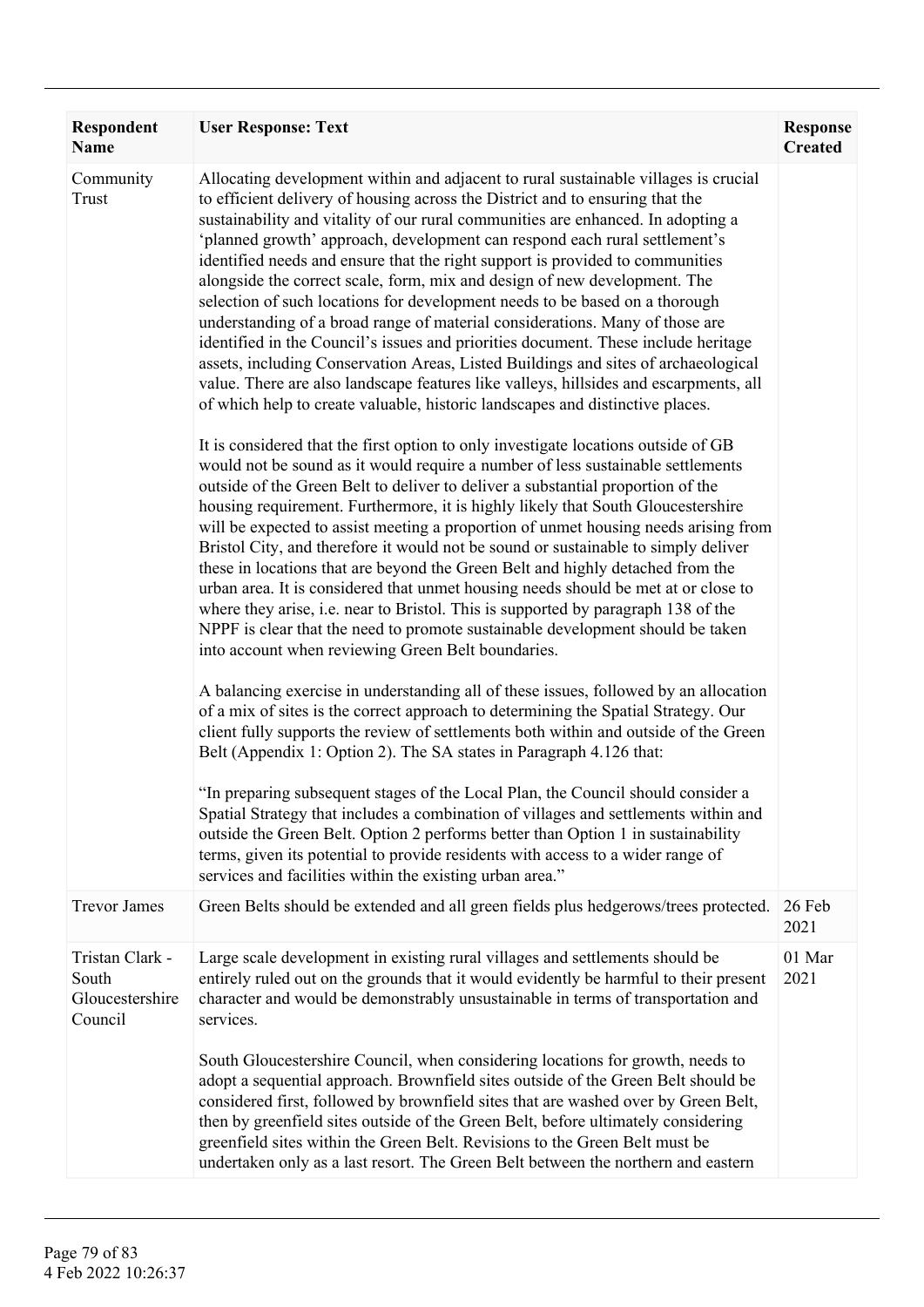| Respondent Name | User Response: Text | Response Created |
| --- | --- | --- |
| Community Trust | Allocating development within and adjacent to rural sustainable villages is crucial to efficient delivery of housing across the District and to ensuring that the sustainability and vitality of our rural communities are enhanced. In adopting a 'planned growth' approach, development can respond each rural settlement's identified needs and ensure that the right support is provided to communities alongside the correct scale, form, mix and design of new development. The selection of such locations for development needs to be based on a thorough understanding of a broad range of material considerations. Many of those are identified in the Council's issues and priorities document. These include heritage assets, including Conservation Areas, Listed Buildings and sites of archaeological value. There are also landscape features like valleys, hillsides and escarpments, all of which help to create valuable, historic landscapes and distinctive places.<br><br>It is considered that the first option to only investigate locations outside of GB would not be sound as it would require a number of less sustainable settlements outside of the Green Belt to deliver to deliver a substantial proportion of the housing requirement. Furthermore, it is highly likely that South Gloucestershire will be expected to assist meeting a proportion of unmet housing needs arising from Bristol City, and therefore it would not be sound or sustainable to simply deliver these in locations that are beyond the Green Belt and highly detached from the urban area. It is considered that unmet housing needs should be met at or close to where they arise, i.e. near to Bristol. This is supported by paragraph 138 of the NPPF is clear that the need to promote sustainable development should be taken into account when reviewing Green Belt boundaries.<br><br>A balancing exercise in understanding all of these issues, followed by an allocation of a mix of sites is the correct approach to determining the Spatial Strategy. Our client fully supports the review of settlements both within and outside of the Green Belt (Appendix 1: Option 2). The SA states in Paragraph 4.126 that:<br><br>"In preparing subsequent stages of the Local Plan, the Council should consider a Spatial Strategy that includes a combination of villages and settlements within and outside the Green Belt. Option 2 performs better than Option 1 in sustainability terms, given its potential to provide residents with access to a wider range of services and facilities within the existing urban area." | |
| Trevor James | Green Belts should be extended and all green fields plus hedgerows/trees protected. | 26 Feb 2021 |
| Tristan Clark - South Gloucestershire Council | Large scale development in existing rural villages and settlements should be entirely ruled out on the grounds that it would evidently be harmful to their present character and would be demonstrably unsustainable in terms of transportation and services.<br><br>South Gloucestershire Council, when considering locations for growth, needs to adopt a sequential approach. Brownfield sites outside of the Green Belt should be considered first, followed by brownfield sites that are washed over by Green Belt, then by greenfield sites outside of the Green Belt, before ultimately considering greenfield sites within the Green Belt. Revisions to the Green Belt must be undertaken only as a last resort. The Green Belt between the northern and eastern | 01 Mar 2021 |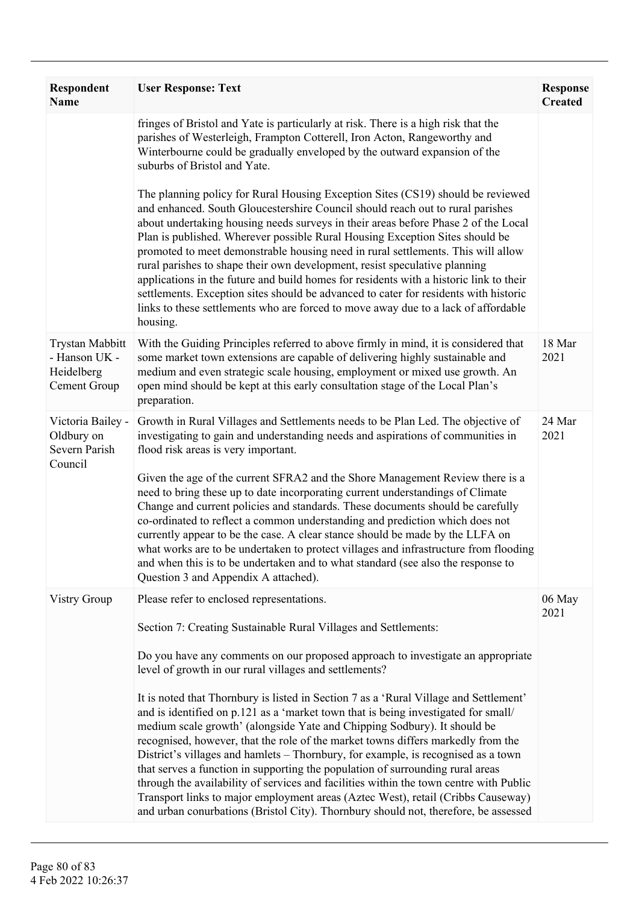| Respondent Name | User Response: Text | Response Created |
| --- | --- | --- |
| | fringes of Bristol and Yate is particularly at risk. There is a high risk that the parishes of Westerleigh, Frampton Cotterell, Iron Acton, Rangeworthy and Winterbourne could be gradually enveloped by the outward expansion of the suburbs of Bristol and Yate.<br><br>The planning policy for Rural Housing Exception Sites (CS19) should be reviewed and enhanced. South Gloucestershire Council should reach out to rural parishes about undertaking housing needs surveys in their areas before Phase 2 of the Local Plan is published. Wherever possible Rural Housing Exception Sites should be promoted to meet demonstrable housing need in rural settlements. This will allow rural parishes to shape their own development, resist speculative planning applications in the future and build homes for residents with a historic link to their settlements. Exception sites should be advanced to cater for residents with historic links to these settlements who are forced to move away due to a lack of affordable housing. | |
| Trystan Mabbitt - Hanson UK - Heidelberg Cement Group | With the Guiding Principles referred to above firmly in mind, it is considered that some market town extensions are capable of delivering highly sustainable and medium and even strategic scale housing, employment or mixed use growth. An open mind should be kept at this early consultation stage of the Local Plan's preparation. | 18 Mar 2021 |
| Victoria Bailey - Oldbury on Severn Parish Council | Growth in Rural Villages and Settlements needs to be Plan Led. The objective of investigating to gain and understanding needs and aspirations of communities in flood risk areas is very important.<br><br>Given the age of the current SFRA2 and the Shore Management Review there is a need to bring these up to date incorporating current understandings of Climate Change and current policies and standards. These documents should be carefully co-ordinated to reflect a common understanding and prediction which does not currently appear to be the case. A clear stance should be made by the LLFA on what works are to be undertaken to protect villages and infrastructure from flooding and when this is to be undertaken and to what standard (see also the response to Question 3 and Appendix A attached). | 24 Mar 2021 |
| Vistry Group | Please refer to enclosed representations.<br><br>Section 7: Creating Sustainable Rural Villages and Settlements:<br><br>Do you have any comments on our proposed approach to investigate an appropriate level of growth in our rural villages and settlements?<br><br>It is noted that Thornbury is listed in Section 7 as a 'Rural Village and Settlement' and is identified on p.121 as a 'market town that is being investigated for small/ medium scale growth' (alongside Yate and Chipping Sodbury). It should be recognised, however, that the role of the market towns differs markedly from the District's villages and hamlets – Thornbury, for example, is recognised as a town that serves a function in supporting the population of surrounding rural areas through the availability of services and facilities within the town centre with Public Transport links to major employment areas (Aztec West), retail (Cribbs Causeway) and urban conurbations (Bristol City). Thornbury should not, therefore, be assessed | 06 May 2021 |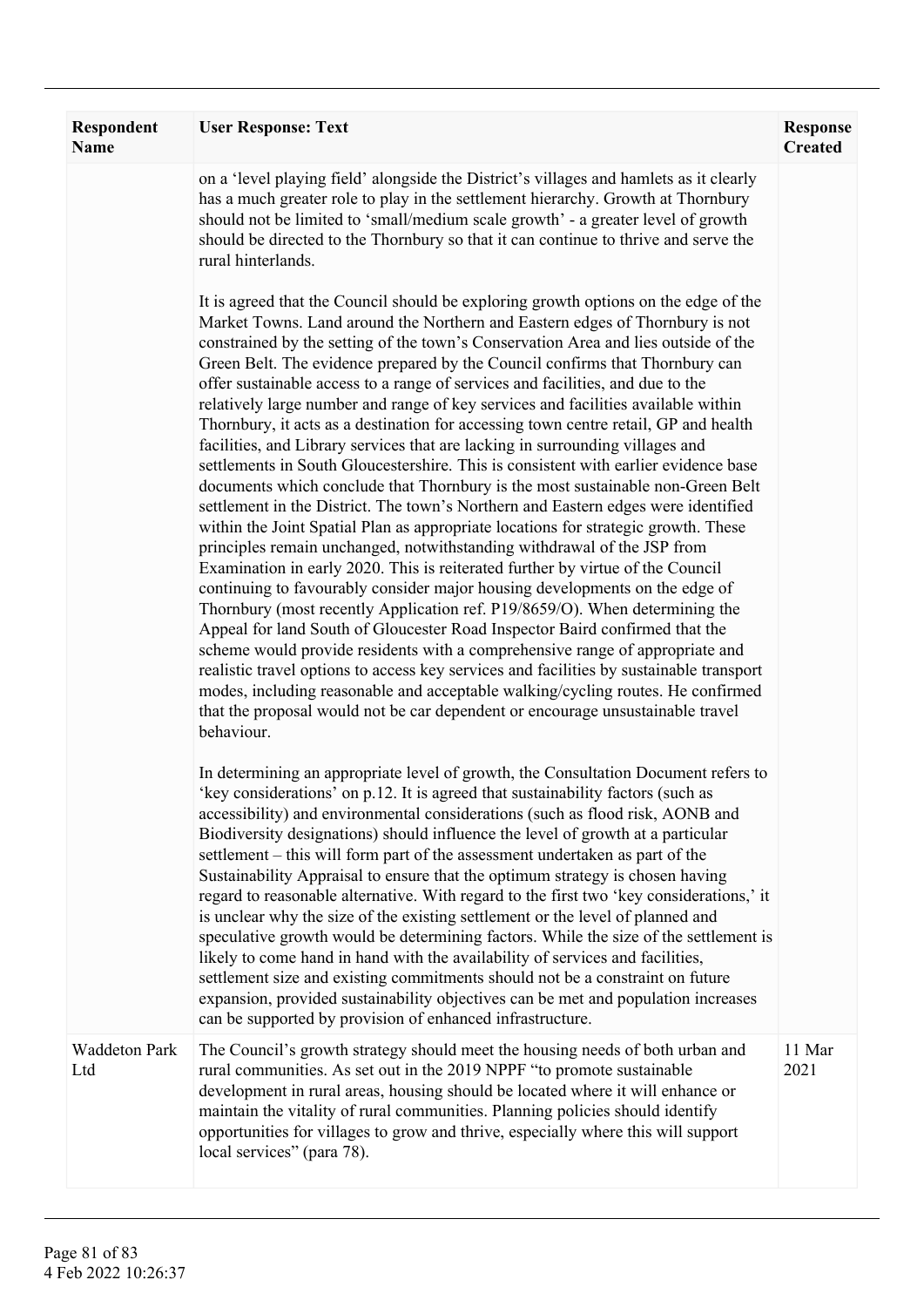| Respondent Name | User Response: Text | Response Created |
|---|---|---|
| | on a 'level playing field' alongside the District's villages and hamlets as it clearly has a much greater role to play in the settlement hierarchy. Growth at Thornbury should not be limited to 'small/medium scale growth' - a greater level of growth should be directed to the Thornbury so that it can continue to thrive and serve the rural hinterlands.<br><br>It is agreed that the Council should be exploring growth options on the edge of the Market Towns. Land around the Northern and Eastern edges of Thornbury is not constrained by the setting of the town's Conservation Area and lies outside of the Green Belt. The evidence prepared by the Council confirms that Thornbury can offer sustainable access to a range of services and facilities, and due to the relatively large number and range of key services and facilities available within Thornbury, it acts as a destination for accessing town centre retail, GP and health facilities, and Library services that are lacking in surrounding villages and settlements in South Gloucestershire. This is consistent with earlier evidence base documents which conclude that Thornbury is the most sustainable non-Green Belt settlement in the District. The town's Northern and Eastern edges were identified within the Joint Spatial Plan as appropriate locations for strategic growth. These principles remain unchanged, notwithstanding withdrawal of the JSP from Examination in early 2020. This is reiterated further by virtue of the Council continuing to favourably consider major housing developments on the edge of Thornbury (most recently Application ref. P19/8659/O). When determining the Appeal for land South of Gloucester Road Inspector Baird confirmed that the scheme would provide residents with a comprehensive range of appropriate and realistic travel options to access key services and facilities by sustainable transport modes, including reasonable and acceptable walking/cycling routes. He confirmed that the proposal would not be car dependent or encourage unsustainable travel behaviour.<br><br>In determining an appropriate level of growth, the Consultation Document refers to 'key considerations' on p.12. It is agreed that sustainability factors (such as accessibility) and environmental considerations (such as flood risk, AONB and Biodiversity designations) should influence the level of growth at a particular settlement – this will form part of the assessment undertaken as part of the Sustainability Appraisal to ensure that the optimum strategy is chosen having regard to reasonable alternative. With regard to the first two 'key considerations,' it is unclear why the size of the existing settlement or the level of planned and speculative growth would be determining factors. While the size of the settlement is likely to come hand in hand with the availability of services and facilities, settlement size and existing commitments should not be a constraint on future expansion, provided sustainability objectives can be met and population increases can be supported by provision of enhanced infrastructure. | |
| Waddeton Park Ltd | The Council's growth strategy should meet the housing needs of both urban and rural communities. As set out in the 2019 NPPF "to promote sustainable development in rural areas, housing should be located where it will enhance or maintain the vitality of rural communities. Planning policies should identify opportunities for villages to grow and thrive, especially where this will support local services" (para 78). | 11 Mar 2021 |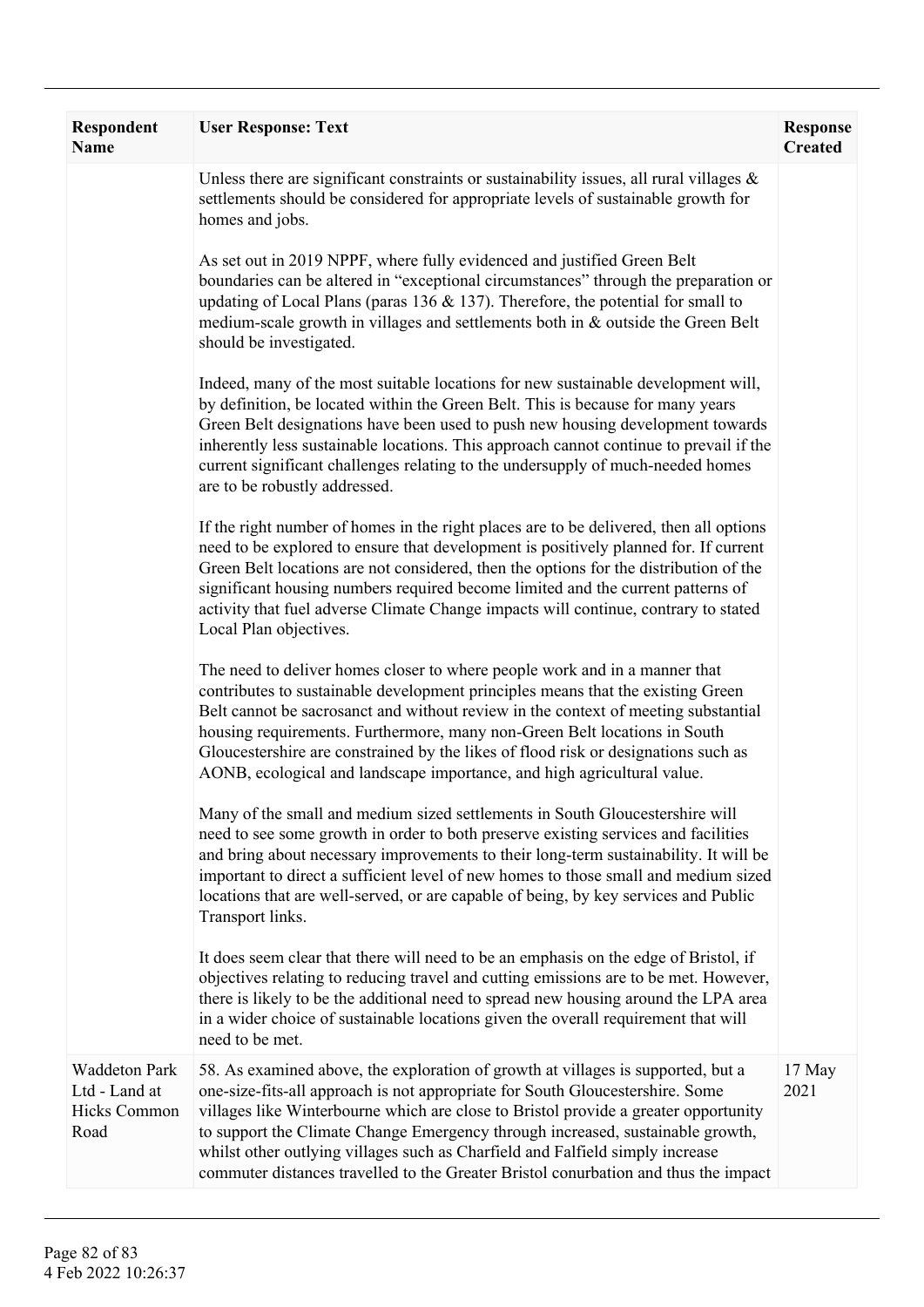| Respondent Name | User Response: Text | Response Created |
|---|---|---|
| | Unless there are significant constraints or sustainability issues, all rural villages & settlements should be considered for appropriate levels of sustainable growth for homes and jobs.<br><br>As set out in 2019 NPPF, where fully evidenced and justified Green Belt boundaries can be altered in "exceptional circumstances" through the preparation or updating of Local Plans (paras 136 & 137). Therefore, the potential for small to medium-scale growth in villages and settlements both in & outside the Green Belt should be investigated.<br><br>Indeed, many of the most suitable locations for new sustainable development will, by definition, be located within the Green Belt. This is because for many years Green Belt designations have been used to push new housing development towards inherently less sustainable locations. This approach cannot continue to prevail if the current significant challenges relating to the undersupply of much-needed homes are to be robustly addressed.<br><br>If the right number of homes in the right places are to be delivered, then all options need to be explored to ensure that development is positively planned for. If current Green Belt locations are not considered, then the options for the distribution of the significant housing numbers required become limited and the current patterns of activity that fuel adverse Climate Change impacts will continue, contrary to stated Local Plan objectives.<br><br>The need to deliver homes closer to where people work and in a manner that contributes to sustainable development principles means that the existing Green Belt cannot be sacrosanct and without review in the context of meeting substantial housing requirements. Furthermore, many non-Green Belt locations in South Gloucestershire are constrained by the likes of flood risk or designations such as AONB, ecological and landscape importance, and high agricultural value.<br><br>Many of the small and medium sized settlements in South Gloucestershire will need to see some growth in order to both preserve existing services and facilities and bring about necessary improvements to their long-term sustainability. It will be important to direct a sufficient level of new homes to those small and medium sized locations that are well-served, or are capable of being, by key services and Public Transport links.<br><br>It does seem clear that there will need to be an emphasis on the edge of Bristol, if objectives relating to reducing travel and cutting emissions are to be met. However, there is likely to be the additional need to spread new housing around the LPA area in a wider choice of sustainable locations given the overall requirement that will need to be met. | |
| Waddeton Park Ltd - Land at Hicks Common Road | 58. As examined above, the exploration of growth at villages is supported, but a one-size-fits-all approach is not appropriate for South Gloucestershire. Some villages like Winterbourne which are close to Bristol provide a greater opportunity to support the Climate Change Emergency through increased, sustainable growth, whilst other outlying villages such as Charfield and Falfield simply increase commuter distances travelled to the Greater Bristol conurbation and thus the impact | 17 May 2021 |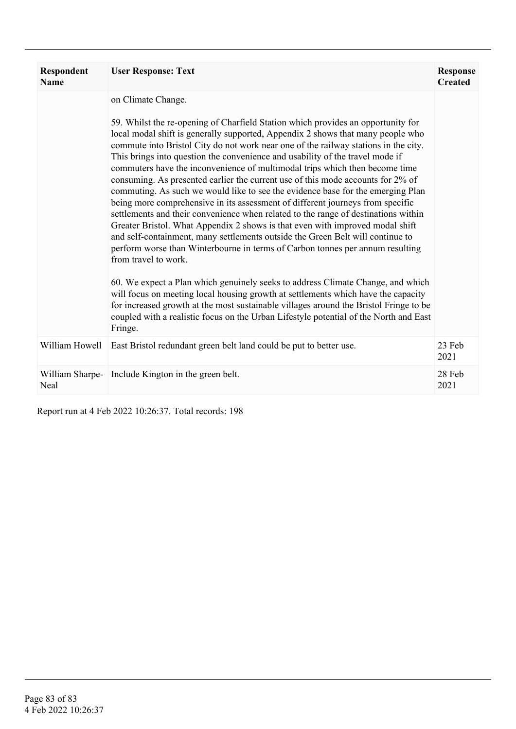| Respondent Name | User Response: Text | Response Created |
|---|---|---|
| | on Climate Change.<br><br>59. Whilst the re-opening of Charfield Station which provides an opportunity for local modal shift is generally supported, Appendix 2 shows that many people who commute into Bristol City do not work near one of the railway stations in the city. This brings into question the convenience and usability of the travel mode if commuters have the inconvenience of multimodal trips which then become time consuming. As presented earlier the current use of this mode accounts for 2% of commuting. As such we would like to see the evidence base for the emerging Plan being more comprehensive in its assessment of different journeys from specific settlements and their convenience when related to the range of destinations within Greater Bristol. What Appendix 2 shows is that even with improved modal shift and self-containment, many settlements outside the Green Belt will continue to perform worse than Winterbourne in terms of Carbon tonnes per annum resulting from travel to work.<br><br>60. We expect a Plan which genuinely seeks to address Climate Change, and which will focus on meeting local housing growth at settlements which have the capacity for increased growth at the most sustainable villages around the Bristol Fringe to be coupled with a realistic focus on the Urban Lifestyle potential of the North and East Fringe. | |
| William Howell | East Bristol redundant green belt land could be put to better use. | 23 Feb 2021 |
| William Sharpe-Neal | Include Kington in the green belt. | 28 Feb 2021 |

Report run at 4 Feb 2022 10:26:37. Total records: 198